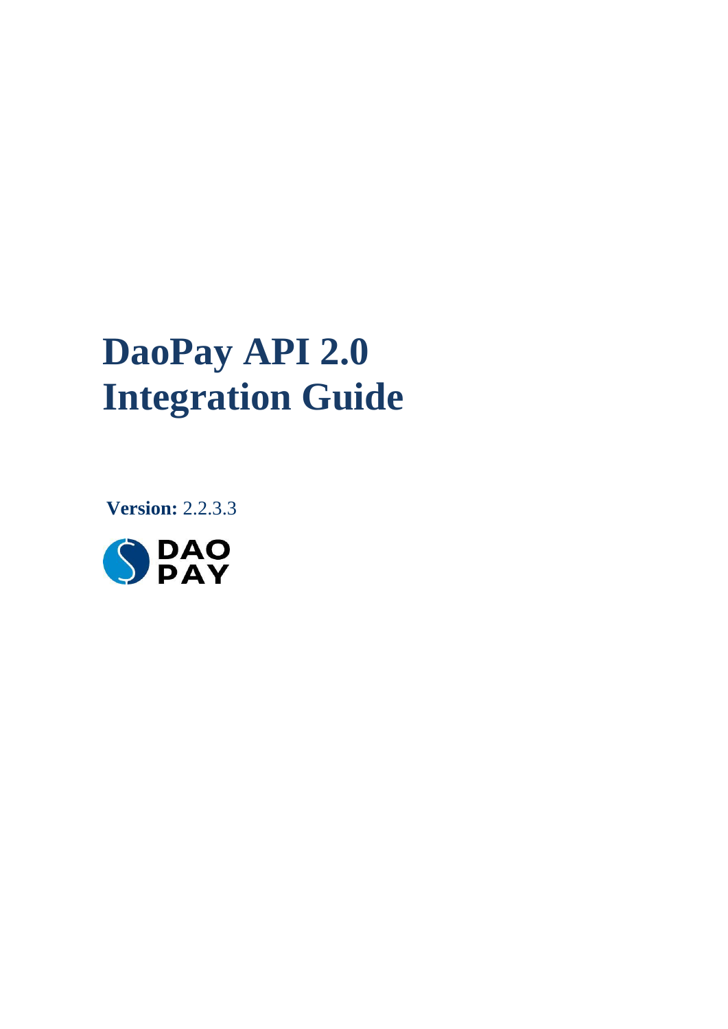# DaoPay API 2.0 Integration Guide

**Version:** 2.2.3.3

DAO PAY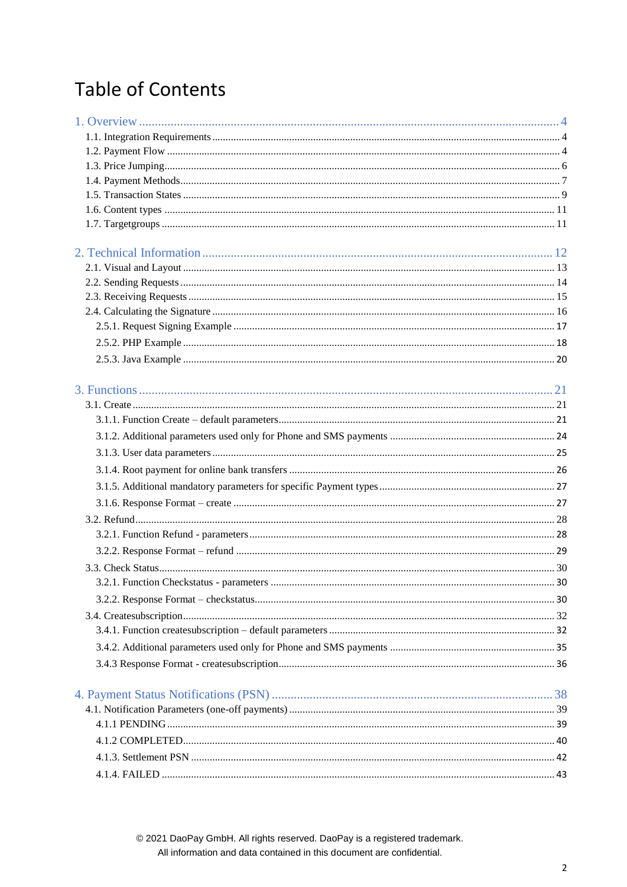# Table of Contents

1. Overview ............................................................ 4
  - 1.1. Integration Requirements ............................................................ 4
  - 1.2. Payment Flow ............................................................ 4
  - 1.3. Price Jumping ............................................................ 6
  - 1.4. Payment Methods ............................................................ 7
  - 1.5. Transaction States ............................................................ 9
  - 1.6. Content types ............................................................ 11
  - 1.7. Targetgroups ............................................................ 11

2. Technical Information ............................................................ 12
  - 2.1. Visual and Layout ............................................................ 13
  - 2.2. Sending Requests ............................................................ 14
  - 2.3. Receiving Requests ............................................................ 15
  - 2.4. Calculating the Signature ............................................................ 16
    - 2.5.1. Request Signing Example ............................................................ 17
    - 2.5.2. PHP Example ............................................................ 18
    - 2.5.3. Java Example ............................................................ 20

3. Functions ............................................................ 21
  - 3.1. Create ............................................................ 21
    - 3.1.1. Function Create – default parameters ............................................................ 21
    - 3.1.2. Additional parameters used only for Phone and SMS payments ............................................................ 24
    - 3.1.3. User data parameters ............................................................ 25
    - 3.1.4. Root payment for online bank transfers ............................................................ 26
    - 3.1.5. Additional mandatory parameters for specific Payment types ............................................................ 27
    - 3.1.6. Response Format – create ............................................................ 27
  - 3.2. Refund ............................................................ 28
    - 3.2.1. Function Refund - parameters ............................................................ 28
    - 3.2.2. Response Format – refund ............................................................ 29
  - 3.3. Check Status ............................................................ 30
    - 3.2.1. Function Checkstatus - parameters ............................................................ 30
    - 3.2.2. Response Format – checkstatus ............................................................ 30
  - 3.4. Createsubscription ............................................................ 32
    - 3.4.1. Function createsubscription – default parameters ............................................................ 32
    - 3.4.2. Additional parameters used only for Phone and SMS payments ............................................................ 35
    - 3.4.3 Response Format - createsubscription ............................................................ 36

4. Payment Status Notifications (PSN) ............................................................ 38
  - 4.1. Notification Parameters (one-off payments) ............................................................ 39
    - 4.1.1 PENDING ............................................................ 39
    - 4.1.2 COMPLETED ............................................................ 40
    - 4.1.3. Settlement PSN ............................................................ 42
    - 4.1.4. FAILED ............................................................ 43

© 2021 DaoPay GmbH. All rights reserved. DaoPay is a registered trademark.
All information and data contained in this document are confidential.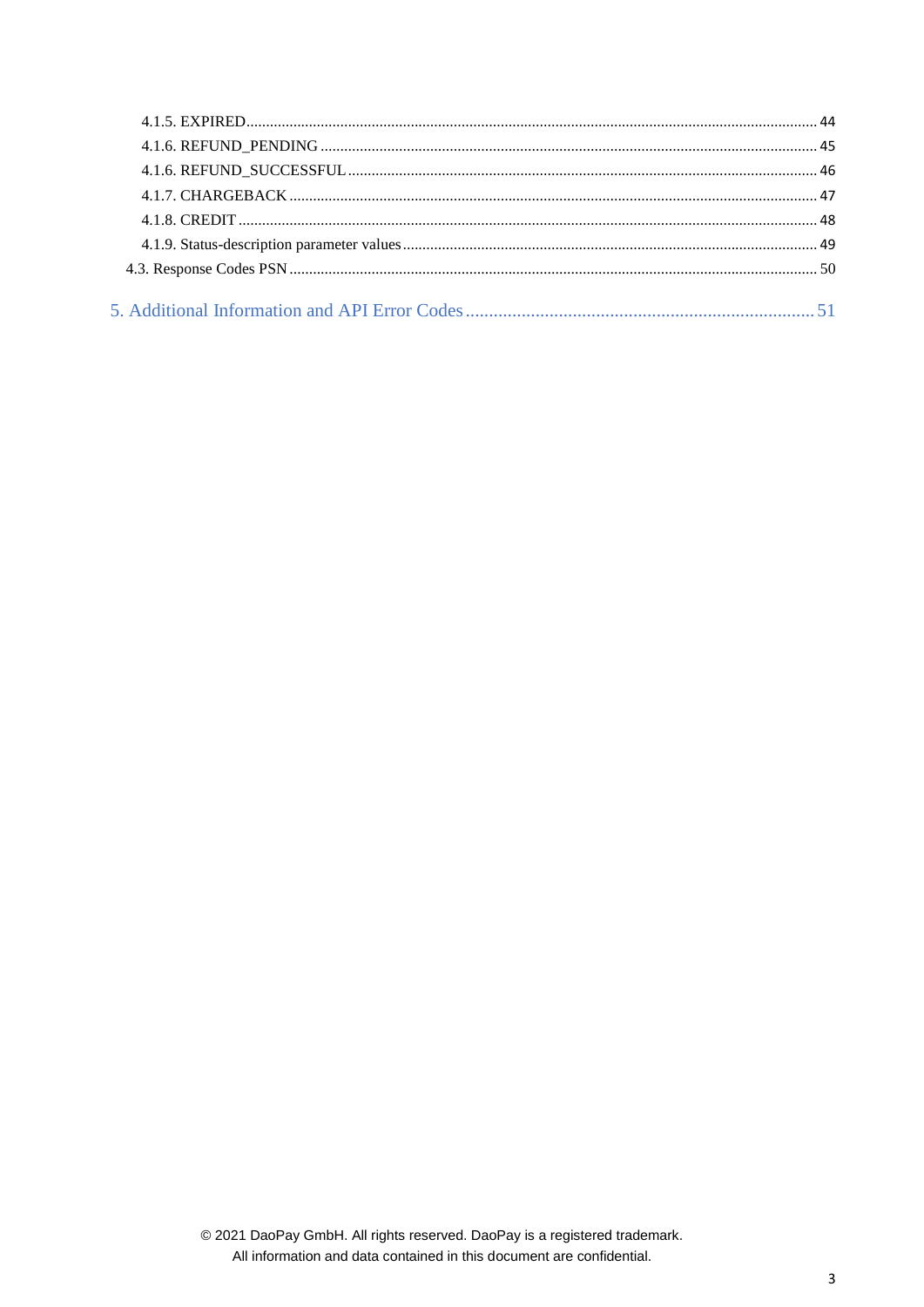4.1.5. EXPIRED ........................................................................................................ 44

4.1.6. REFUND_PENDING ................................................................................................ 45

4.1.6. REFUND_SUCCESSFUL ........................................................................................... 46

4.1.7. CHARGEBACK ........................................................................................................ 47

4.1.8. CREDIT ................................................................................................................ 48

4.1.9. Status-description parameter values ........................................................................ 49

4.3. Response Codes PSN ................................................................................................ 50

5. Additional Information and API Error Codes ................................................................ 51

© 2021 DaoPay GmbH. All rights reserved. DaoPay is a registered trademark.
All information and data contained in this document are confidential.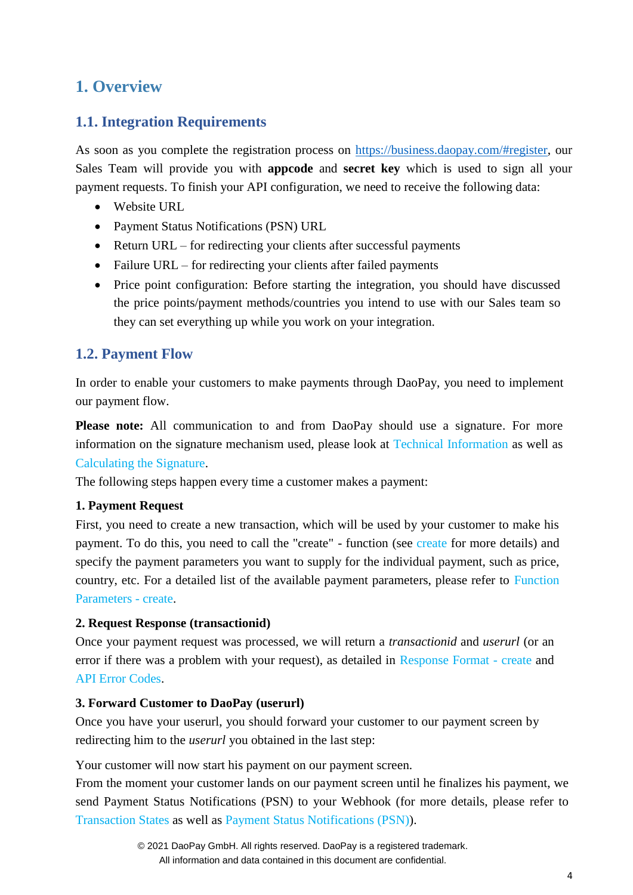# 1. Overview

## 1.1. Integration Requirements

As soon as you complete the registration process on https://business.daopay.com/#register, our Sales Team will provide you with **appcode** and **secret key** which is used to sign all your payment requests. To finish your API configuration, we need to receive the following data:

- Website URL
- Payment Status Notifications (PSN) URL
- Return URL – for redirecting your clients after successful payments
- Failure URL – for redirecting your clients after failed payments
- Price point configuration: Before starting the integration, you should have discussed the price points/payment methods/countries you intend to use with our Sales team so they can set everything up while you work on your integration.

## 1.2. Payment Flow

In order to enable your customers to make payments through DaoPay, you need to implement our payment flow.

**Please note:** All communication to and from DaoPay should use a signature. For more information on the signature mechanism used, please look at Technical Information as well as Calculating the Signature.

The following steps happen every time a customer makes a payment:

**1. Payment Request**

First, you need to create a new transaction, which will be used by your customer to make his payment. To do this, you need to call the "create" - function (see create for more details) and specify the payment parameters you want to supply for the individual payment, such as price, country, etc. For a detailed list of the available payment parameters, please refer to Function Parameters - create.

**2. Request Response (transactionid)**

Once your payment request was processed, we will return a *transactionid* and *userurl* (or an error if there was a problem with your request), as detailed in Response Format - create and API Error Codes.

**3. Forward Customer to DaoPay (userurl)**

Once you have your userurl, you should forward your customer to our payment screen by redirecting him to the *userurl* you obtained in the last step:

Your customer will now start his payment on our payment screen.
From the moment your customer lands on our payment screen until he finalizes his payment, we send Payment Status Notifications (PSN) to your Webhook (for more details, please refer to Transaction States as well as Payment Status Notifications (PSN)).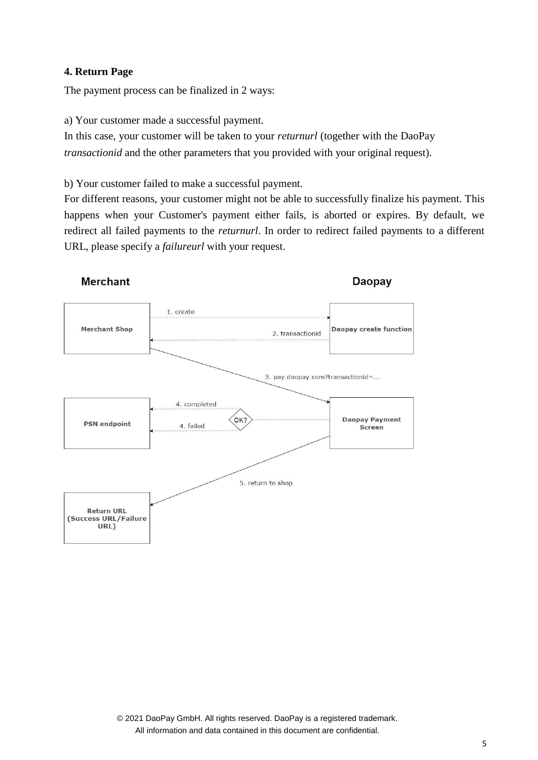**4. Return Page**

The payment process can be finalized in 2 ways:

a) Your customer made a successful payment.
In this case, your customer will be taken to your *returnurl* (together with the DaoPay *transactionid* and the other parameters that you provided with your original request).

b) Your customer failed to make a successful payment.
For different reasons, your customer might not be able to successfully finalize his payment. This happens when your Customer's payment either fails, is aborted or expires. By default, we redirect all failed payments to the *returnurl*. In order to redirect failed payments to a different URL, please specify a *failureurl* with your request.

**Merchant** **Daopay**

Merchant Shop — 1. create → Daopay create function
Daopay create function — 2. transactionid → Merchant Shop
Merchant Shop — 3. pay.daopay.com?transactionid=... → Daopay Payment Screen
Daopay Payment Screen — OK? — 4. completed / 4. failed → PSN endpoint
Daopay Payment Screen — 5. return to shop → Return URL (Success URL/Failure URL)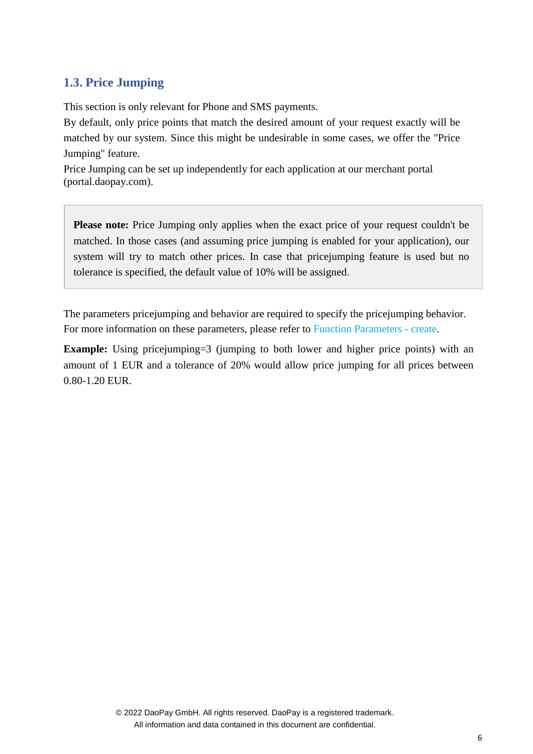## 1.3. Price Jumping

This section is only relevant for Phone and SMS payments.
By default, only price points that match the desired amount of your request exactly will be matched by our system. Since this might be undesirable in some cases, we offer the "Price Jumping" feature.
Price Jumping can be set up independently for each application at our merchant portal (portal.daopay.com).

> **Please note:** Price Jumping only applies when the exact price of your request couldn't be matched. In those cases (and assuming price jumping is enabled for your application), our system will try to match other prices. In case that pricejumping feature is used but no tolerance is specified, the default value of 10% will be assigned.

The parameters pricejumping and behavior are required to specify the pricejumping behavior. For more information on these parameters, please refer to Function Parameters - create.

**Example:** Using pricejumping=3 (jumping to both lower and higher price points) with an amount of 1 EUR and a tolerance of 20% would allow price jumping for all prices between 0.80-1.20 EUR.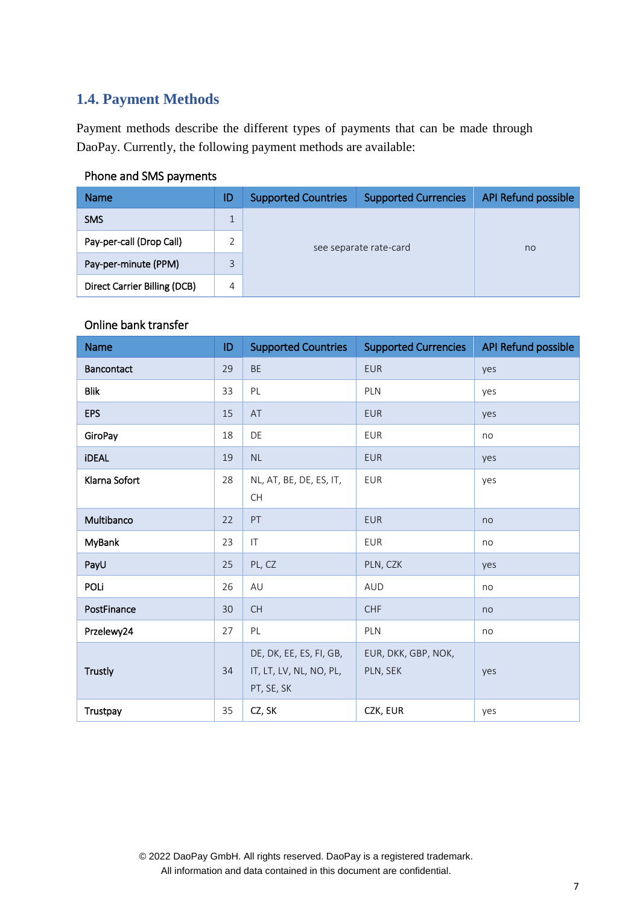## 1.4. Payment Methods

Payment methods describe the different types of payments that can be made through DaoPay. Currently, the following payment methods are available:

Phone and SMS payments

| Name | ID | Supported Countries | Supported Currencies | API Refund possible |
|---|---|---|---|---|
| SMS | 1 | see separate rate-card | | no |
| Pay-per-call (Drop Call) | 2 | | | |
| Pay-per-minute (PPM) | 3 | | | |
| Direct Carrier Billing (DCB) | 4 | | | |

Online bank transfer

| Name | ID | Supported Countries | Supported Currencies | API Refund possible |
|---|---|---|---|---|
| Bancontact | 29 | BE | EUR | yes |
| Blik | 33 | PL | PLN | yes |
| EPS | 15 | AT | EUR | yes |
| GiroPay | 18 | DE | EUR | no |
| iDEAL | 19 | NL | EUR | yes |
| Klarna Sofort | 28 | NL, AT, BE, DE, ES, IT, CH | EUR | yes |
| Multibanco | 22 | PT | EUR | no |
| MyBank | 23 | IT | EUR | no |
| PayU | 25 | PL, CZ | PLN, CZK | yes |
| POLi | 26 | AU | AUD | no |
| PostFinance | 30 | CH | CHF | no |
| Przelewy24 | 27 | PL | PLN | no |
| Trustly | 34 | DE, DK, EE, ES, FI, GB, IT, LT, LV, NL, NO, PL, PT, SE, SK | EUR, DKK, GBP, NOK, PLN, SEK | yes |
| Trustpay | 35 | CZ, SK | CZK, EUR | yes |

© 2022 DaoPay GmbH. All rights reserved. DaoPay is a registered trademark.
All information and data contained in this document are confidential.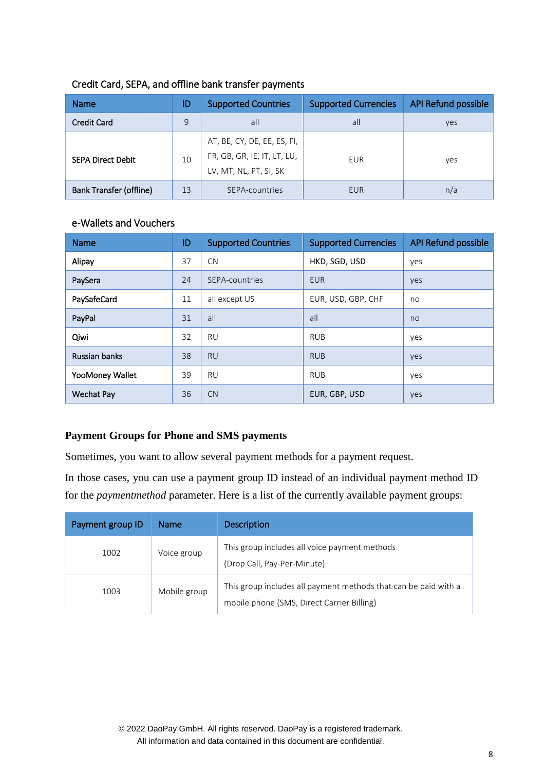### Credit Card, SEPA, and offline bank transfer payments

| Name | ID | Supported Countries | Supported Currencies | API Refund possible |
|---|---|---|---|---|
| Credit Card | 9 | all | all | yes |
| SEPA Direct Debit | 10 | AT, BE, CY, DE, EE, ES, FI, FR, GB, GR, IE, IT, LT, LU, LV, MT, NL, PT, SI, SK | EUR | yes |
| Bank Transfer (offline) | 13 | SEPA-countries | EUR | n/a |

### e-Wallets and Vouchers

| Name | ID | Supported Countries | Supported Currencies | API Refund possible |
|---|---|---|---|---|
| Alipay | 37 | CN | HKD, SGD, USD | yes |
| PaySera | 24 | SEPA-countries | EUR | yes |
| PaySafeCard | 11 | all except US | EUR, USD, GBP, CHF | no |
| PayPal | 31 | all | all | no |
| Qiwi | 32 | RU | RUB | yes |
| Russian banks | 38 | RU | RUB | yes |
| YooMoney Wallet | 39 | RU | RUB | yes |
| Wechat Pay | 36 | CN | EUR, GBP, USD | yes |

## Payment Groups for Phone and SMS payments

Sometimes, you want to allow several payment methods for a payment request.

In those cases, you can use a payment group ID instead of an individual payment method ID for the *paymentmethod* parameter. Here is a list of the currently available payment groups:

| Payment group ID | Name | Description |
|---|---|---|
| 1002 | Voice group | This group includes all voice payment methods (Drop Call, Pay-Per-Minute) |
| 1003 | Mobile group | This group includes all payment methods that can be paid with a mobile phone (SMS, Direct Carrier Billing) |

© 2022 DaoPay GmbH. All rights reserved. DaoPay is a registered trademark.
All information and data contained in this document are confidential.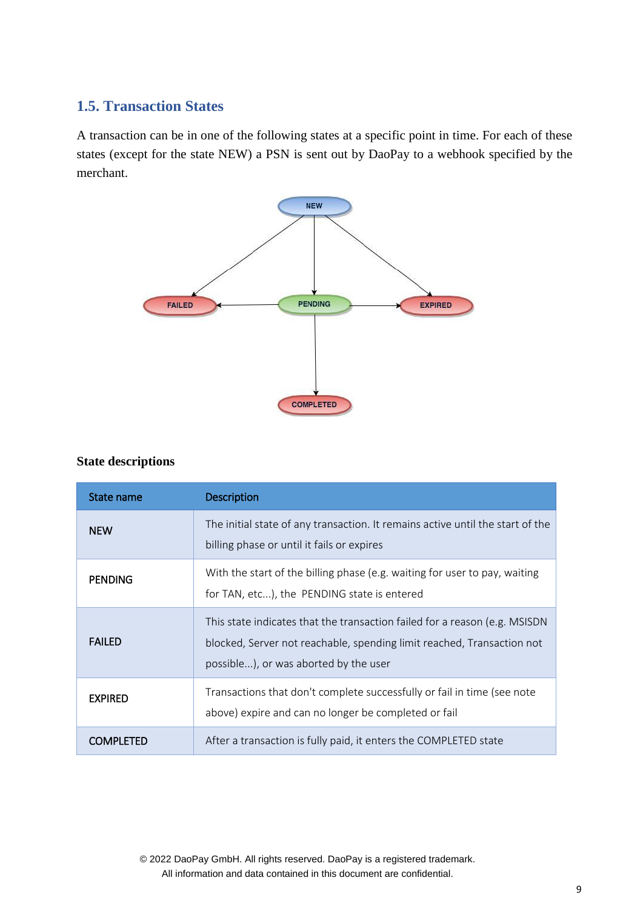## 1.5. Transaction States

A transaction can be in one of the following states at a specific point in time. For each of these states (except for the state NEW) a PSN is sent out by DaoPay to a webhook specified by the merchant.

NEW

FAILED PENDING EXPIRED

COMPLETED

### State descriptions

| State name | Description |
|---|---|
| NEW | The initial state of any transaction. It remains active until the start of the billing phase or until it fails or expires |
| PENDING | With the start of the billing phase (e.g. waiting for user to pay, waiting for TAN, etc...), the PENDING state is entered |
| FAILED | This state indicates that the transaction failed for a reason (e.g. MSISDN blocked, Server not reachable, spending limit reached, Transaction not possible...), or was aborted by the user |
| EXPIRED | Transactions that don't complete successfully or fail in time (see note above) expire and can no longer be completed or fail |
| COMPLETED | After a transaction is fully paid, it enters the COMPLETED state |

© 2022 DaoPay GmbH. All rights reserved. DaoPay is a registered trademark.
All information and data contained in this document are confidential.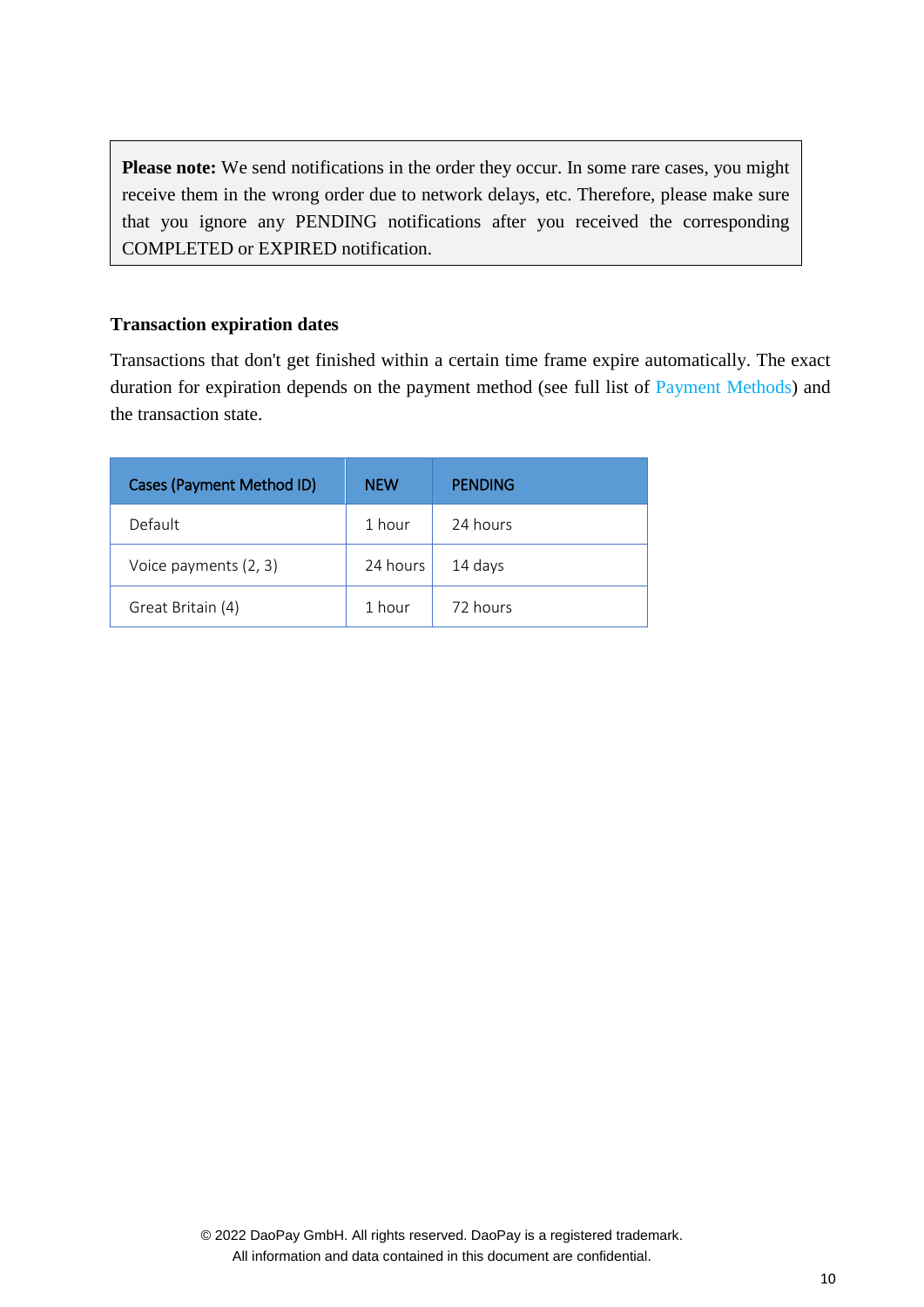> **Please note:** We send notifications in the order they occur. In some rare cases, you might receive them in the wrong order due to network delays, etc. Therefore, please make sure that you ignore any PENDING notifications after you received the corresponding COMPLETED or EXPIRED notification.

### Transaction expiration dates

Transactions that don't get finished within a certain time frame expire automatically. The exact duration for expiration depends on the payment method (see full list of Payment Methods) and the transaction state.

| Cases (Payment Method ID) | NEW | PENDING |
|---|---|---|
| Default | 1 hour | 24 hours |
| Voice payments (2, 3) | 24 hours | 14 days |
| Great Britain (4) | 1 hour | 72 hours |

© 2022 DaoPay GmbH. All rights reserved. DaoPay is a registered trademark.
All information and data contained in this document are confidential.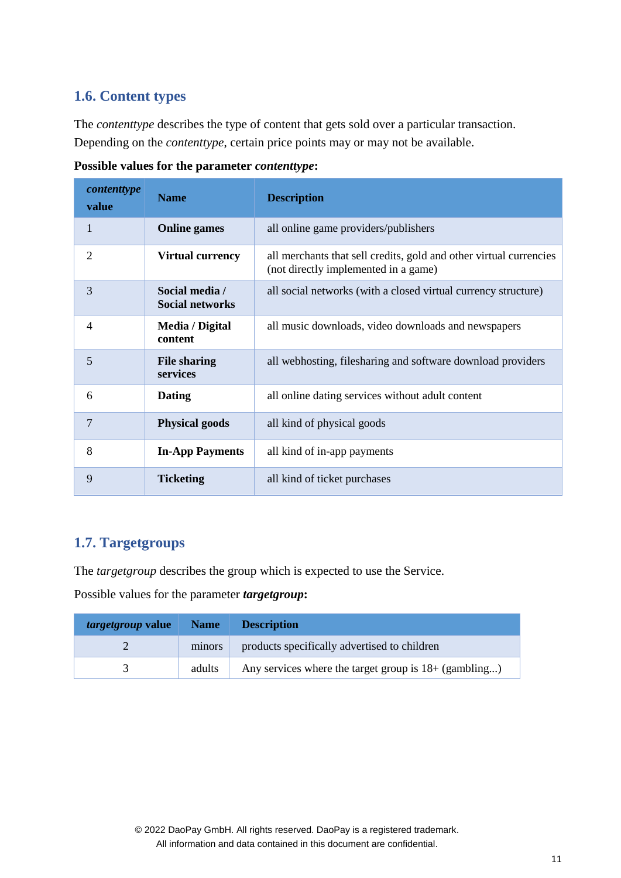## 1.6. Content types

The *contenttype* describes the type of content that gets sold over a particular transaction. Depending on the *contenttype*, certain price points may or may not be available.

**Possible values for the parameter *contenttype*:**

| ***contenttype* value** | **Name** | **Description** |
|---|---|---|
| 1 | **Online games** | all online game providers/publishers |
| 2 | **Virtual currency** | all merchants that sell credits, gold and other virtual currencies (not directly implemented in a game) |
| 3 | **Social media / Social networks** | all social networks (with a closed virtual currency structure) |
| 4 | **Media / Digital content** | all music downloads, video downloads and newspapers |
| 5 | **File sharing services** | all webhosting, filesharing and software download providers |
| 6 | **Dating** | all online dating services without adult content |
| 7 | **Physical goods** | all kind of physical goods |
| 8 | **In-App Payments** | all kind of in-app payments |
| 9 | **Ticketing** | all kind of ticket purchases |

## 1.7. Targetgroups

The *targetgroup* describes the group which is expected to use the Service.

Possible values for the parameter ***targetgroup*:**

| ***targetgroup* value** | **Name** | **Description** |
|---|---|---|
| 2 | minors | products specifically advertised to children |
| 3 | adults | Any services where the target group is 18+ (gambling...) |

© 2022 DaoPay GmbH. All rights reserved. DaoPay is a registered trademark.
All information and data contained in this document are confidential.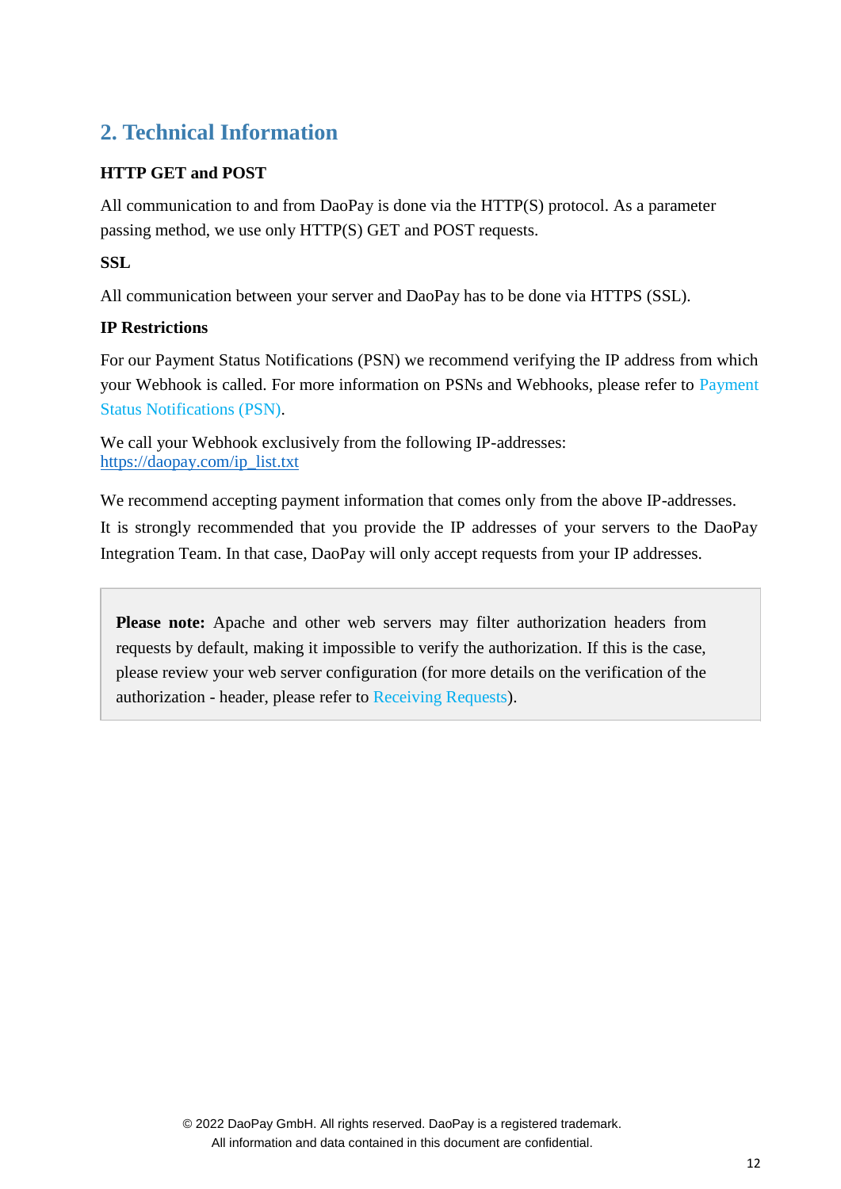## 2. Technical Information

**HTTP GET and POST**

All communication to and from DaoPay is done via the HTTP(S) protocol. As a parameter passing method, we use only HTTP(S) GET and POST requests.

**SSL**

All communication between your server and DaoPay has to be done via HTTPS (SSL).

**IP Restrictions**

For our Payment Status Notifications (PSN) we recommend verifying the IP address from which your Webhook is called. For more information on PSNs and Webhooks, please refer to Payment Status Notifications (PSN).

We call your Webhook exclusively from the following IP-addresses:
https://daopay.com/ip_list.txt

We recommend accepting payment information that comes only from the above IP-addresses.
It is strongly recommended that you provide the IP addresses of your servers to the DaoPay Integration Team. In that case, DaoPay will only accept requests from your IP addresses.

> **Please note:** Apache and other web servers may filter authorization headers from requests by default, making it impossible to verify the authorization. If this is the case, please review your web server configuration (for more details on the verification of the authorization - header, please refer to Receiving Requests).

© 2022 DaoPay GmbH. All rights reserved. DaoPay is a registered trademark.
All information and data contained in this document are confidential.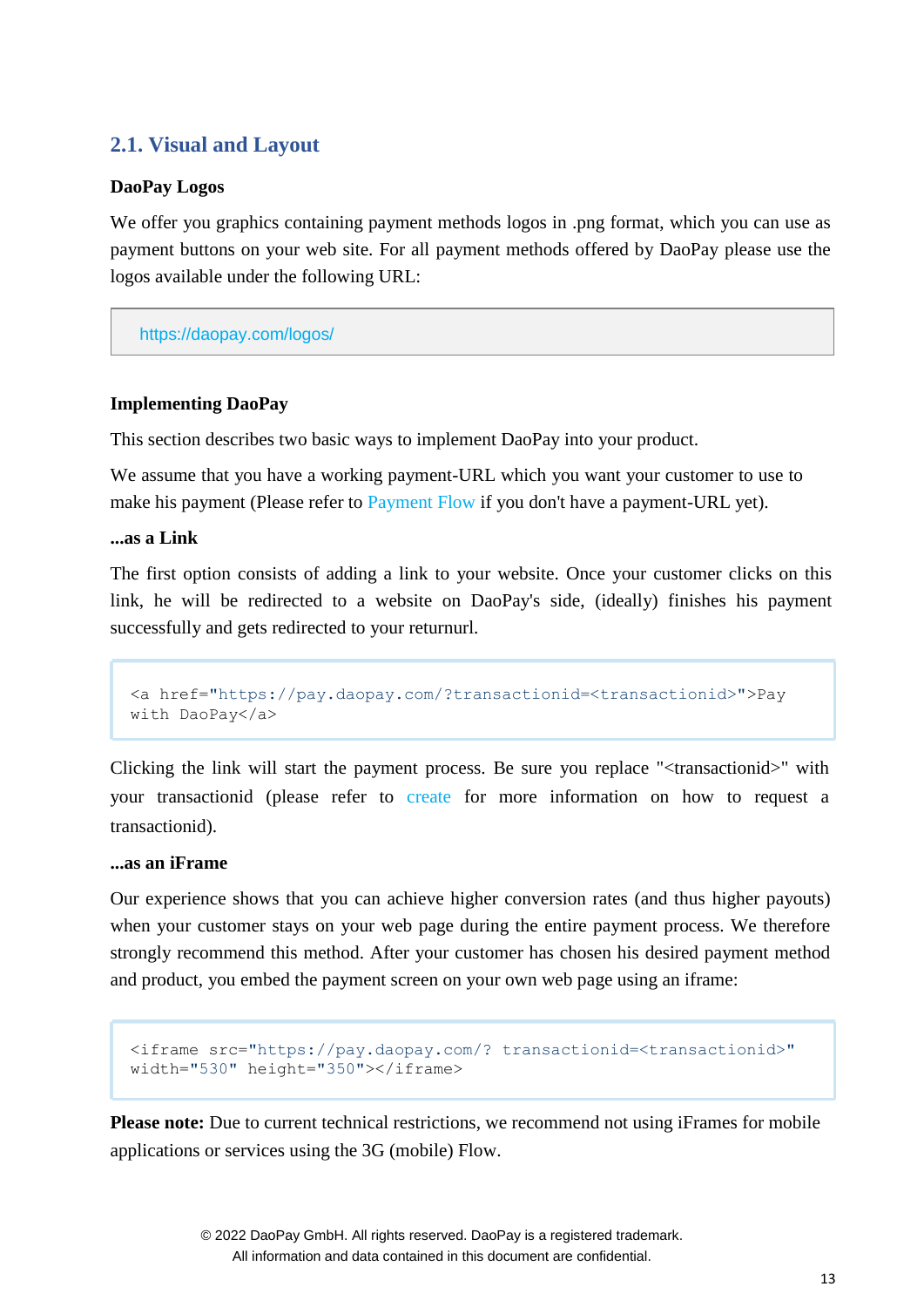## 2.1. Visual and Layout

**DaoPay Logos**

We offer you graphics containing payment methods logos in .png format, which you can use as payment buttons on your web site. For all payment methods offered by DaoPay please use the logos available under the following URL:

```
https://daopay.com/logos/
```

**Implementing DaoPay**

This section describes two basic ways to implement DaoPay into your product.

We assume that you have a working payment-URL which you want your customer to use to make his payment (Please refer to Payment Flow if you don't have a payment-URL yet).

**...as a Link**

The first option consists of adding a link to your website. Once your customer clicks on this link, he will be redirected to a website on DaoPay's side, (ideally) finishes his payment successfully and gets redirected to your returnurl.

```
<a href="https://pay.daopay.com/?transactionid=<transactionid>">Pay
with DaoPay</a>
```

Clicking the link will start the payment process. Be sure you replace "<transactionid>" with your transactionid (please refer to create for more information on how to request a transactionid).

**...as an iFrame**

Our experience shows that you can achieve higher conversion rates (and thus higher payouts) when your customer stays on your web page during the entire payment process. We therefore strongly recommend this method. After your customer has chosen his desired payment method and product, you embed the payment screen on your own web page using an iframe:

```
<iframe src="https://pay.daopay.com/? transactionid=<transactionid>"
width="530" height="350"></iframe>
```

**Please note:** Due to current technical restrictions, we recommend not using iFrames for mobile applications or services using the 3G (mobile) Flow.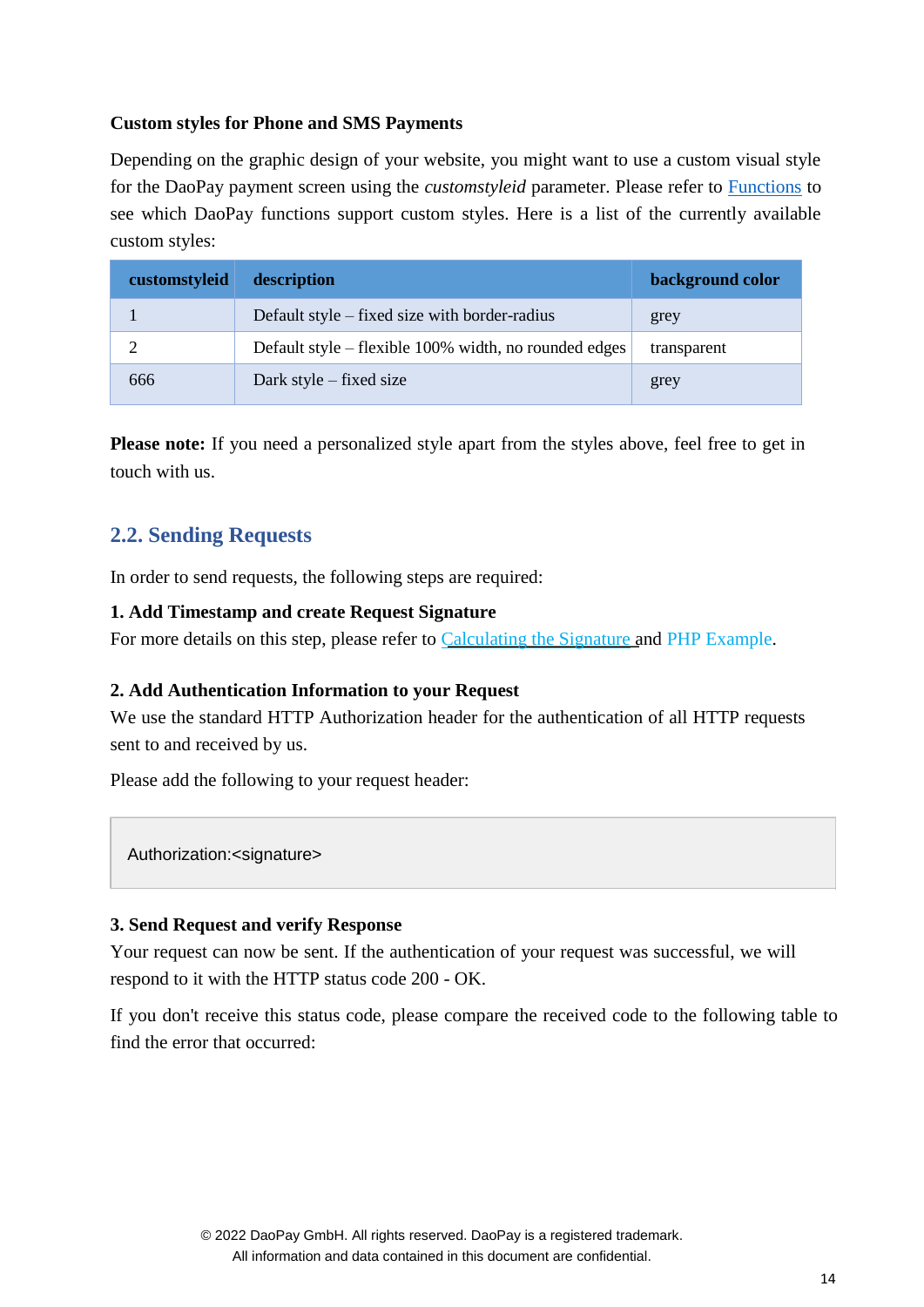**Custom styles for Phone and SMS Payments**

Depending on the graphic design of your website, you might want to use a custom visual style for the DaoPay payment screen using the *customstyleid* parameter. Please refer to Functions to see which DaoPay functions support custom styles. Here is a list of the currently available custom styles:

| customstyleid | description | background color |
|---|---|---|
| 1 | Default style – fixed size with border-radius | grey |
| 2 | Default style – flexible 100% width, no rounded edges | transparent |
| 666 | Dark style – fixed size | grey |

**Please note:** If you need a personalized style apart from the styles above, feel free to get in touch with us.

## 2.2. Sending Requests

In order to send requests, the following steps are required:

**1. Add Timestamp and create Request Signature**
For more details on this step, please refer to Calculating the Signature and PHP Example.

**2. Add Authentication Information to your Request**
We use the standard HTTP Authorization header for the authentication of all HTTP requests sent to and received by us.

Please add the following to your request header:

```
Authorization:<signature>
```

**3. Send Request and verify Response**
Your request can now be sent. If the authentication of your request was successful, we will respond to it with the HTTP status code 200 - OK.

If you don't receive this status code, please compare the received code to the following table to find the error that occurred:

© 2022 DaoPay GmbH. All rights reserved. DaoPay is a registered trademark.
All information and data contained in this document are confidential.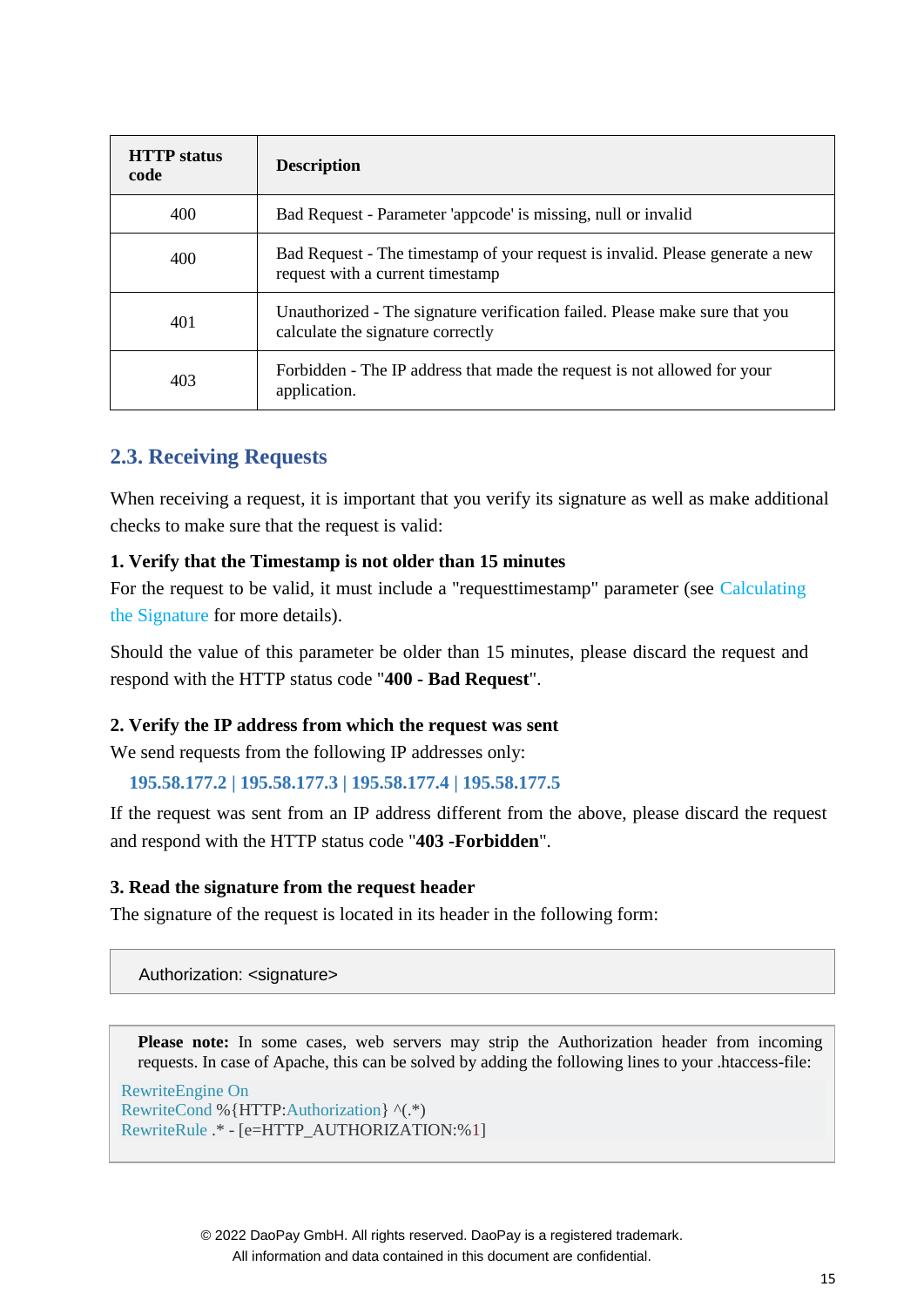| HTTP status code | Description |
|---|---|
| 400 | Bad Request - Parameter 'appcode' is missing, null or invalid |
| 400 | Bad Request - The timestamp of your request is invalid. Please generate a new request with a current timestamp |
| 401 | Unauthorized - The signature verification failed. Please make sure that you calculate the signature correctly |
| 403 | Forbidden - The IP address that made the request is not allowed for your application. |

## 2.3. Receiving Requests

When receiving a request, it is important that you verify its signature as well as make additional checks to make sure that the request is valid:

**1. Verify that the Timestamp is not older than 15 minutes**

For the request to be valid, it must include a "requesttimestamp" parameter (see Calculating the Signature for more details).

Should the value of this parameter be older than 15 minutes, please discard the request and respond with the HTTP status code "**400 - Bad Request**".

**2. Verify the IP address from which the request was sent**

We send requests from the following IP addresses only:

**195.58.177.2 | 195.58.177.3 | 195.58.177.4 | 195.58.177.5**

If the request was sent from an IP address different from the above, please discard the request and respond with the HTTP status code "**403 -Forbidden**".

**3. Read the signature from the request header**

The signature of the request is located in its header in the following form:

```
Authorization: <signature>
```

**Please note:** In some cases, web servers may strip the Authorization header from incoming requests. In case of Apache, this can be solved by adding the following lines to your .htaccess-file:

```
RewriteEngine On
RewriteCond %{HTTP:Authorization} ^(.*)
RewriteRule .* - [e=HTTP_AUTHORIZATION:%1]
```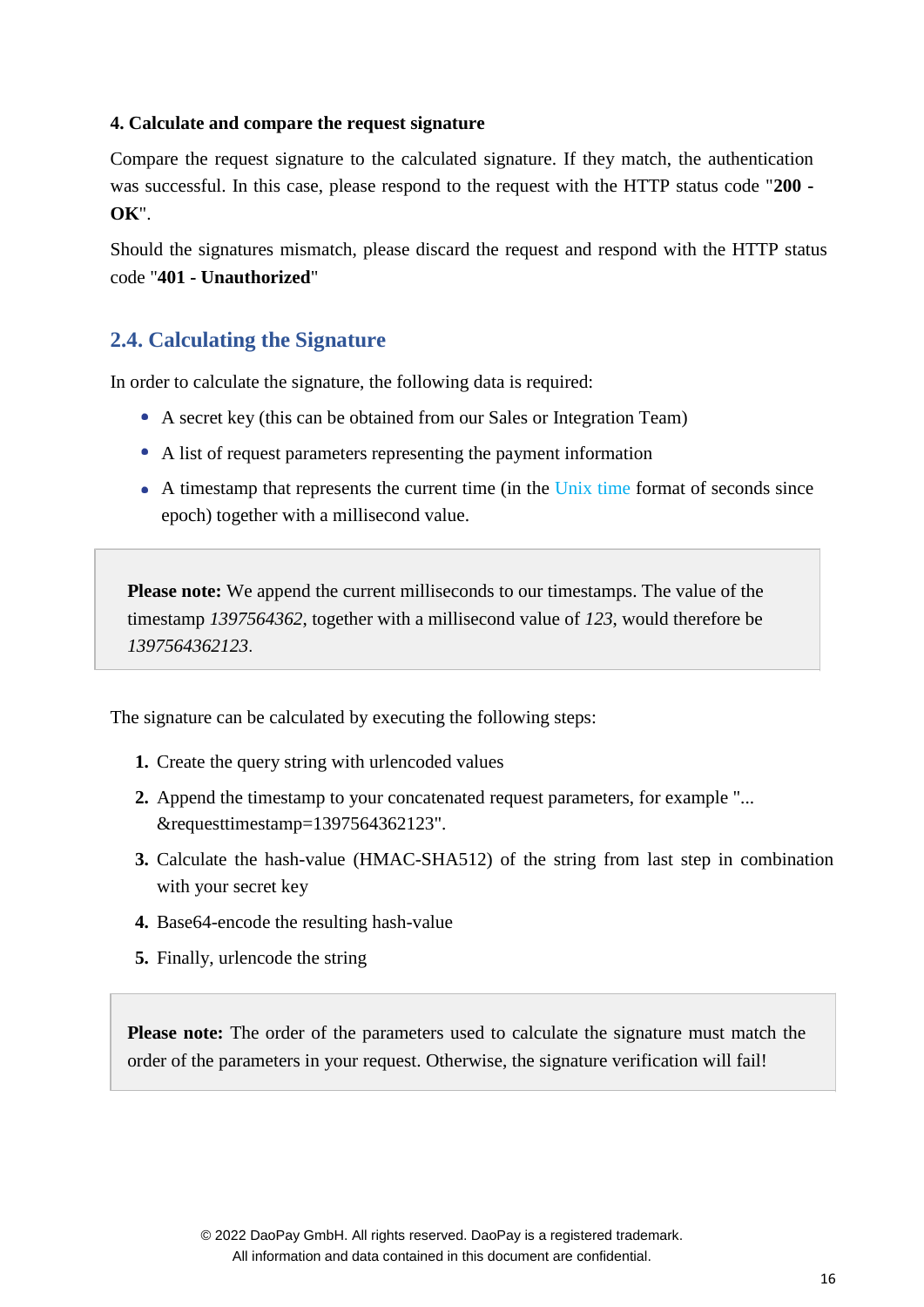**4. Calculate and compare the request signature**

Compare the request signature to the calculated signature. If they match, the authentication was successful. In this case, please respond to the request with the HTTP status code "**200 - OK**".

Should the signatures mismatch, please discard the request and respond with the HTTP status code "**401 - Unauthorized**"

## 2.4. Calculating the Signature

In order to calculate the signature, the following data is required:

- A secret key (this can be obtained from our Sales or Integration Team)
- A list of request parameters representing the payment information
- A timestamp that represents the current time (in the Unix time format of seconds since epoch) together with a millisecond value.

> **Please note:** We append the current milliseconds to our timestamps. The value of the timestamp *1397564362*, together with a millisecond value of *123*, would therefore be *1397564362123*.

The signature can be calculated by executing the following steps:

1. Create the query string with urlencoded values
2. Append the timestamp to your concatenated request parameters, for example "...&requesttimestamp=1397564362123".
3. Calculate the hash-value (HMAC-SHA512) of the string from last step in combination with your secret key
4. Base64-encode the resulting hash-value
5. Finally, urlencode the string

> **Please note:** The order of the parameters used to calculate the signature must match the order of the parameters in your request. Otherwise, the signature verification will fail!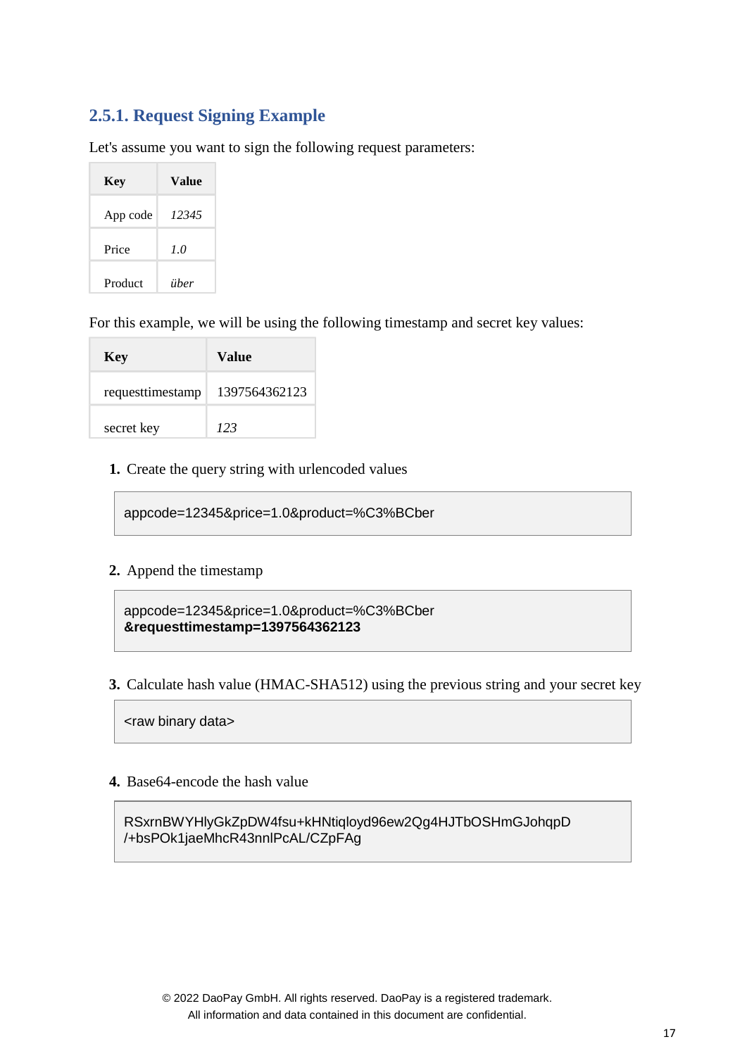### 2.5.1. Request Signing Example

Let's assume you want to sign the following request parameters:

| Key | Value |
|---|---|
| App code | *12345* |
| Price | *1.0* |
| Product | *über* |

For this example, we will be using the following timestamp and secret key values:

| Key | Value |
|---|---|
| requesttimestamp | 1397564362123 |
| secret key | *123* |

1. Create the query string with urlencoded values

```
appcode=12345&price=1.0&product=%C3%BCber
```

2. Append the timestamp

```
appcode=12345&price=1.0&product=%C3%BCber
&requesttimestamp=1397564362123
```

3. Calculate hash value (HMAC-SHA512) using the previous string and your secret key

```
<raw binary data>
```

4. Base64-encode the hash value

```
RSxrnBWYHlyGkZpDW4fsu+kHNtiqloyd96ew2Qg4HJTbOSHmGJohqpD
/+bsPOk1jaeMhcR43nnlPcAL/CZpFAg
```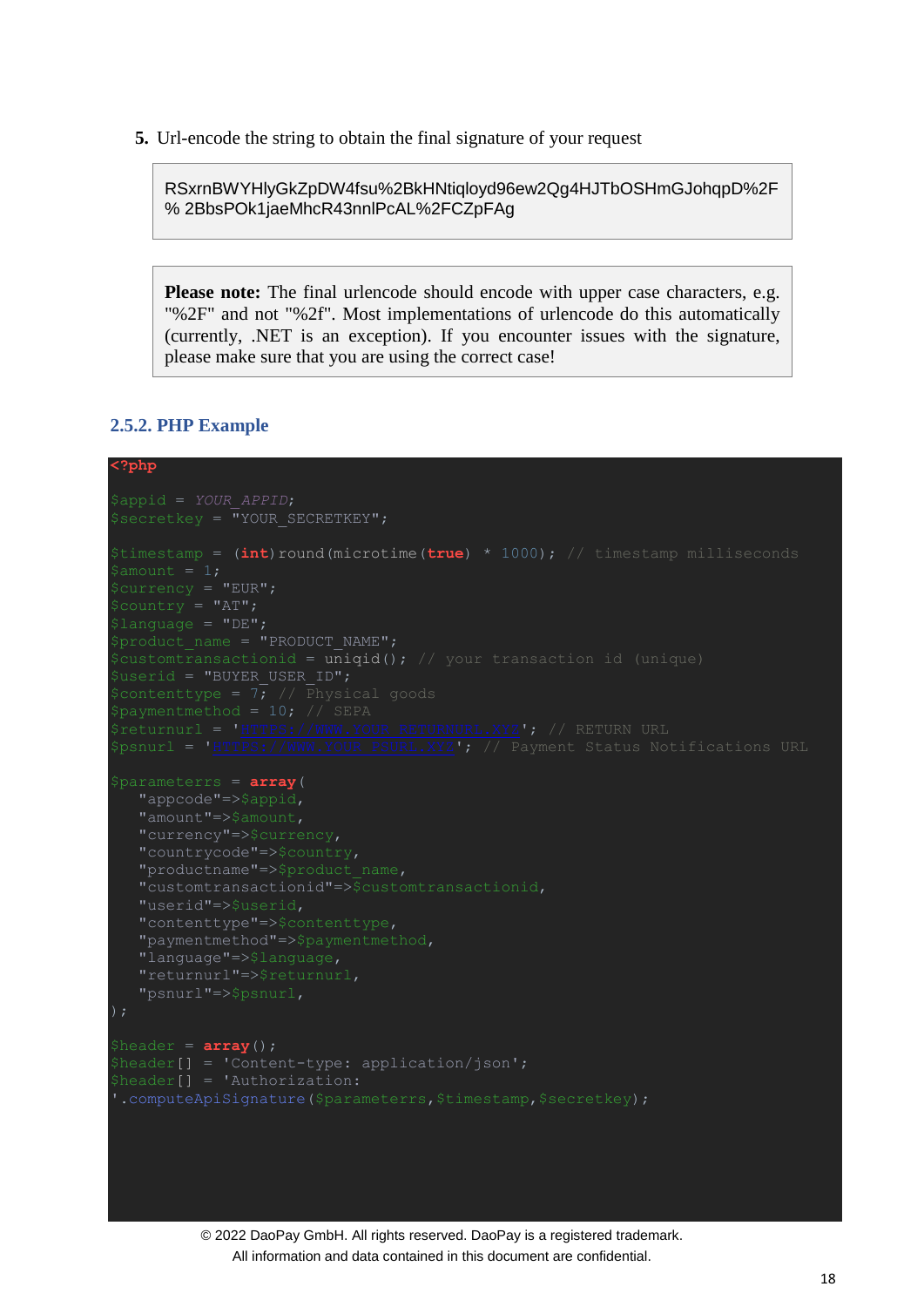5. Url-encode the string to obtain the final signature of your request

```
RSxrnBWYHlyGkZpDW4fsu%2BkHNtiqloyd96ew2Qg4HJTbOSHmGJohqpD%2F
% 2BbsPOk1jaeMhcR43nnlPcAL%2FCZpFAg
```

> **Please note:** The final urlencode should encode with upper case characters, e.g. "%2F" and not "%2f". Most implementations of urlencode do this automatically (currently, .NET is an exception). If you encounter issues with the signature, please make sure that you are using the correct case!

### 2.5.2. PHP Example

```php
<?php

$appid = YOUR_APPID;
$secretkey = "YOUR_SECRETKEY";

$timestamp = (int)round(microtime(true) * 1000); // timestamp milliseconds
$amount = 1;
$currency = "EUR";
$country = "AT";
$language = "DE";
$product_name = "PRODUCT_NAME";
$customtransactionid = uniqid(); // your transaction id (unique)
$userid = "BUYER_USER_ID";
$contenttype = 7; // Physical goods
$paymentmethod = 10; // SEPA
$returnurl = 'HTTPS://WWW.YOUR_RETURNURL.XYZ'; // RETURN URL
$psnurl = 'HTTPS://WWW.YOUR_PSNURL.XYZ'; // Payment Status Notifications URL

$parameterrs = array(
   "appcode"=>$appid,
   "amount"=>$amount,
   "currency"=>$currency,
   "countrycode"=>$country,
   "productname"=>$product_name,
   "customtransactionid"=>$customtransactionid,
   "userid"=>$userid,
   "contenttype"=>$contenttype,
   "paymentmethod"=>$paymentmethod,
   "language"=>$language,
   "returnurl"=>$returnurl,
   "psnurl"=>$psnurl,
);

$header = array();
$header[] = 'Content-type: application/json';
$header[] = 'Authorization:
'.computeApiSignature($parameterrs,$timestamp,$secretkey);
```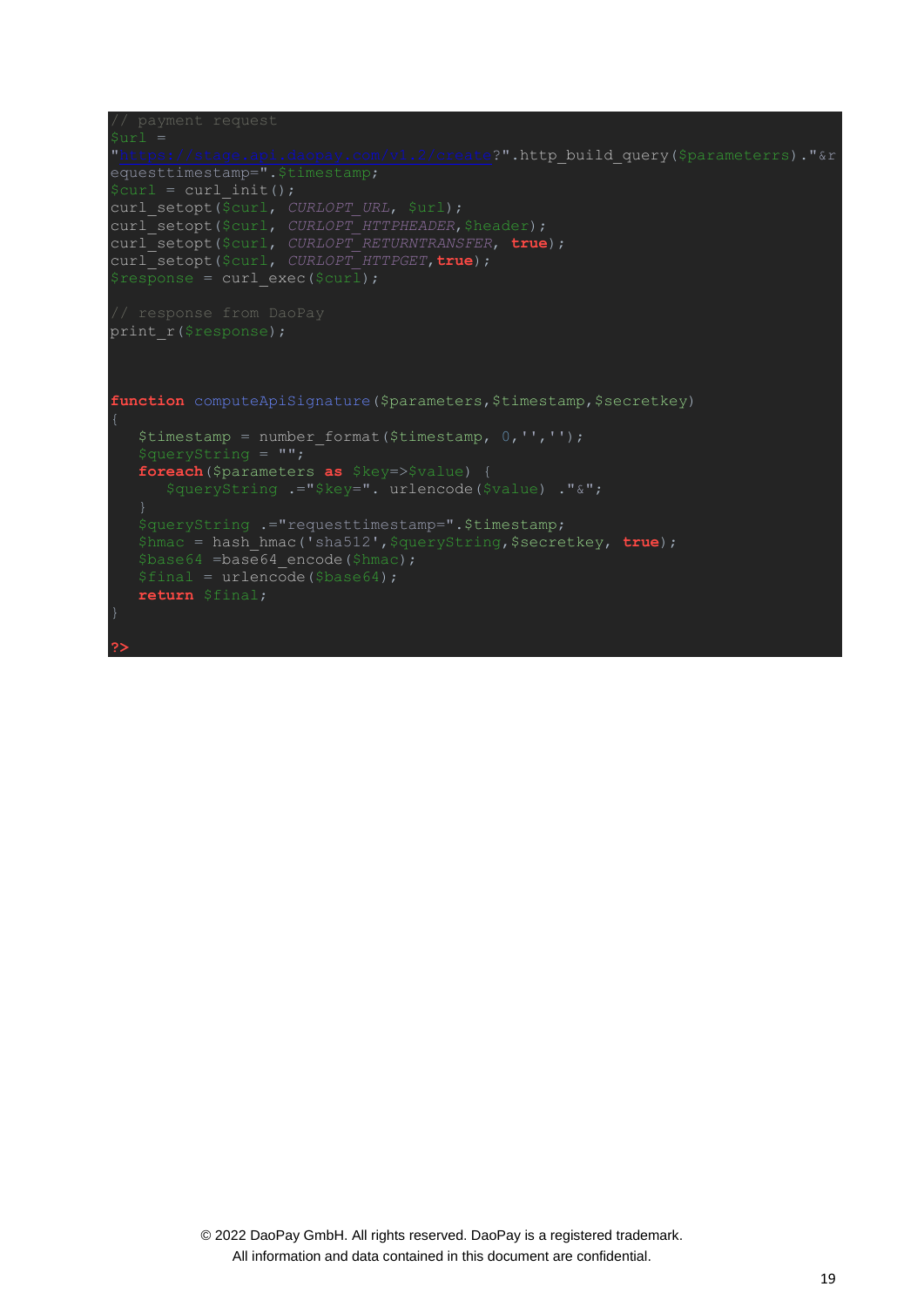```php
// payment request
$url =
"https://stage.api.daopay.com/v1.2/create?".http_build_query($parameterrs)."&requesttimestamp=".$timestamp;
$curl = curl_init();
curl_setopt($curl, CURLOPT_URL, $url);
curl_setopt($curl, CURLOPT_HTTPHEADER,$header);
curl_setopt($curl, CURLOPT_RETURNTRANSFER, true);
curl_setopt($curl, CURLOPT_HTTPGET,true);
$response = curl_exec($curl);

// response from DaoPay
print_r($response);



function computeApiSignature($parameters,$timestamp,$secretkey)
{
   $timestamp = number_format($timestamp, 0,'','');
   $queryString = "";
   foreach($parameters as $key=>$value) {
      $queryString .="$key=". urlencode($value) ."&";
   }
   $queryString .="requesttimestamp=".$timestamp;
   $hmac = hash_hmac('sha512',$queryString,$secretkey, true);
   $base64 =base64_encode($hmac);
   $final = urlencode($base64);
   return $final;
}

?>
```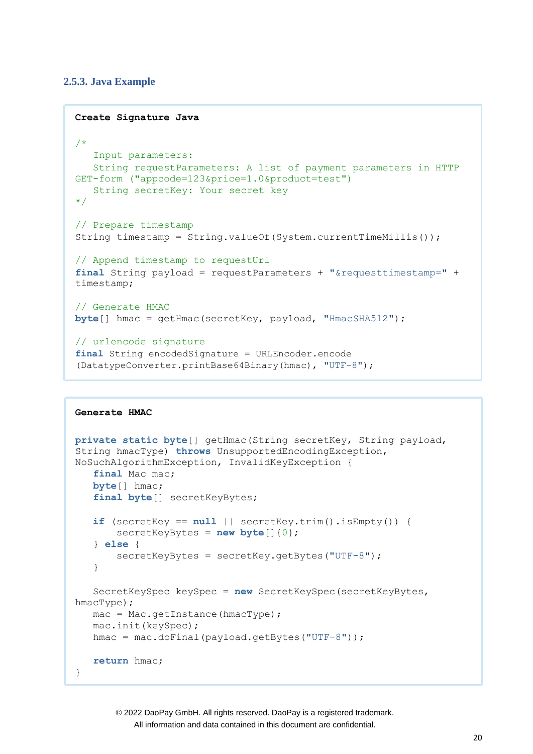### 2.5.3. Java Example

**Create Signature Java**

```
/*
   Input parameters:
   String requestParameters: A list of payment parameters in HTTP
GET-form ("appcode=123&price=1.0&product=test")
   String secretKey: Your secret key
*/

// Prepare timestamp
String timestamp = String.valueOf(System.currentTimeMillis());

// Append timestamp to requestUrl
final String payload = requestParameters + "&requesttimestamp=" +
timestamp;

// Generate HMAC
byte[] hmac = getHmac(secretKey, payload, "HmacSHA512");

// urlencode signature
final String encodedSignature = URLEncoder.encode
(DatatypeConverter.printBase64Binary(hmac), "UTF-8");
```

**Generate HMAC**

```
private static byte[] getHmac(String secretKey, String payload,
String hmacType) throws UnsupportedEncodingException,
NoSuchAlgorithmException, InvalidKeyException {
   final Mac mac;
   byte[] hmac;
   final byte[] secretKeyBytes;

   if (secretKey == null || secretKey.trim().isEmpty()) {
       secretKeyBytes = new byte[]{0};
   } else {
       secretKeyBytes = secretKey.getBytes("UTF-8");
   }

   SecretKeySpec keySpec = new SecretKeySpec(secretKeyBytes,
hmacType);
   mac = Mac.getInstance(hmacType);
   mac.init(keySpec);
   hmac = mac.doFinal(payload.getBytes("UTF-8"));

   return hmac;
}
```

© 2022 DaoPay GmbH. All rights reserved. DaoPay is a registered trademark.
All information and data contained in this document are confidential.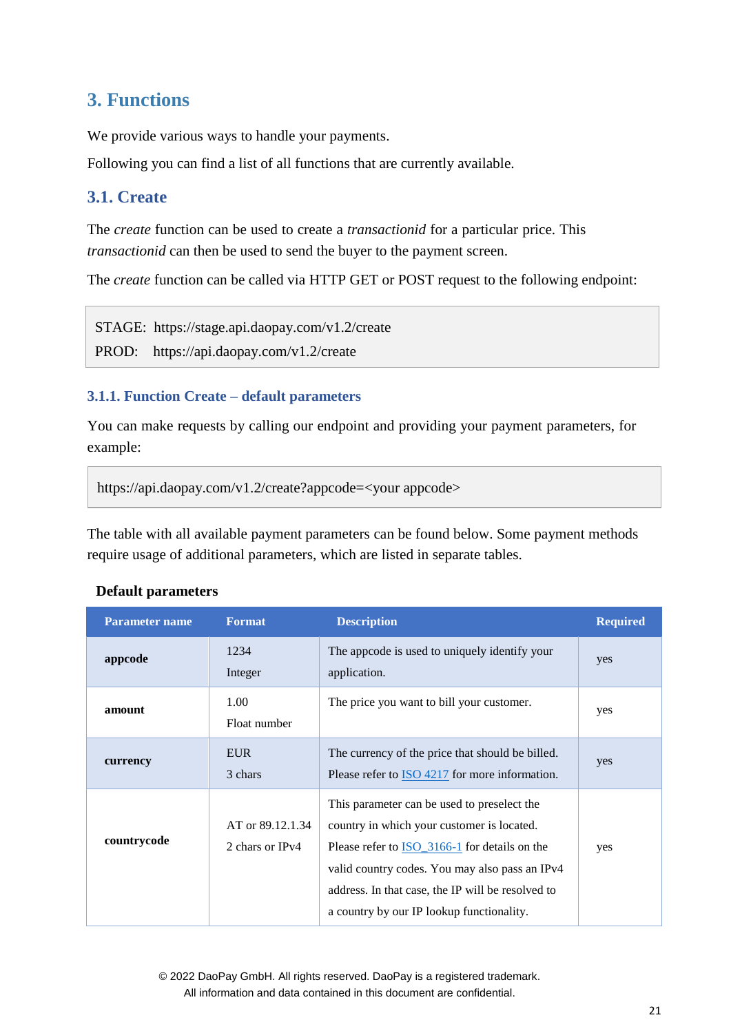# 3. Functions

We provide various ways to handle your payments.

Following you can find a list of all functions that are currently available.

## 3.1. Create

The *create* function can be used to create a *transactionid* for a particular price. This *transactionid* can then be used to send the buyer to the payment screen.

The *create* function can be called via HTTP GET or POST request to the following endpoint:

```
STAGE:  https://stage.api.daopay.com/v1.2/create
PROD:   https://api.daopay.com/v1.2/create
```

### 3.1.1. Function Create – default parameters

You can make requests by calling our endpoint and providing your payment parameters, for example:

```
https://api.daopay.com/v1.2/create?appcode=<your appcode>
```

The table with all available payment parameters can be found below. Some payment methods require usage of additional parameters, which are listed in separate tables.

**Default parameters**

| Parameter name | Format | Description | Required |
|---|---|---|---|
| **appcode** | 1234<br>Integer | The appcode is used to uniquely identify your application. | yes |
| **amount** | 1.00<br>Float number | The price you want to bill your customer. | yes |
| **currency** | EUR<br>3 chars | The currency of the price that should be billed. Please refer to ISO 4217 for more information. | yes |
| **countrycode** | AT or 89.12.1.34<br>2 chars or IPv4 | This parameter can be used to preselect the country in which your customer is located. Please refer to ISO_3166-1 for details on the valid country codes. You may also pass an IPv4 address. In that case, the IP will be resolved to a country by our IP lookup functionality. | yes |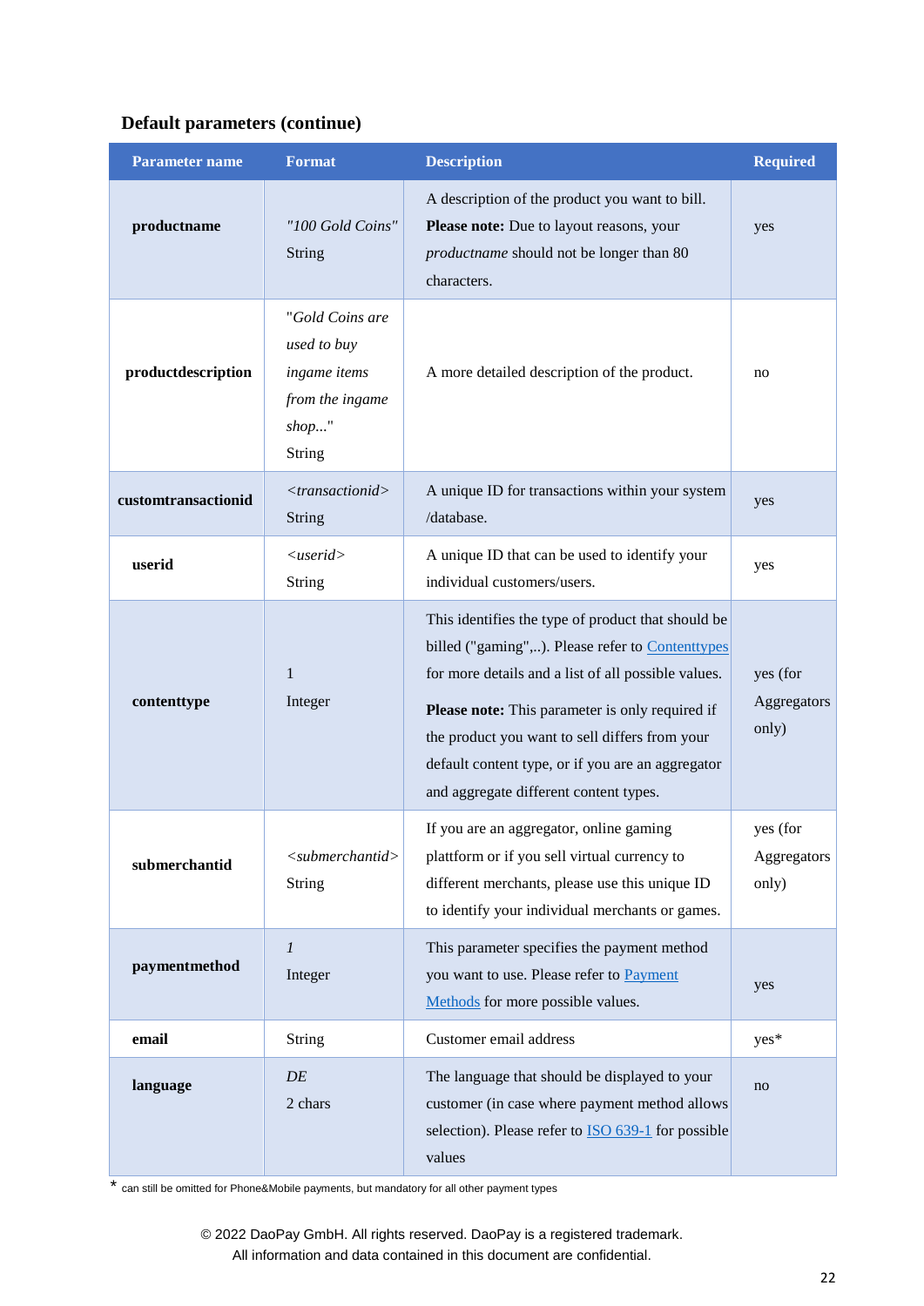### Default parameters (continue)

| Parameter name | Format | Description | Required |
|---|---|---|---|
| **productname** | *"100 Gold Coins"* String | A description of the product you want to bill. **Please note:** Due to layout reasons, your *productname* should not be longer than 80 characters. | yes |
| **productdescription** | *"Gold Coins are used to buy ingame items from the ingame shop..."* String | A more detailed description of the product. | no |
| **customtransactionid** | *<transactionid>* String | A unique ID for transactions within your system /database. | yes |
| **userid** | *<userid>* String | A unique ID that can be used to identify your individual customers/users. | yes |
| **contenttype** | 1 Integer | This identifies the type of product that should be billed ("gaming",..). Please refer to Contenttypes for more details and a list of all possible values. **Please note:** This parameter is only required if the product you want to sell differs from your default content type, or if you are an aggregator and aggregate different content types. | yes (for Aggregators only) |
| **submerchantid** | *<submerchantid>* String | If you are an aggregator, online gaming plattform or if you sell virtual currency to different merchants, please use this unique ID to identify your individual merchants or games. | yes (for Aggregators only) |
| **paymentmethod** | *1* Integer | This parameter specifies the payment method you want to use. Please refer to Payment Methods for more possible values. | yes |
| **email** | String | Customer email address | yes* |
| **language** | *DE* 2 chars | The language that should be displayed to your customer (in case where payment method allows selection). Please refer to ISO 639-1 for possible values | no |

* can still be omitted for Phone&Mobile payments, but mandatory for all other payment types

© 2022 DaoPay GmbH. All rights reserved. DaoPay is a registered trademark.
All information and data contained in this document are confidential.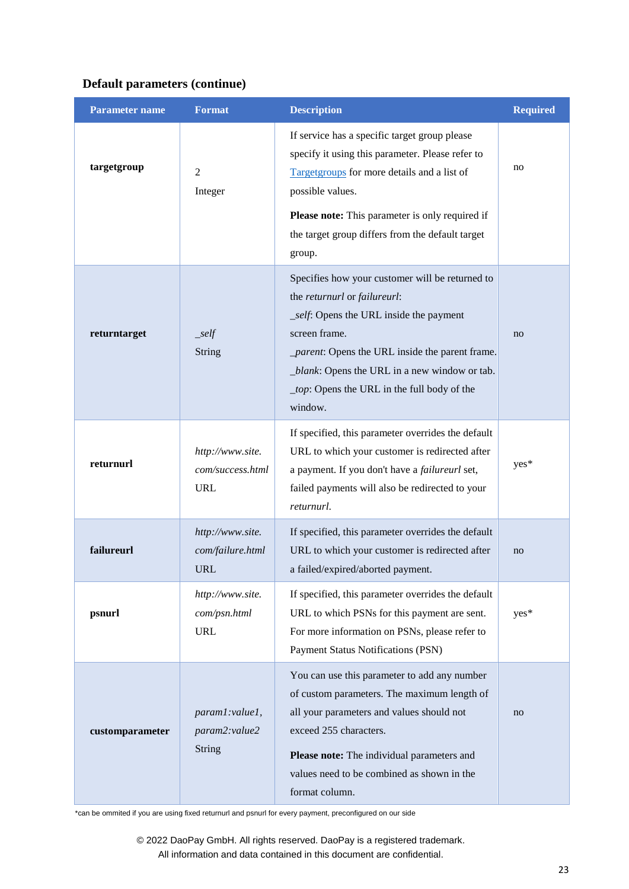**Default parameters (continue)**

| Parameter name | Format | Description | Required |
|---|---|---|---|
| **targetgroup** | 2<br>Integer | If service has a specific target group please specify it using this parameter. Please refer to Targetgroups for more details and a list of possible values.<br><br>**Please note:** This parameter is only required if the target group differs from the default target group. | no |
| **returntarget** | *_self*<br>String | Specifies how your customer will be returned to the *returnurl* or *failureurl*:<br>*_self*: Opens the URL inside the payment screen frame.<br>*_parent*: Opens the URL inside the parent frame.<br>*_blank*: Opens the URL in a new window or tab.<br>*_top*: Opens the URL in the full body of the window. | no |
| **returnurl** | *http://www.site.com/success.html*<br>URL | If specified, this parameter overrides the default URL to which your customer is redirected after a payment. If you don't have a *failureurl* set, failed payments will also be redirected to your *returnurl*. | yes* |
| **failureurl** | *http://www.site.com/failure.html*<br>URL | If specified, this parameter overrides the default URL to which your customer is redirected after a failed/expired/aborted payment. | no |
| **psnurl** | *http://www.site.com/psn.html*<br>URL | If specified, this parameter overrides the default URL to which PSNs for this payment are sent. For more information on PSNs, please refer to Payment Status Notifications (PSN) | yes* |
| **customparameter** | *param1:value1, param2:value2*<br>String | You can use this parameter to add any number of custom parameters. The maximum length of all your parameters and values should not exceed 255 characters.<br><br>**Please note:** The individual parameters and values need to be combined as shown in the format column. | no |

*can be ommited if you are using fixed returnurl and psnurl for every payment, preconfigured on our side

© 2022 DaoPay GmbH. All rights reserved. DaoPay is a registered trademark.
All information and data contained in this document are confidential.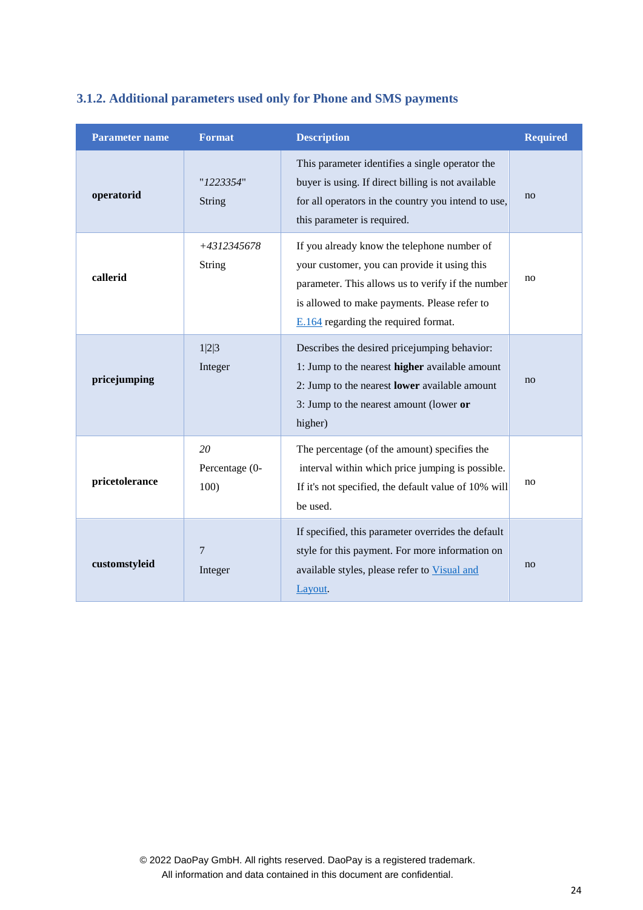### 3.1.2. Additional parameters used only for Phone and SMS payments

| Parameter name | Format | Description | Required |
|---|---|---|---|
| **operatorid** | "*1223354*" String | This parameter identifies a single operator the buyer is using. If direct billing is not available for all operators in the country you intend to use, this parameter is required. | no |
| **callerid** | *+4312345678* String | If you already know the telephone number of your customer, you can provide it using this parameter. This allows us to verify if the number is allowed to make payments. Please refer to E.164 regarding the required format. | no |
| **pricejumping** | 1\|2\|3 Integer | Describes the desired pricejumping behavior: 1: Jump to the nearest **higher** available amount 2: Jump to the nearest **lower** available amount 3: Jump to the nearest amount (lower **or** higher) | no |
| **pricetolerance** | *20* Percentage (0-100) | The percentage (of the amount) specifies the interval within which price jumping is possible. If it's not specified, the default value of 10% will be used. | no |
| **customstyleid** | 7 Integer | If specified, this parameter overrides the default style for this payment. For more information on available styles, please refer to Visual and Layout. | no |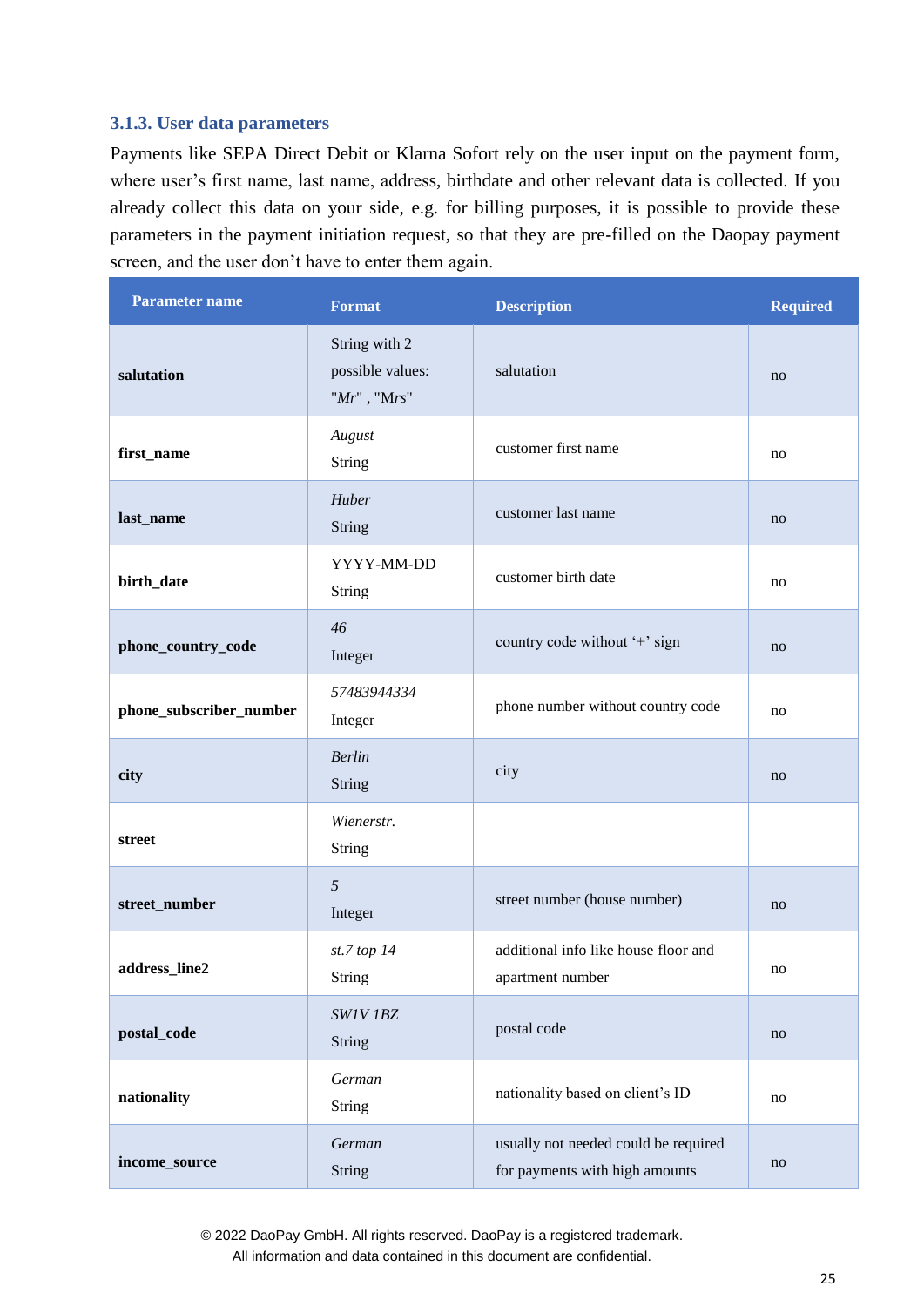### 3.1.3. User data parameters

Payments like SEPA Direct Debit or Klarna Sofort rely on the user input on the payment form, where user's first name, last name, address, birthdate and other relevant data is collected. If you already collect this data on your side, e.g. for billing purposes, it is possible to provide these parameters in the payment initiation request, so that they are pre-filled on the Daopay payment screen, and the user don't have to enter them again.

| Parameter name | Format | Description | Required |
|---|---|---|---|
| **salutation** | String with 2 possible values: "*Mr*" , "Mrs" | salutation | no |
| **first_name** | *August* String | customer first name | no |
| **last_name** | *Huber* String | customer last name | no |
| **birth_date** | YYYY-MM-DD String | customer birth date | no |
| **phone_country_code** | *46* Integer | country code without '+' sign | no |
| **phone_subscriber_number** | *57483944334* Integer | phone number without country code | no |
| **city** | *Berlin* String | city | no |
| **street** | *Wienerstr.* String | | |
| **street_number** | *5* Integer | street number (house number) | no |
| **address_line2** | *st.7 top 14* String | additional info like house floor and apartment number | no |
| **postal_code** | *SW1V 1BZ* String | postal code | no |
| **nationality** | *German* String | nationality based on client's ID | no |
| **income_source** | *German* String | usually not needed could be required for payments with high amounts | no |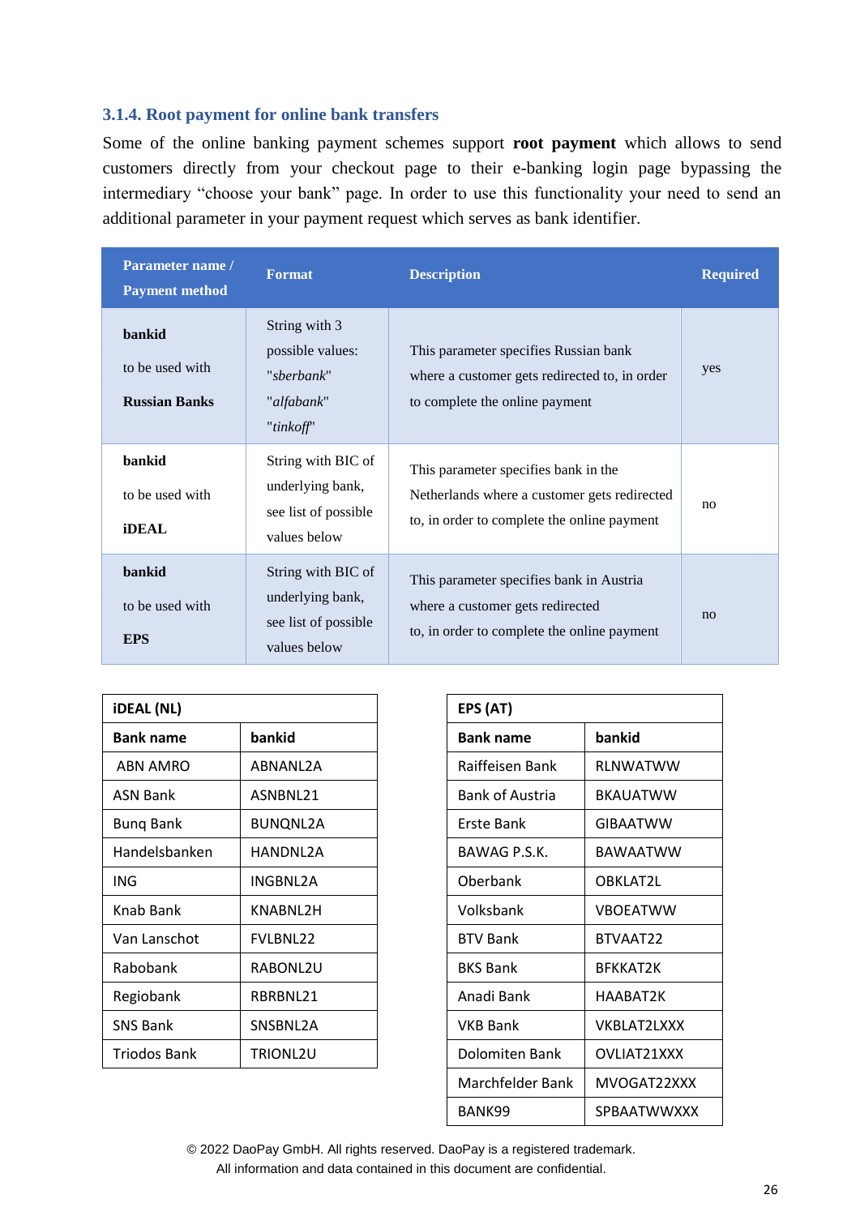### 3.1.4. Root payment for online bank transfers

Some of the online banking payment schemes support **root payment** which allows to send customers directly from your checkout page to their e-banking login page bypassing the intermediary "choose your bank" page. In order to use this functionality your need to send an additional parameter in your payment request which serves as bank identifier.

| Parameter name / Payment method | Format | Description | Required |
|---|---|---|---|
| **bankid** to be used with **Russian Banks** | String with 3 possible values: "*sberbank*" "*alfabank*" "*tinkoff*" | This parameter specifies Russian bank where a customer gets redirected to, in order to complete the online payment | yes |
| **bankid** to be used with **iDEAL** | String with BIC of underlying bank, see list of possible values below | This parameter specifies bank in the Netherlands where a customer gets redirected to, in order to complete the online payment | no |
| **bankid** to be used with **EPS** | String with BIC of underlying bank, see list of possible values below | This parameter specifies bank in Austria where a customer gets redirected to, in order to complete the online payment | no |

| **iDEAL (NL)** | |
|---|---|
| **Bank name** | **bankid** |
| ABN AMRO | ABNANL2A |
| ASN Bank | ASNBNL21 |
| Bunq Bank | BUNQNL2A |
| Handelsbanken | HANDNL2A |
| ING | INGBNL2A |
| Knab Bank | KNABNL2H |
| Van Lanschot | FVLBNL22 |
| Rabobank | RABONL2U |
| Regiobank | RBRBNL21 |
| SNS Bank | SNSBNL2A |
| Triodos Bank | TRIONL2U |

| **EPS (AT)** | |
|---|---|
| **Bank name** | **bankid** |
| Raiffeisen Bank | RLNWATWW |
| Bank of Austria | BKAUATWW |
| Erste Bank | GIBAATWW |
| BAWAG P.S.K. | BAWAATWW |
| Oberbank | OBKLAT2L |
| Volksbank | VBOEATWW |
| BTV Bank | BTVAAT22 |
| BKS Bank | BFKKAT2K |
| Anadi Bank | HAABAT2K |
| VKB Bank | VKBLAT2LXXX |
| Dolomiten Bank | OVLIAT21XXX |
| Marchfelder Bank | MVOGAT22XXX |
| BANK99 | SPBAATWWXXX |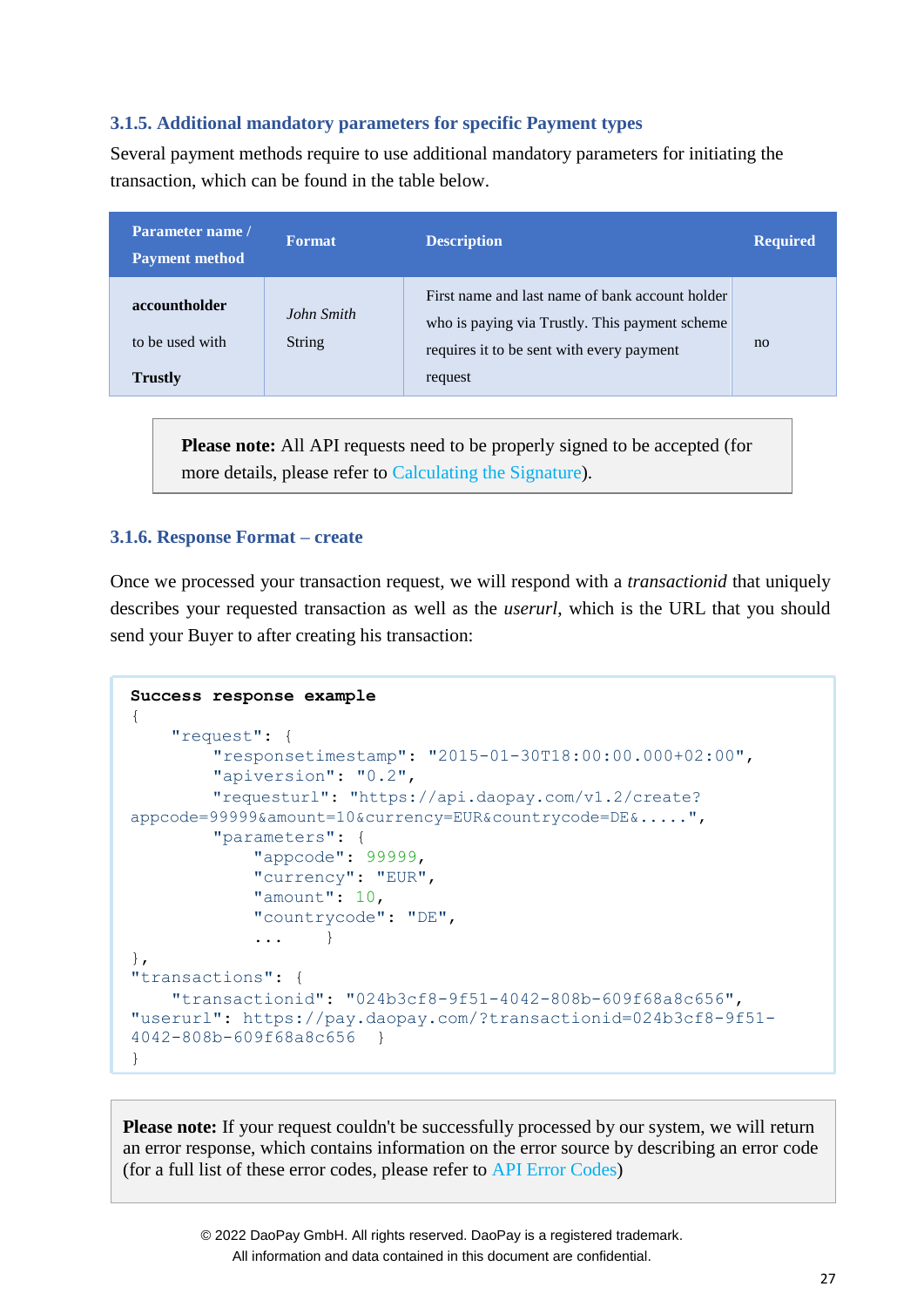### 3.1.5. Additional mandatory parameters for specific Payment types

Several payment methods require to use additional mandatory parameters for initiating the transaction, which can be found in the table below.

| Parameter name / Payment method | Format | Description | Required |
|---|---|---|---|
| **accountholder** to be used with **Trustly** | *John Smith* String | First name and last name of bank account holder who is paying via Trustly. This payment scheme requires it to be sent with every payment request | no |

> **Please note:** All API requests need to be properly signed to be accepted (for more details, please refer to Calculating the Signature).

### 3.1.6. Response Format – create

Once we processed your transaction request, we will respond with a *transactionid* that uniquely describes your requested transaction as well as the *userurl*, which is the URL that you should send your Buyer to after creating his transaction:

```
Success response example
{
    "request": {
        "responsetimestamp": "2015-01-30T18:00:00.000+02:00",
        "apiversion": "0.2",
        "requesturl": "https://api.daopay.com/v1.2/create?
appcode=99999&amount=10&currency=EUR&countrycode=DE&.....",
        "parameters": {
            "appcode": 99999,
            "currency": "EUR",
            "amount": 10,
            "countrycode": "DE",
            ...     }
},
"transactions": {
    "transactionid": "024b3cf8-9f51-4042-808b-609f68a8c656",
"userurl": https://pay.daopay.com/?transactionid=024b3cf8-9f51-
4042-808b-609f68a8c656   }
}
```

> **Please note:** If your request couldn't be successfully processed by our system, we will return an error response, which contains information on the error source by describing an error code (for a full list of these error codes, please refer to API Error Codes)

© 2022 DaoPay GmbH. All rights reserved. DaoPay is a registered trademark.
All information and data contained in this document are confidential.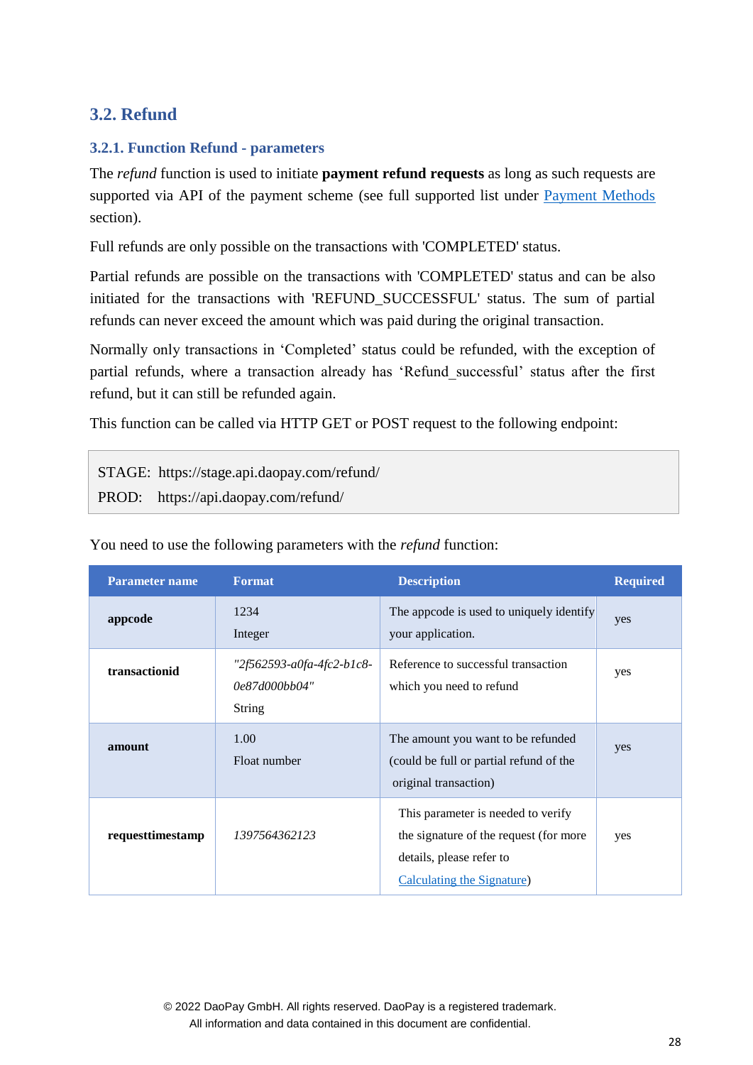## 3.2. Refund

### 3.2.1. Function Refund - parameters

The *refund* function is used to initiate **payment refund requests** as long as such requests are supported via API of the payment scheme (see full supported list under Payment Methods section).

Full refunds are only possible on the transactions with 'COMPLETED' status.

Partial refunds are possible on the transactions with 'COMPLETED' status and can be also initiated for the transactions with 'REFUND_SUCCESSFUL' status. The sum of partial refunds can never exceed the amount which was paid during the original transaction.

Normally only transactions in 'Completed' status could be refunded, with the exception of partial refunds, where a transaction already has 'Refund_successful' status after the first refund, but it can still be refunded again.

This function can be called via HTTP GET or POST request to the following endpoint:

```
STAGE:  https://stage.api.daopay.com/refund/
PROD:   https://api.daopay.com/refund/
```

You need to use the following parameters with the *refund* function:

| Parameter name | Format | Description | Required |
|---|---|---|---|
| **appcode** | 1234<br>Integer | The appcode is used to uniquely identify your application. | yes |
| **transactionid** | *"2f562593-a0fa-4fc2-b1c8-0e87d000bb04"*<br>String | Reference to successful transaction which you need to refund | yes |
| **amount** | 1.00<br>Float number | The amount you want to be refunded (could be full or partial refund of the original transaction) | yes |
| **requesttimestamp** | *1397564362123* | This parameter is needed to verify the signature of the request (for more details, please refer to Calculating the Signature) | yes |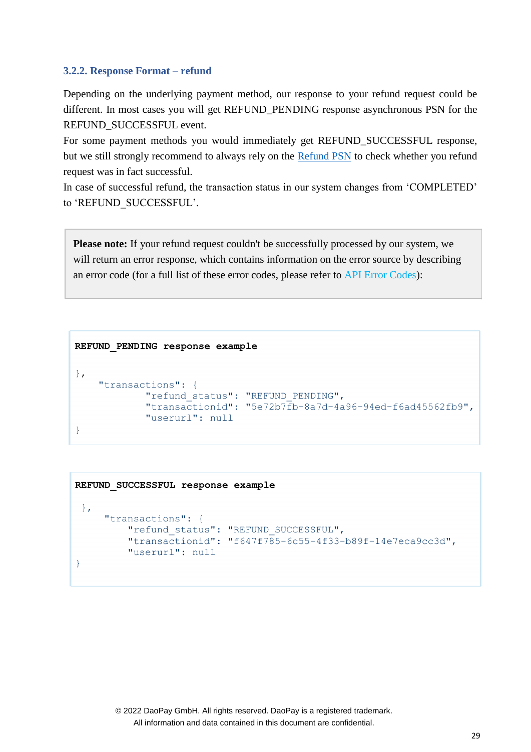### 3.2.2. Response Format – refund

Depending on the underlying payment method, our response to your refund request could be different. In most cases you will get REFUND_PENDING response asynchronous PSN for the REFUND_SUCCESSFUL event.

For some payment methods you would immediately get REFUND_SUCCESSFUL response, but we still strongly recommend to always rely on the Refund PSN to check whether you refund request was in fact successful.

In case of successful refund, the transaction status in our system changes from 'COMPLETED' to 'REFUND_SUCCESSFUL'.

> **Please note:** If your refund request couldn't be successfully processed by our system, we will return an error response, which contains information on the error source by describing an error code (for a full list of these error codes, please refer to API Error Codes):

**REFUND_PENDING response example**

```
},
    "transactions": {
            "refund_status": "REFUND_PENDING",
            "transactionid": "5e72b7fb-8a7d-4a96-94ed-f6ad45562fb9",
            "userurl": null
}
```

**REFUND_SUCCESSFUL response example**

```
 },
    "transactions": {
        "refund_status": "REFUND_SUCCESSFUL",
        "transactionid": "f647f785-6c55-4f33-b89f-14e7eca9cc3d",
        "userurl": null
}
```

© 2022 DaoPay GmbH. All rights reserved. DaoPay is a registered trademark.
All information and data contained in this document are confidential.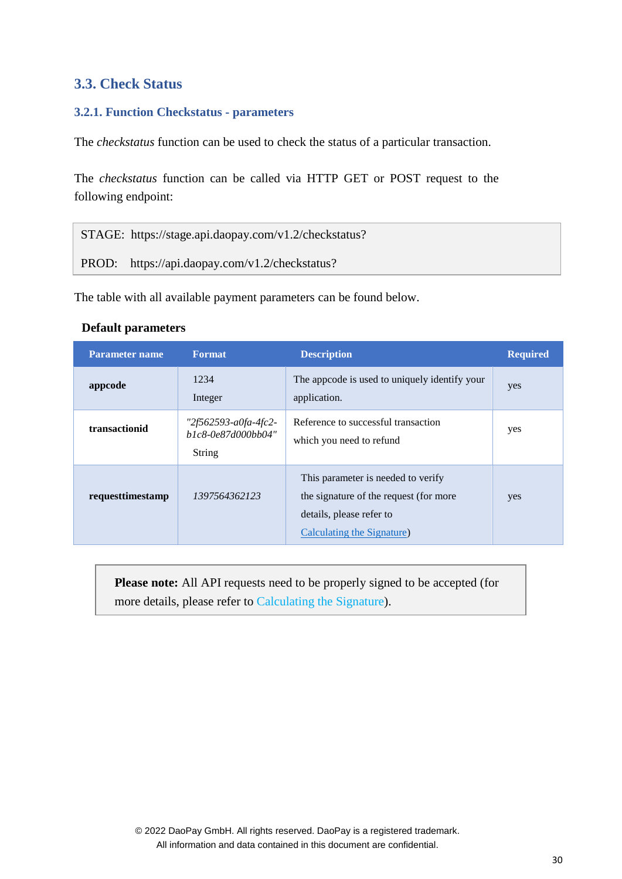## 3.3. Check Status

### 3.2.1. Function Checkstatus - parameters

The *checkstatus* function can be used to check the status of a particular transaction.

The *checkstatus* function can be called via HTTP GET or POST request to the following endpoint:

```
STAGE:  https://stage.api.daopay.com/v1.2/checkstatus?

PROD:   https://api.daopay.com/v1.2/checkstatus?
```

The table with all available payment parameters can be found below.

**Default parameters**

| Parameter name | Format | Description | Required |
|---|---|---|---|
| **appcode** | 1234<br>Integer | The appcode is used to uniquely identify your application. | yes |
| **transactionid** | *"2f562593-a0fa-4fc2-b1c8-0e87d000bb04"*<br>String | Reference to successful transaction which you need to refund | yes |
| **requesttimestamp** | *1397564362123* | This parameter is needed to verify the signature of the request (for more details, please refer to Calculating the Signature) | yes |

> **Please note:** All API requests need to be properly signed to be accepted (for more details, please refer to Calculating the Signature).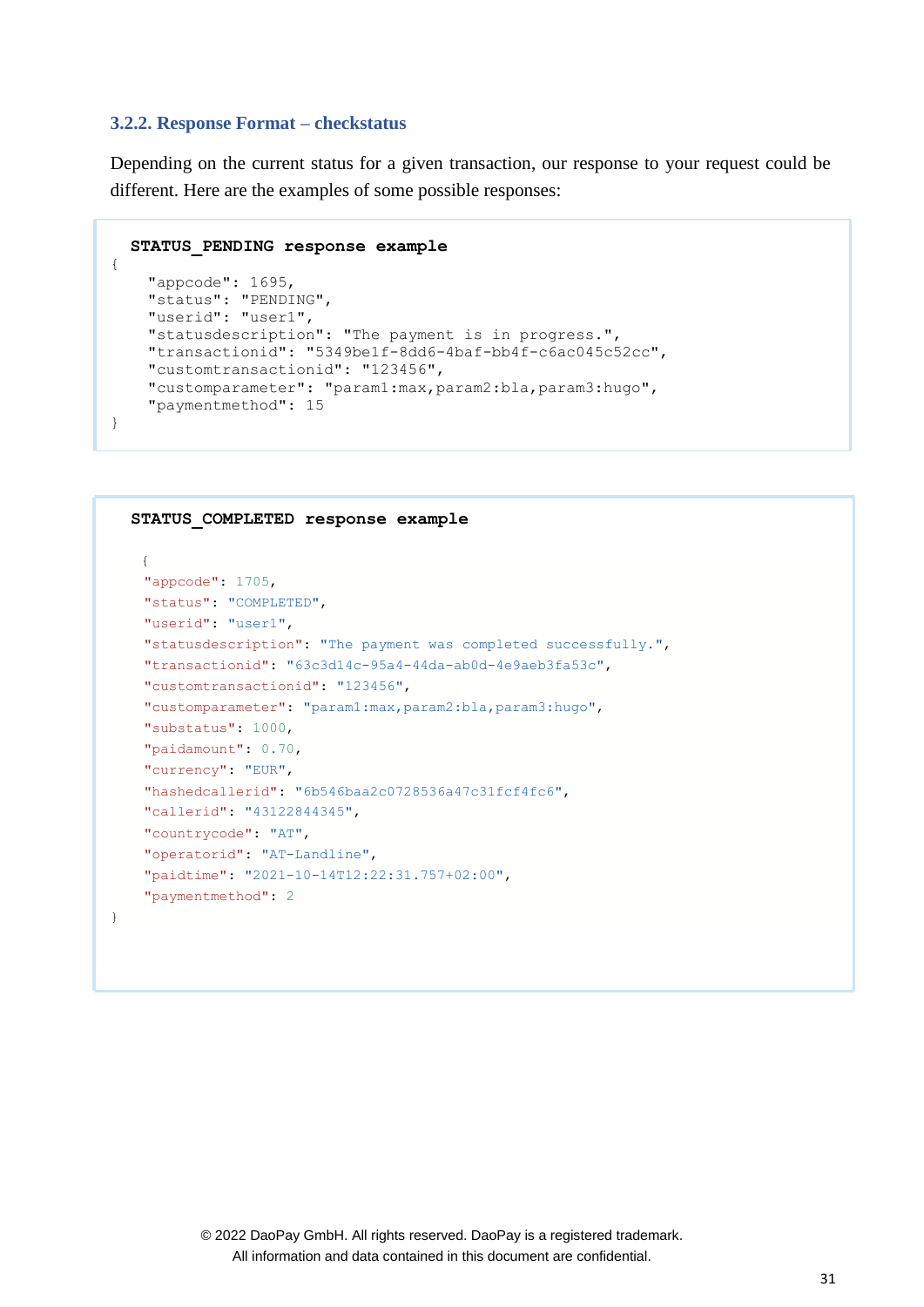### 3.2.2. Response Format – checkstatus

Depending on the current status for a given transaction, our response to your request could be different. Here are the examples of some possible responses:

**STATUS_PENDING response example**

```
{
    "appcode": 1695,
    "status": "PENDING",
    "userid": "user1",
    "statusdescription": "The payment is in progress.",
    "transactionid": "5349be1f-8dd6-4baf-bb4f-c6ac045c52cc",
    "customtransactionid": "123456",
    "customparameter": "param1:max,param2:bla,param3:hugo",
    "paymentmethod": 15
}
```

**STATUS_COMPLETED response example**

```
{
    "appcode": 1705,
    "status": "COMPLETED",
    "userid": "user1",
    "statusdescription": "The payment was completed successfully.",
    "transactionid": "63c3d14c-95a4-44da-ab0d-4e9aeb3fa53c",
    "customtransactionid": "123456",
    "customparameter": "param1:max,param2:bla,param3:hugo",
    "substatus": 1000,
    "paidamount": 0.70,
    "currency": "EUR",
    "hashedcallerid": "6b546baa2c0728536a47c31fcf4fc6",
    "callerid": "43122844345",
    "countrycode": "AT",
    "operatorid": "AT-Landline",
    "paidtime": "2021-10-14T12:22:31.757+02:00",
    "paymentmethod": 2
}
```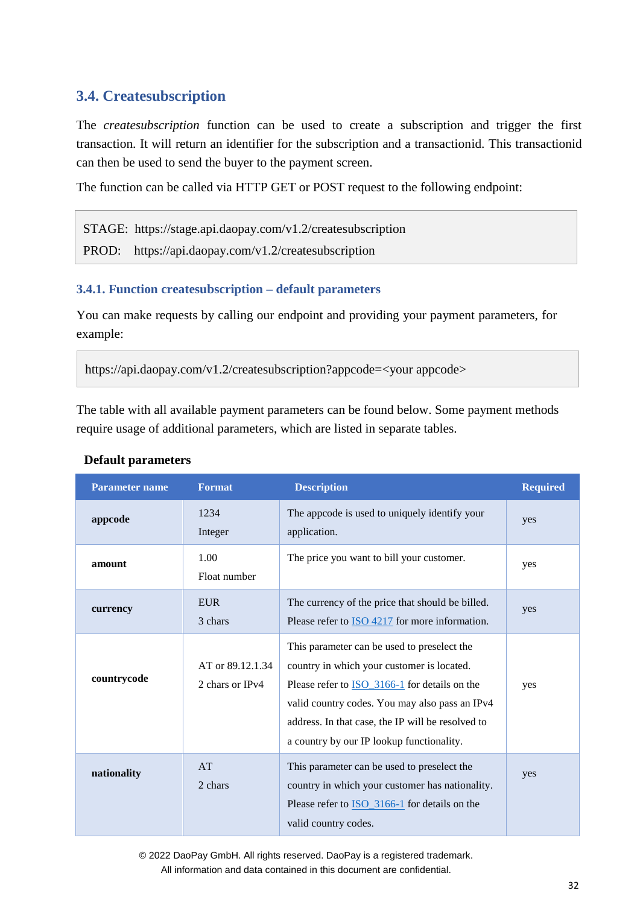## 3.4. Createsubscription

The *createsubscription* function can be used to create a subscription and trigger the first transaction. It will return an identifier for the subscription and a transactionid. This transactionid can then be used to send the buyer to the payment screen.

The function can be called via HTTP GET or POST request to the following endpoint:

```
STAGE:  https://stage.api.daopay.com/v1.2/createsubscription
PROD:   https://api.daopay.com/v1.2/createsubscription
```

### 3.4.1. Function createsubscription – default parameters

You can make requests by calling our endpoint and providing your payment parameters, for example:

```
https://api.daopay.com/v1.2/createsubscription?appcode=<your appcode>
```

The table with all available payment parameters can be found below. Some payment methods require usage of additional parameters, which are listed in separate tables.

**Default parameters**

| Parameter name | Format | Description | Required |
|---|---|---|---|
| **appcode** | 1234<br>Integer | The appcode is used to uniquely identify your application. | yes |
| **amount** | 1.00<br>Float number | The price you want to bill your customer. | yes |
| **currency** | EUR<br>3 chars | The currency of the price that should be billed. Please refer to ISO 4217 for more information. | yes |
| **countrycode** | AT or 89.12.1.34<br>2 chars or IPv4 | This parameter can be used to preselect the country in which your customer is located. Please refer to ISO_3166-1 for details on the valid country codes. You may also pass an IPv4 address. In that case, the IP will be resolved to a country by our IP lookup functionality. | yes |
| **nationality** | AT<br>2 chars | This parameter can be used to preselect the country in which your customer has nationality. Please refer to ISO_3166-1 for details on the valid country codes. | yes |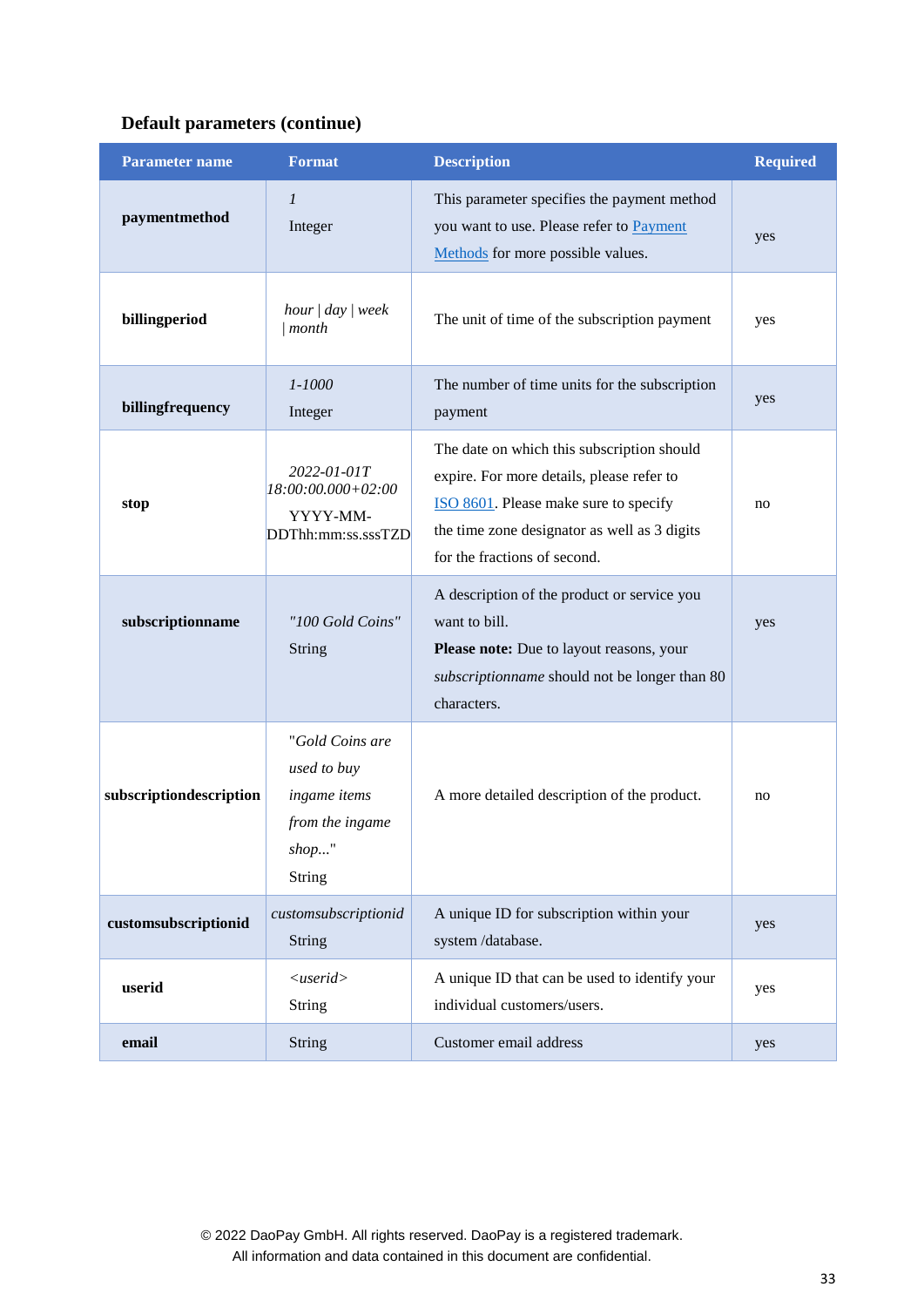**Default parameters (continue)**

| Parameter name | Format | Description | Required |
|---|---|---|---|
| **paymentmethod** | *1*<br>Integer | This parameter specifies the payment method you want to use. Please refer to Payment Methods for more possible values. | yes |
| **billingperiod** | *hour \| day \| week \| month* | The unit of time of the subscription payment | yes |
| **billingfrequency** | *1-1000*<br>Integer | The number of time units for the subscription payment | yes |
| **stop** | *2022-01-01T 18:00:00.000+02:00*<br>YYYY-MM-DDThh:mm:ss.sssTZD | The date on which this subscription should expire. For more details, please refer to ISO 8601. Please make sure to specify the time zone designator as well as 3 digits for the fractions of second. | no |
| **subscriptionname** | *"100 Gold Coins"*<br>String | A description of the product or service you want to bill.<br>**Please note:** Due to layout reasons, your *subscriptionname* should not be longer than 80 characters. | yes |
| **subscriptiondescription** | "*Gold Coins are used to buy ingame items from the ingame shop...*"<br>String | A more detailed description of the product. | no |
| **customsubscriptionid** | *customsubscriptionid*<br>String | A unique ID for subscription within your system /database. | yes |
| **userid** | *<userid>*<br>String | A unique ID that can be used to identify your individual customers/users. | yes |
| **email** | String | Customer email address | yes |

© 2022 DaoPay GmbH. All rights reserved. DaoPay is a registered trademark.
All information and data contained in this document are confidential.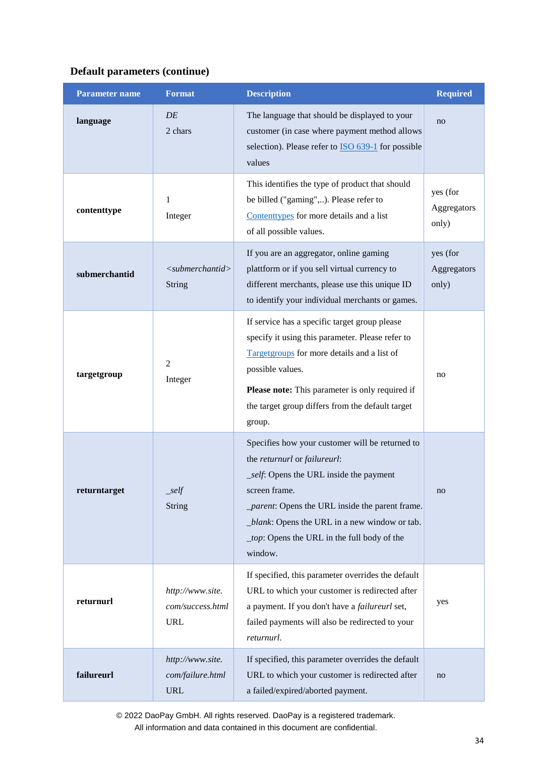### Default parameters (continue)

| Parameter name | Format | Description | Required |
|---|---|---|---|
| **language** | *DE*<br>2 chars | The language that should be displayed to your customer (in case where payment method allows selection). Please refer to [ISO 639-1]() for possible values | no |
| **contenttype** | 1<br>Integer | This identifies the type of product that should be billed ("gaming",..). Please refer to [Contenttypes]() for more details and a list of all possible values. | yes (for Aggregators only) |
| **submerchantid** | *<submerchantid>*<br>String | If you are an aggregator, online gaming plattform or if you sell virtual currency to different merchants, please use this unique ID to identify your individual merchants or games. | yes (for Aggregators only) |
| **targetgroup** | 2<br>Integer | If service has a specific target group please specify it using this parameter. Please refer to [Targetgroups]() for more details and a list of possible values.<br>**Please note:** This parameter is only required if the target group differs from the default target group. | no |
| **returntarget** | *_self*<br>String | Specifies how your customer will be returned to the *returnurl* or *failureurl*:<br>*_self*: Opens the URL inside the payment screen frame.<br>*_parent*: Opens the URL inside the parent frame.<br>*_blank*: Opens the URL in a new window or tab.<br>*_top*: Opens the URL in the full body of the window. | no |
| **returnurl** | *http://www.site.com/success.html*<br>URL | If specified, this parameter overrides the default URL to which your customer is redirected after a payment. If you don't have a *failureurl* set, failed payments will also be redirected to your *returnurl*. | yes |
| **failureurl** | *http://www.site.com/failure.html*<br>URL | If specified, this parameter overrides the default URL to which your customer is redirected after a failed/expired/aborted payment. | no |

© 2022 DaoPay GmbH. All rights reserved. DaoPay is a registered trademark.
All information and data contained in this document are confidential.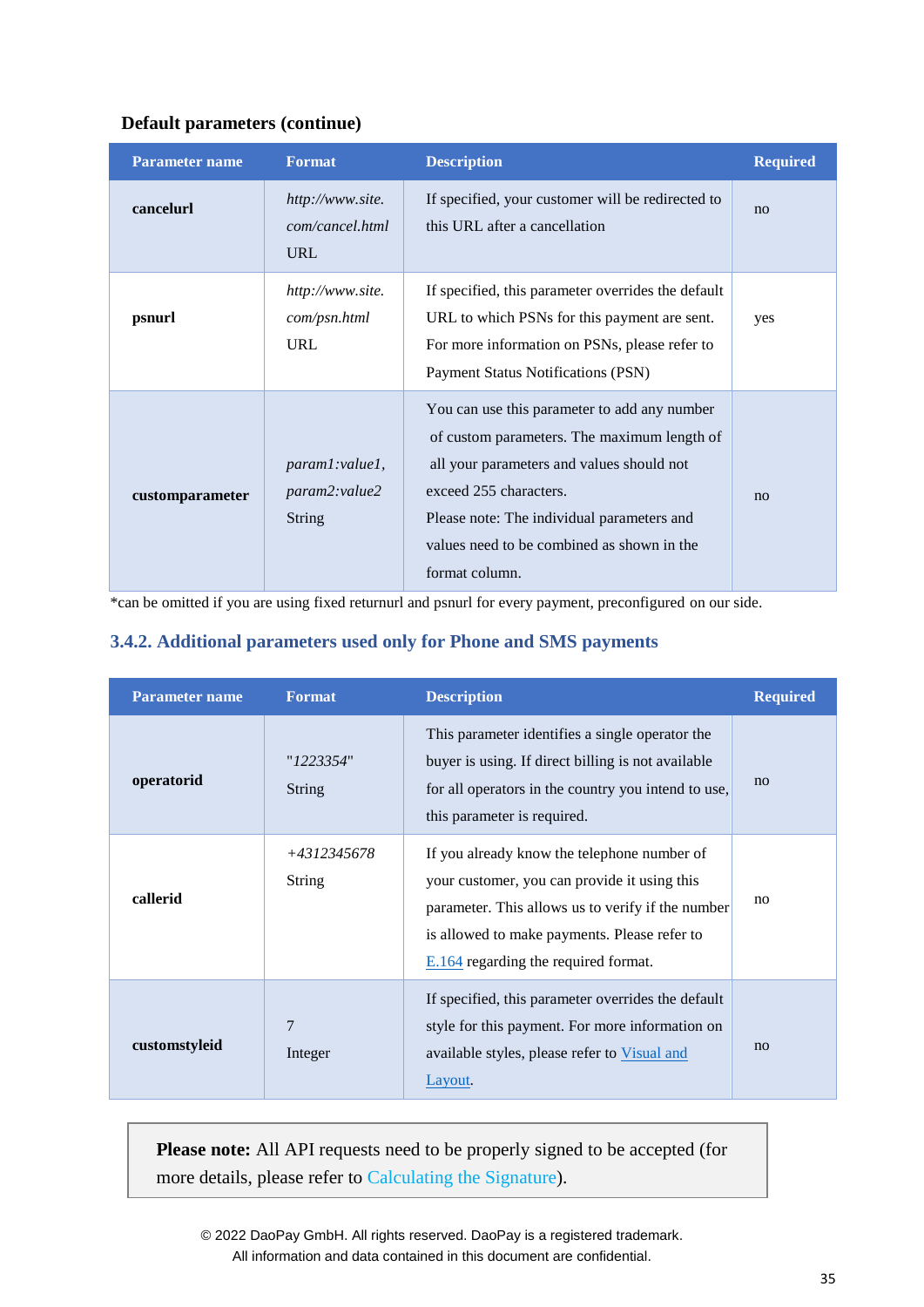**Default parameters (continue)**

| Parameter name | Format | Description | Required |
|---|---|---|---|
| **cancelurl** | *http://www.site.com/cancel.html* URL | If specified, your customer will be redirected to this URL after a cancellation | no |
| **psnurl** | *http://www.site.com/psn.html* URL | If specified, this parameter overrides the default URL to which PSNs for this payment are sent. For more information on PSNs, please refer to Payment Status Notifications (PSN) | yes |
| **customparameter** | *param1:value1, param2:value2* String | You can use this parameter to add any number of custom parameters. The maximum length of all your parameters and values should not exceed 255 characters. Please note: The individual parameters and values need to be combined as shown in the format column. | no |

*can be omitted if you are using fixed returnurl and psnurl for every payment, preconfigured on our side.

### 3.4.2. Additional parameters used only for Phone and SMS payments

| Parameter name | Format | Description | Required |
|---|---|---|---|
| **operatorid** | "*1223354*" String | This parameter identifies a single operator the buyer is using. If direct billing is not available for all operators in the country you intend to use, this parameter is required. | no |
| **callerid** | *+4312345678* String | If you already know the telephone number of your customer, you can provide it using this parameter. This allows us to verify if the number is allowed to make payments. Please refer to E.164 regarding the required format. | no |
| **customstyleid** | 7 Integer | If specified, this parameter overrides the default style for this payment. For more information on available styles, please refer to Visual and Layout. | no |

**Please note:** All API requests need to be properly signed to be accepted (for more details, please refer to Calculating the Signature).

© 2022 DaoPay GmbH. All rights reserved. DaoPay is a registered trademark.
All information and data contained in this document are confidential.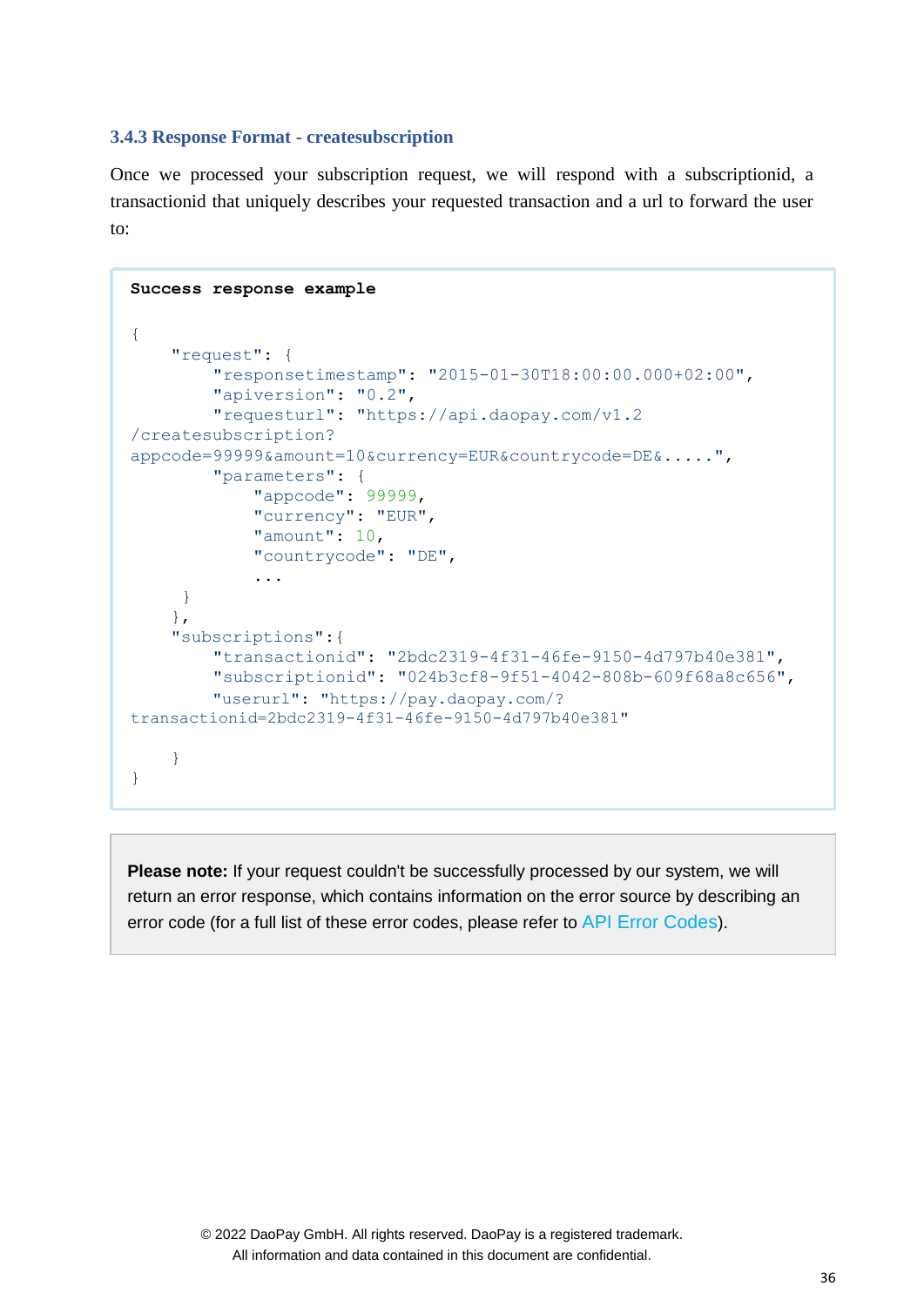### 3.4.3 Response Format - createsubscription

Once we processed your subscription request, we will respond with a subscriptionid, a transactionid that uniquely describes your requested transaction and a url to forward the user to:

```
Success response example

{
    "request": {
        "responsetimestamp": "2015-01-30T18:00:00.000+02:00",
        "apiversion": "0.2",
        "requesturl": "https://api.daopay.com/v1.2
/createsubscription?
appcode=99999&amount=10&currency=EUR&countrycode=DE&.....",
        "parameters": {
            "appcode": 99999,
            "currency": "EUR",
            "amount": 10,
            "countrycode": "DE",
            ...
     }
    },
    "subscriptions":{
        "transactionid": "2bdc2319-4f31-46fe-9150-4d797b40e381",
        "subscriptionid": "024b3cf8-9f51-4042-808b-609f68a8c656",
        "userurl": "https://pay.daopay.com/?
transactionid=2bdc2319-4f31-46fe-9150-4d797b40e381"

    }
}
```

**Please note:** If your request couldn't be successfully processed by our system, we will return an error response, which contains information on the error source by describing an error code (for a full list of these error codes, please refer to API Error Codes).

© 2022 DaoPay GmbH. All rights reserved. DaoPay is a registered trademark.
All information and data contained in this document are confidential.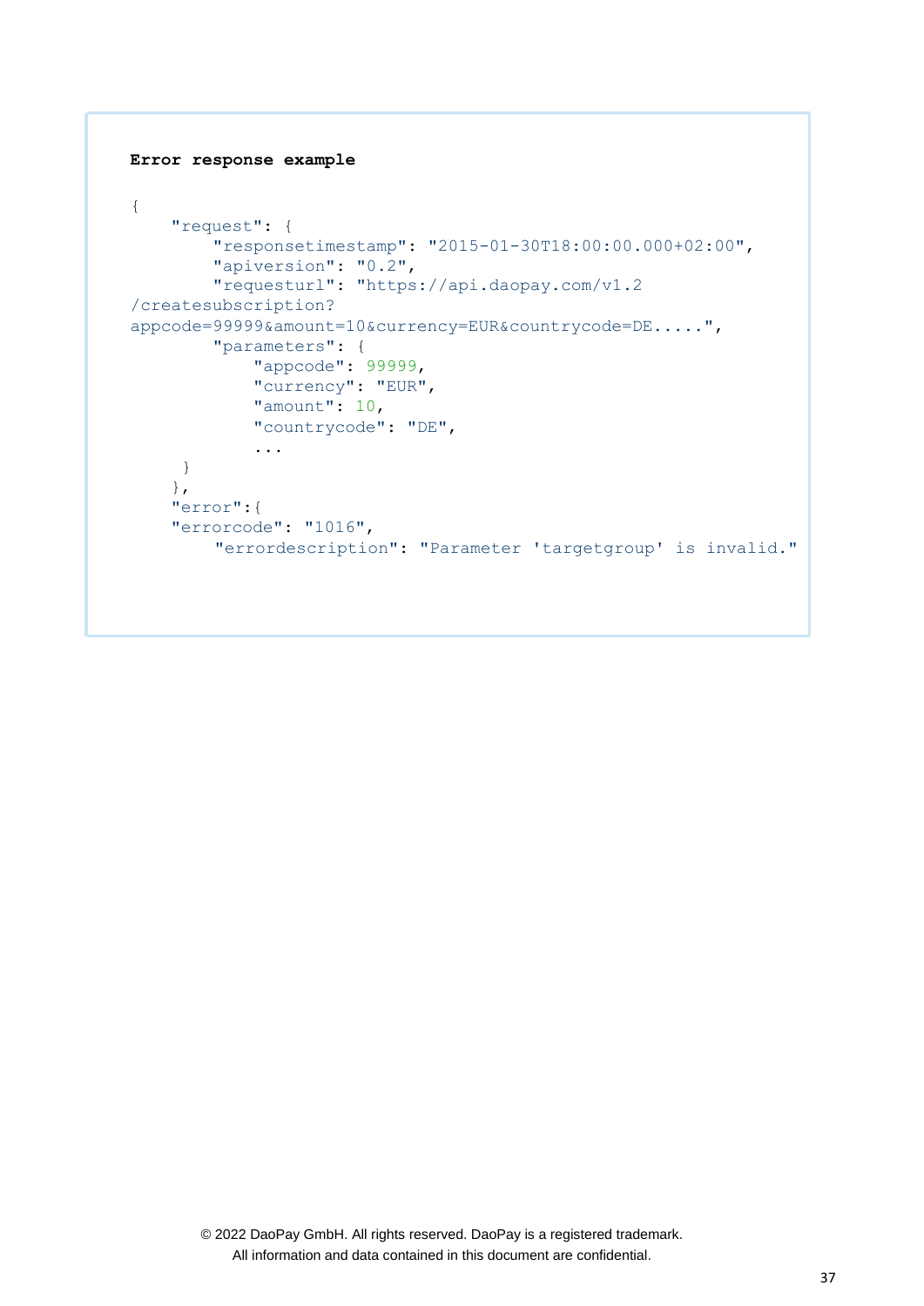**Error response example**

```
{
    "request": {
        "responsetimestamp": "2015-01-30T18:00:00.000+02:00",
        "apiversion": "0.2",
        "requesturl": "https://api.daopay.com/v1.2
/createsubscription?
appcode=99999&amount=10&currency=EUR&countrycode=DE.....",
        "parameters": {
            "appcode": 99999,
            "currency": "EUR",
            "amount": 10,
            "countrycode": "DE",
            ...
     }
    },
    "error":{
    "errorcode": "1016",
        "errordescription": "Parameter 'targetgroup' is invalid."
```

© 2022 DaoPay GmbH. All rights reserved. DaoPay is a registered trademark.
All information and data contained in this document are confidential.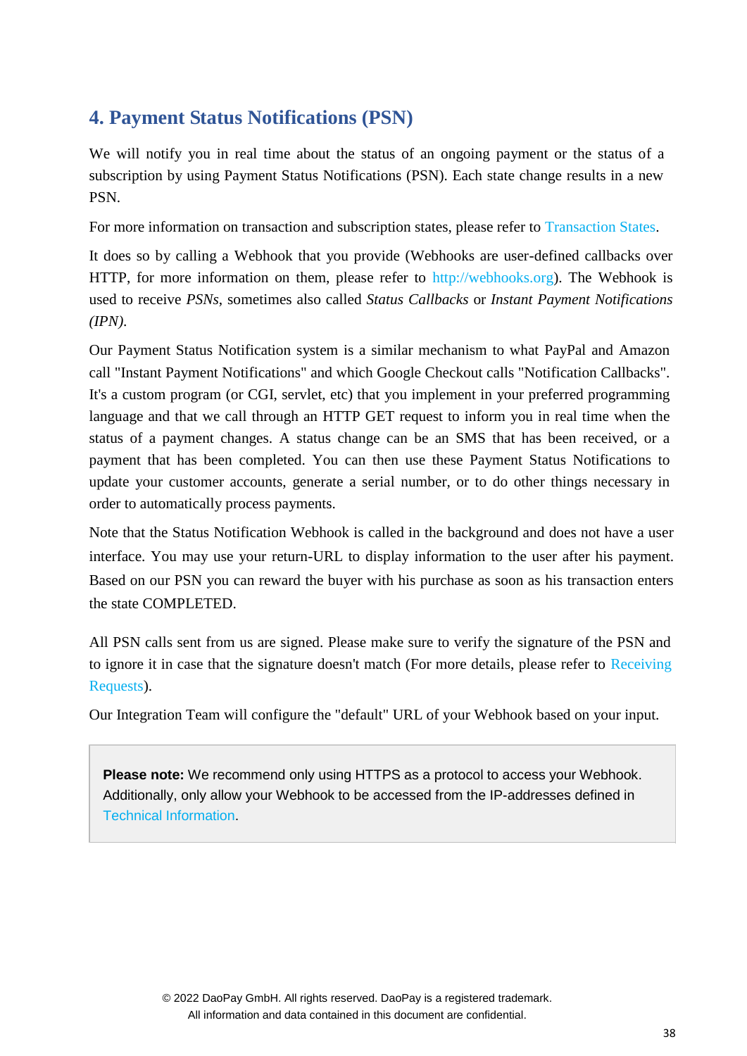# 4. Payment Status Notifications (PSN)

We will notify you in real time about the status of an ongoing payment or the status of a subscription by using Payment Status Notifications (PSN). Each state change results in a new PSN.

For more information on transaction and subscription states, please refer to Transaction States.

It does so by calling a Webhook that you provide (Webhooks are user-defined callbacks over HTTP, for more information on them, please refer to http://webhooks.org). The Webhook is used to receive *PSNs*, sometimes also called *Status Callbacks* or *Instant Payment Notifications (IPN)*.

Our Payment Status Notification system is a similar mechanism to what PayPal and Amazon call "Instant Payment Notifications" and which Google Checkout calls "Notification Callbacks". It's a custom program (or CGI, servlet, etc) that you implement in your preferred programming language and that we call through an HTTP GET request to inform you in real time when the status of a payment changes. A status change can be an SMS that has been received, or a payment that has been completed. You can then use these Payment Status Notifications to update your customer accounts, generate a serial number, or to do other things necessary in order to automatically process payments.

Note that the Status Notification Webhook is called in the background and does not have a user interface. You may use your return-URL to display information to the user after his payment. Based on our PSN you can reward the buyer with his purchase as soon as his transaction enters the state COMPLETED.

All PSN calls sent from us are signed. Please make sure to verify the signature of the PSN and to ignore it in case that the signature doesn't match (For more details, please refer to Receiving Requests).

Our Integration Team will configure the "default" URL of your Webhook based on your input.

> **Please note:** We recommend only using HTTPS as a protocol to access your Webhook. Additionally, only allow your Webhook to be accessed from the IP-addresses defined in Technical Information.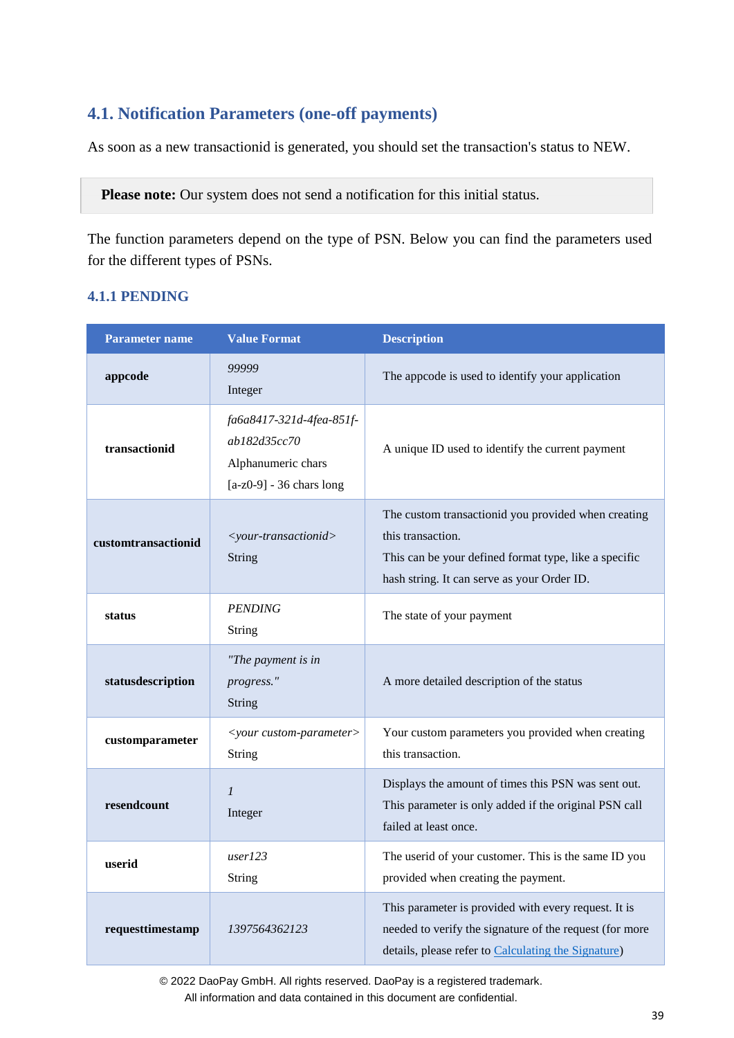## 4.1. Notification Parameters (one-off payments)

As soon as a new transactionid is generated, you should set the transaction's status to NEW.

> **Please note:** Our system does not send a notification for this initial status.

The function parameters depend on the type of PSN. Below you can find the parameters used for the different types of PSNs.

### 4.1.1 PENDING

| Parameter name | Value Format | Description |
|---|---|---|
| **appcode** | *99999*<br>Integer | The appcode is used to identify your application |
| **transactionid** | *fa6a8417-321d-4fea-851f-ab182d35cc70*<br>Alphanumeric chars<br>[a-z0-9] - 36 chars long | A unique ID used to identify the current payment |
| **customtransactionid** | *<your-transactionid>*<br>String | The custom transactionid you provided when creating this transaction.<br>This can be your defined format type, like a specific hash string. It can serve as your Order ID. |
| **status** | *PENDING*<br>String | The state of your payment |
| **statusdescription** | *"The payment is in progress."*<br>String | A more detailed description of the status |
| **customparameter** | *<your custom-parameter>*<br>String | Your custom parameters you provided when creating this transaction. |
| **resendcount** | *1*<br>Integer | Displays the amount of times this PSN was sent out. This parameter is only added if the original PSN call failed at least once. |
| **userid** | *user123*<br>String | The userid of your customer. This is the same ID you provided when creating the payment. |
| **requesttimestamp** | *1397564362123* | This parameter is provided with every request. It is needed to verify the signature of the request (for more details, please refer to Calculating the Signature) |

© 2022 DaoPay GmbH. All rights reserved. DaoPay is a registered trademark.
All information and data contained in this document are confidential.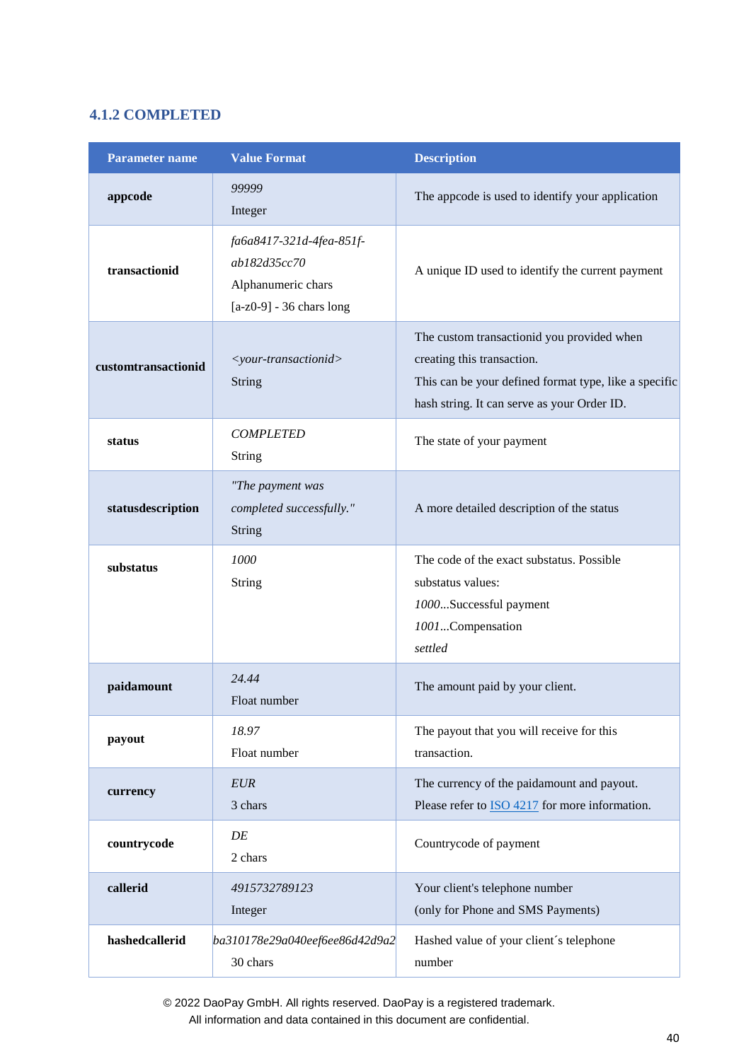### 4.1.2 COMPLETED

| Parameter name | Value Format | Description |
|---|---|---|
| **appcode** | *99999*<br>Integer | The appcode is used to identify your application |
| **transactionid** | *fa6a8417-321d-4fea-851f-ab182d35cc70*<br>Alphanumeric chars<br>[a-z0-9] - 36 chars long | A unique ID used to identify the current payment |
| **customtransactionid** | *<your-transactionid>*<br>String | The custom transactionid you provided when creating this transaction.<br>This can be your defined format type, like a specific hash string. It can serve as your Order ID. |
| **status** | *COMPLETED*<br>String | The state of your payment |
| **statusdescription** | *"The payment was completed successfully."*<br>String | A more detailed description of the status |
| **substatus** | *1000*<br>String | The code of the exact substatus. Possible substatus values:<br>*1000*...Successful payment<br>*1001*...Compensation *settled* |
| **paidamount** | *24.44*<br>Float number | The amount paid by your client. |
| **payout** | *18.97*<br>Float number | The payout that you will receive for this transaction. |
| **currency** | *EUR*<br>3 chars | The currency of the paidamount and payout. Please refer to ISO 4217 for more information. |
| **countrycode** | *DE*<br>2 chars | Countrycode of payment |
| **callerid** | *4915732789123*<br>Integer | Your client's telephone number<br>(only for Phone and SMS Payments) |
| **hashedcallerid** | *ba310178e29a040eef6ee86d42d9a2*<br>30 chars | Hashed value of your client´s telephone number |

© 2022 DaoPay GmbH. All rights reserved. DaoPay is a registered trademark.
All information and data contained in this document are confidential.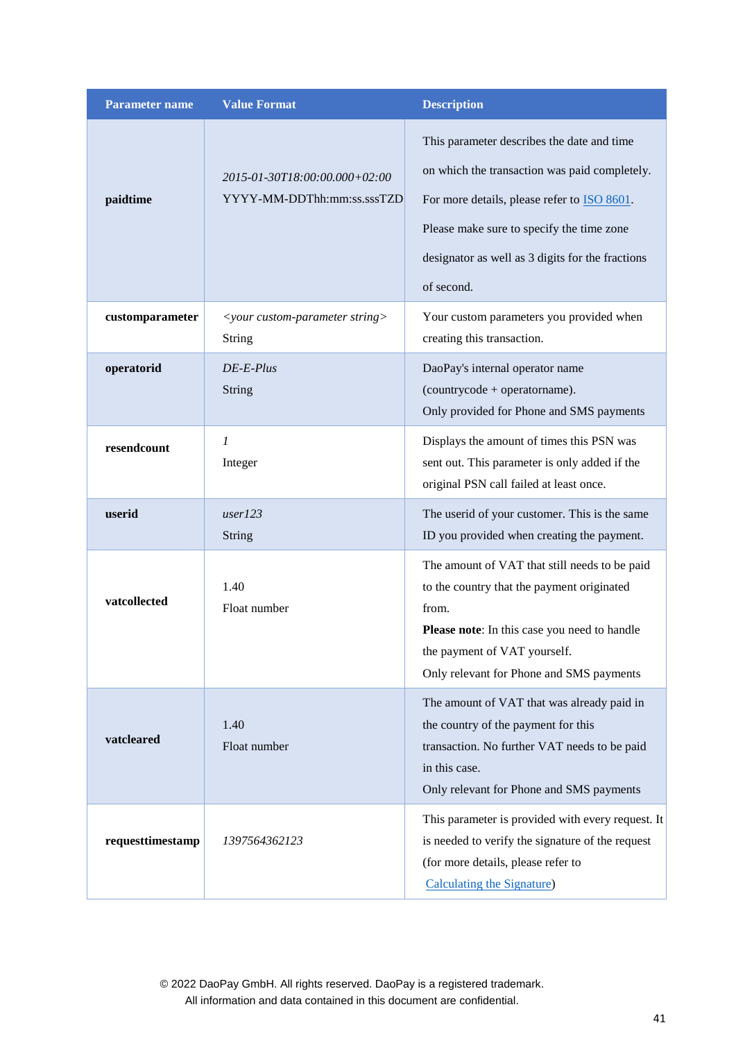| Parameter name | Value Format | Description |
|---|---|---|
| **paidtime** | *2015-01-30T18:00:00.000+02:00*<br>YYYY-MM-DDThh:mm:ss.sssTZD | This parameter describes the date and time on which the transaction was paid completely. For more details, please refer to [ISO 8601](ISO 8601). Please make sure to specify the time zone designator as well as 3 digits for the fractions of second. |
| **customparameter** | *<your custom-parameter string>*<br>String | Your custom parameters you provided when creating this transaction. |
| **operatorid** | *DE-E-Plus*<br>String | DaoPay's internal operator name (countrycode + operatorname).<br>Only provided for Phone and SMS payments |
| **resendcount** | *1*<br>Integer | Displays the amount of times this PSN was sent out. This parameter is only added if the original PSN call failed at least once. |
| **userid** | *user123*<br>String | The userid of your customer. This is the same ID you provided when creating the payment. |
| **vatcollected** | 1.40<br>Float number | The amount of VAT that still needs to be paid to the country that the payment originated from.<br>**Please note**: In this case you need to handle the payment of VAT yourself.<br>Only relevant for Phone and SMS payments |
| **vatcleared** | 1.40<br>Float number | The amount of VAT that was already paid in the country of the payment for this transaction. No further VAT needs to be paid in this case.<br>Only relevant for Phone and SMS payments |
| **requesttimestamp** | *1397564362123* | This parameter is provided with every request. It is needed to verify the signature of the request (for more details, please refer to Calculating the Signature) |

© 2022 DaoPay GmbH. All rights reserved. DaoPay is a registered trademark.
All information and data contained in this document are confidential.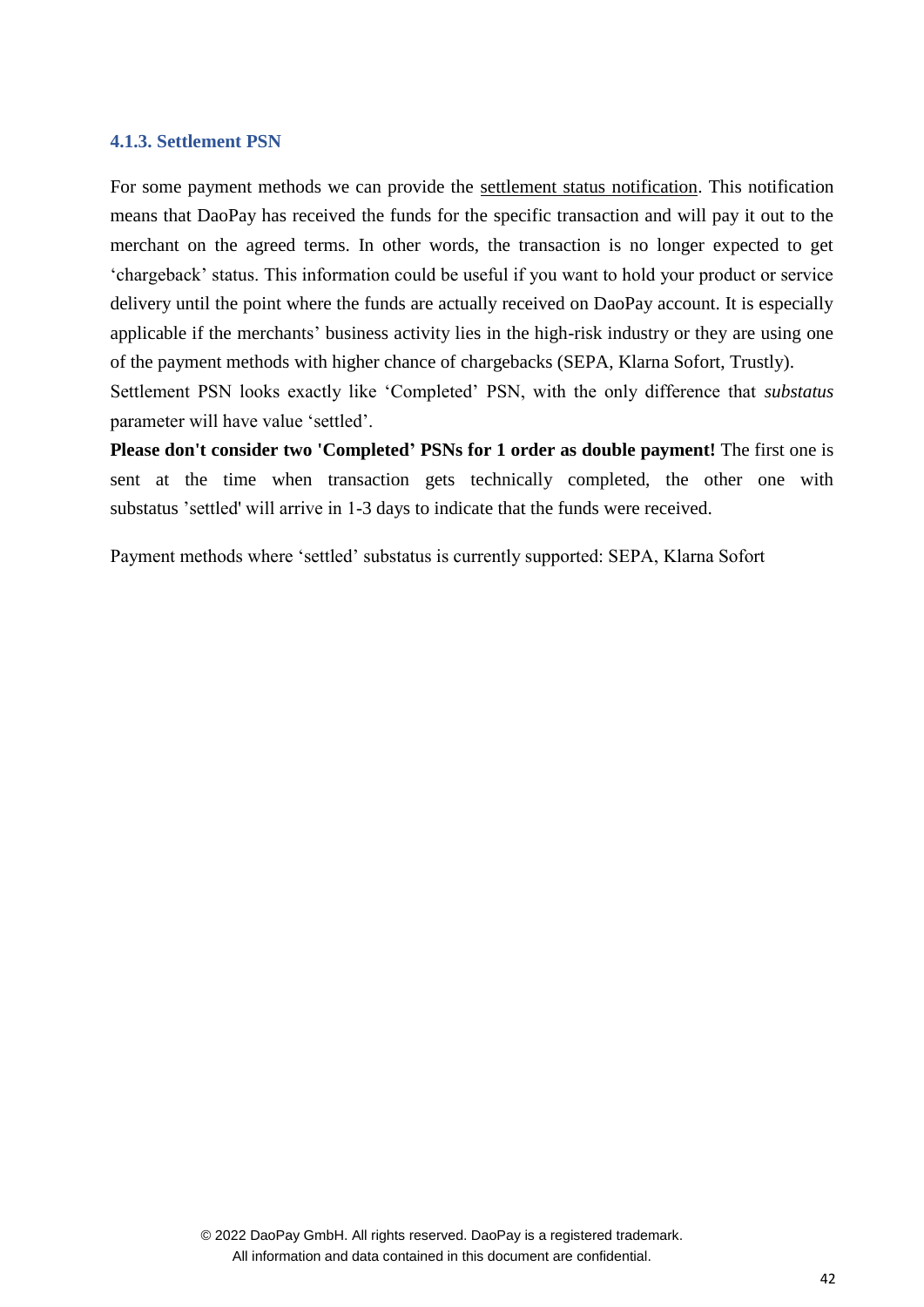### 4.1.3. Settlement PSN

For some payment methods we can provide the settlement status notification. This notification means that DaoPay has received the funds for the specific transaction and will pay it out to the merchant on the agreed terms. In other words, the transaction is no longer expected to get 'chargeback' status. This information could be useful if you want to hold your product or service delivery until the point where the funds are actually received on DaoPay account. It is especially applicable if the merchants' business activity lies in the high-risk industry or they are using one of the payment methods with higher chance of chargebacks (SEPA, Klarna Sofort, Trustly).
Settlement PSN looks exactly like 'Completed' PSN, with the only difference that *substatus* parameter will have value 'settled'.
**Please don't consider two 'Completed' PSNs for 1 order as double payment!** The first one is sent at the time when transaction gets technically completed, the other one with substatus 'settled' will arrive in 1-3 days to indicate that the funds were received.

Payment methods where 'settled' substatus is currently supported: SEPA, Klarna Sofort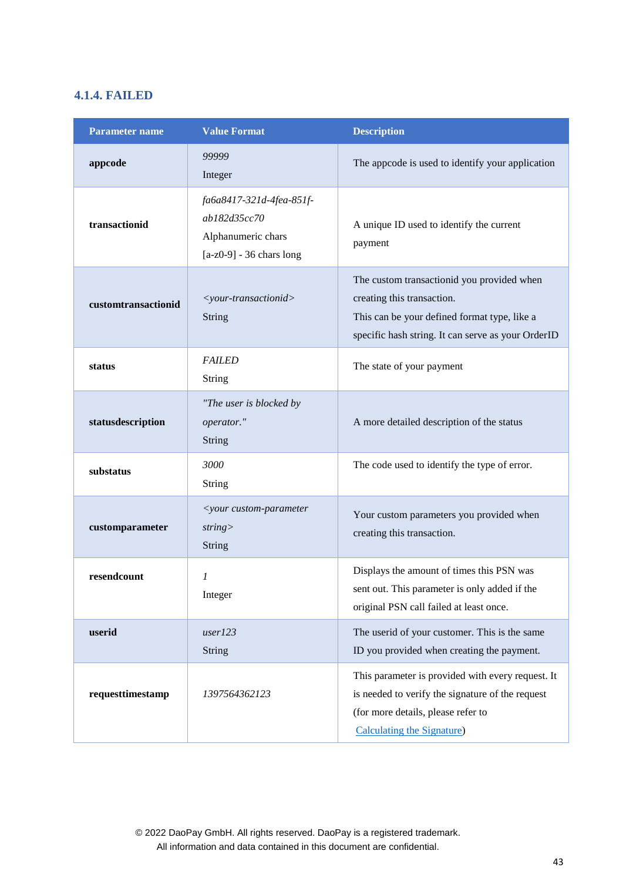### 4.1.4. FAILED

| Parameter name | Value Format | Description |
|---|---|---|
| **appcode** | *99999*<br>Integer | The appcode is used to identify your application |
| **transactionid** | *fa6a8417-321d-4fea-851f-ab182d35cc70*<br>Alphanumeric chars<br>[a-z0-9] - 36 chars long | A unique ID used to identify the current payment |
| **customtransactionid** | *<your-transactionid>*<br>String | The custom transactionid you provided when creating this transaction.<br>This can be your defined format type, like a specific hash string. It can serve as your OrderID |
| **status** | *FAILED*<br>String | The state of your payment |
| **statusdescription** | *"The user is blocked by operator."*<br>String | A more detailed description of the status |
| **substatus** | *3000*<br>String | The code used to identify the type of error. |
| **customparameter** | *<your custom-parameter string>*<br>String | Your custom parameters you provided when creating this transaction. |
| **resendcount** | *1*<br>Integer | Displays the amount of times this PSN was sent out. This parameter is only added if the original PSN call failed at least once. |
| **userid** | *user123*<br>String | The userid of your customer. This is the same ID you provided when creating the payment. |
| **requesttimestamp** | *1397564362123* | This parameter is provided with every request. It is needed to verify the signature of the request (for more details, please refer to Calculating the Signature) |

© 2022 DaoPay GmbH. All rights reserved. DaoPay is a registered trademark.
All information and data contained in this document are confidential.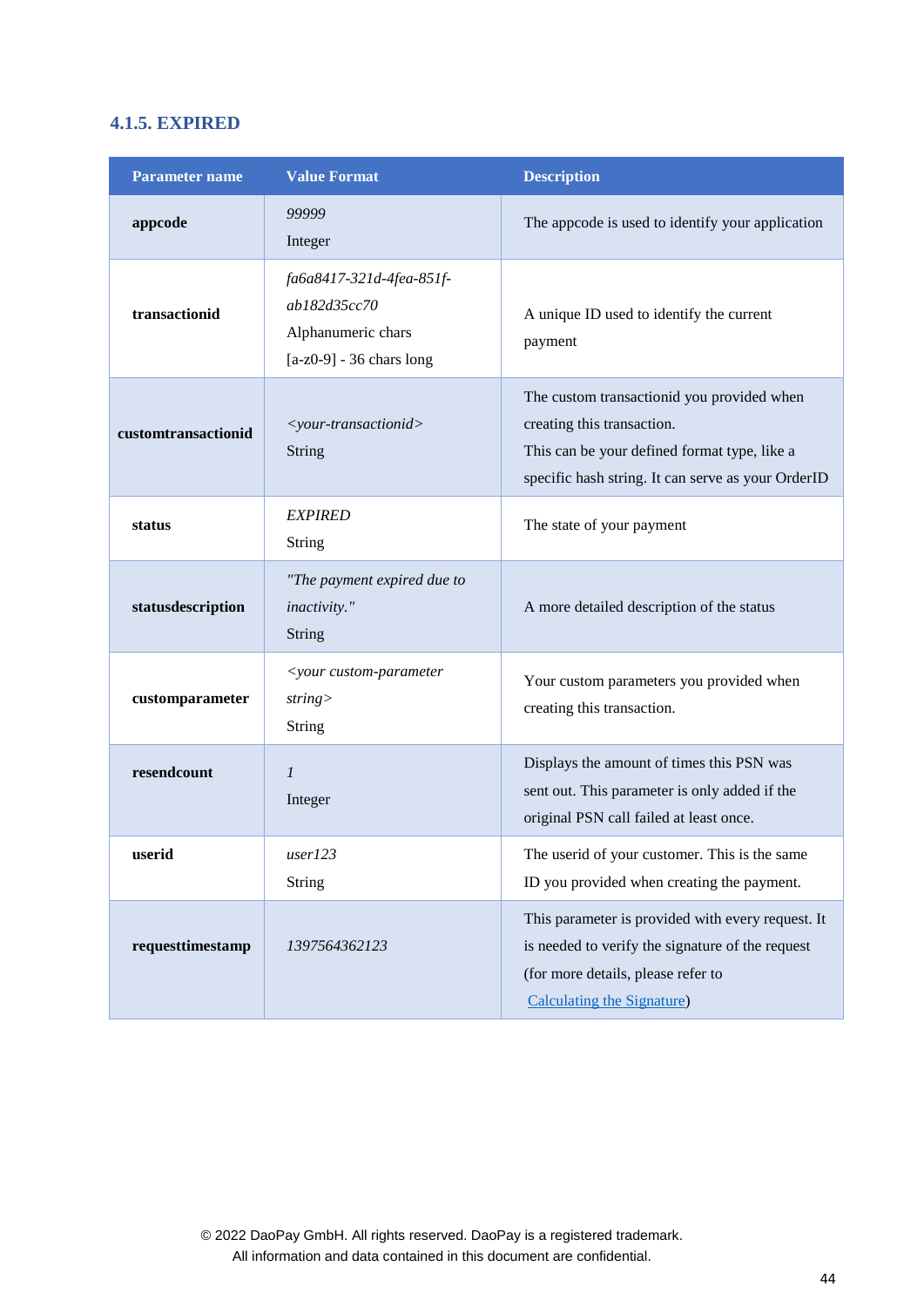### 4.1.5. EXPIRED

| Parameter name | Value Format | Description |
|---|---|---|
| **appcode** | *99999*<br>Integer | The appcode is used to identify your application |
| **transactionid** | *fa6a8417-321d-4fea-851f-ab182d35cc70*<br>Alphanumeric chars<br>[a-z0-9] - 36 chars long | A unique ID used to identify the current payment |
| **customtransactionid** | *<your-transactionid>*<br>String | The custom transactionid you provided when creating this transaction.<br>This can be your defined format type, like a specific hash string. It can serve as your OrderID |
| **status** | *EXPIRED*<br>String | The state of your payment |
| **statusdescription** | *"The payment expired due to inactivity."*<br>String | A more detailed description of the status |
| **customparameter** | *<your custom-parameter string>*<br>String | Your custom parameters you provided when creating this transaction. |
| **resendcount** | *1*<br>Integer | Displays the amount of times this PSN was sent out. This parameter is only added if the original PSN call failed at least once. |
| **userid** | *user123*<br>String | The userid of your customer. This is the same ID you provided when creating the payment. |
| **requesttimestamp** | *1397564362123* | This parameter is provided with every request. It is needed to verify the signature of the request (for more details, please refer to Calculating the Signature) |

© 2022 DaoPay GmbH. All rights reserved. DaoPay is a registered trademark.
All information and data contained in this document are confidential.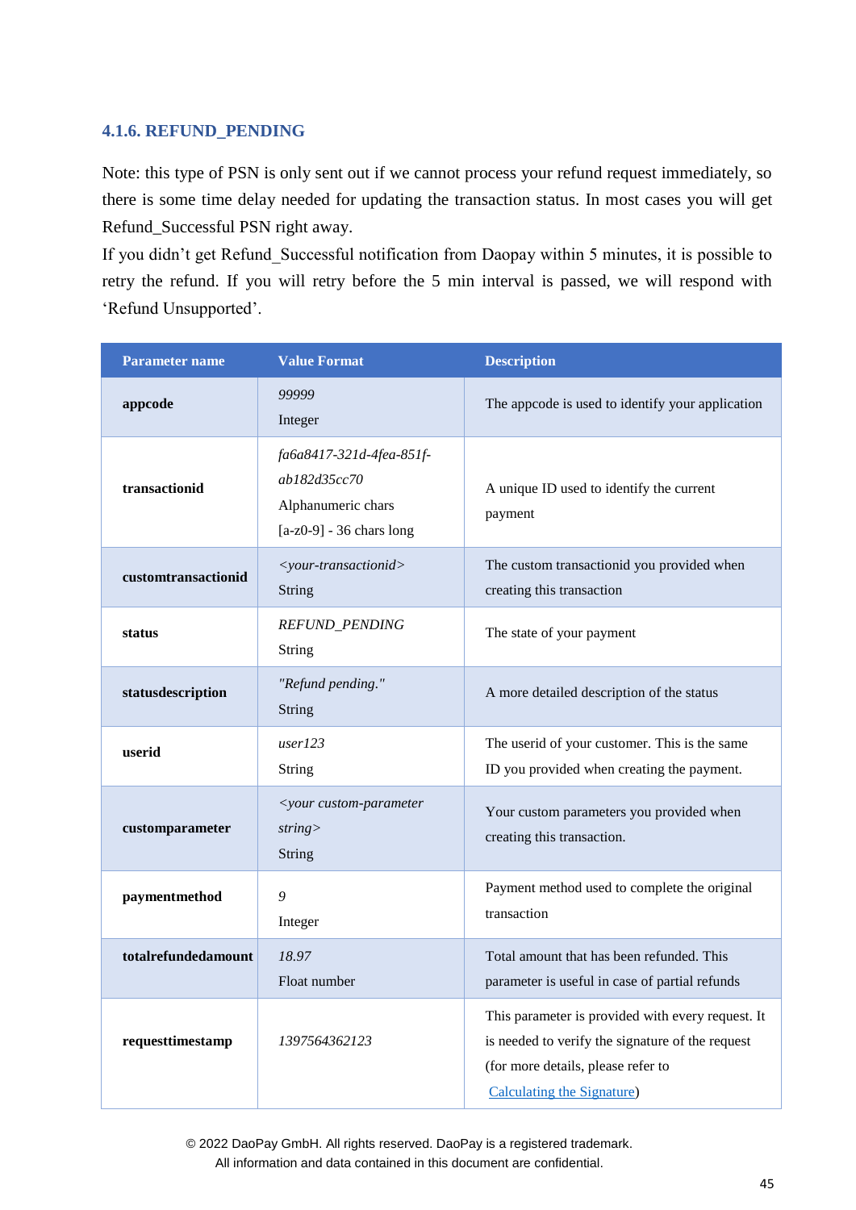### 4.1.6. REFUND_PENDING

Note: this type of PSN is only sent out if we cannot process your refund request immediately, so there is some time delay needed for updating the transaction status. In most cases you will get Refund_Successful PSN right away.

If you didn't get Refund_Successful notification from Daopay within 5 minutes, it is possible to retry the refund. If you will retry before the 5 min interval is passed, we will respond with 'Refund Unsupported'.

| Parameter name | Value Format | Description |
|---|---|---|
| **appcode** | *99999*<br>Integer | The appcode is used to identify your application |
| **transactionid** | *fa6a8417-321d-4fea-851f-ab182d35cc70*<br>Alphanumeric chars<br>[a-z0-9] - 36 chars long | A unique ID used to identify the current payment |
| **customtransactionid** | *<your-transactionid>*<br>String | The custom transactionid you provided when creating this transaction |
| **status** | *REFUND_PENDING*<br>String | The state of your payment |
| **statusdescription** | *"Refund pending."*<br>String | A more detailed description of the status |
| **userid** | *user123*<br>String | The userid of your customer. This is the same ID you provided when creating the payment. |
| **customparameter** | *<your custom-parameter string>*<br>String | Your custom parameters you provided when creating this transaction. |
| **paymentmethod** | *9*<br>Integer | Payment method used to complete the original transaction |
| **totalrefundedamount** | *18.97*<br>Float number | Total amount that has been refunded. This parameter is useful in case of partial refunds |
| **requesttimestamp** | *1397564362123* | This parameter is provided with every request. It is needed to verify the signature of the request (for more details, please refer to Calculating the Signature) |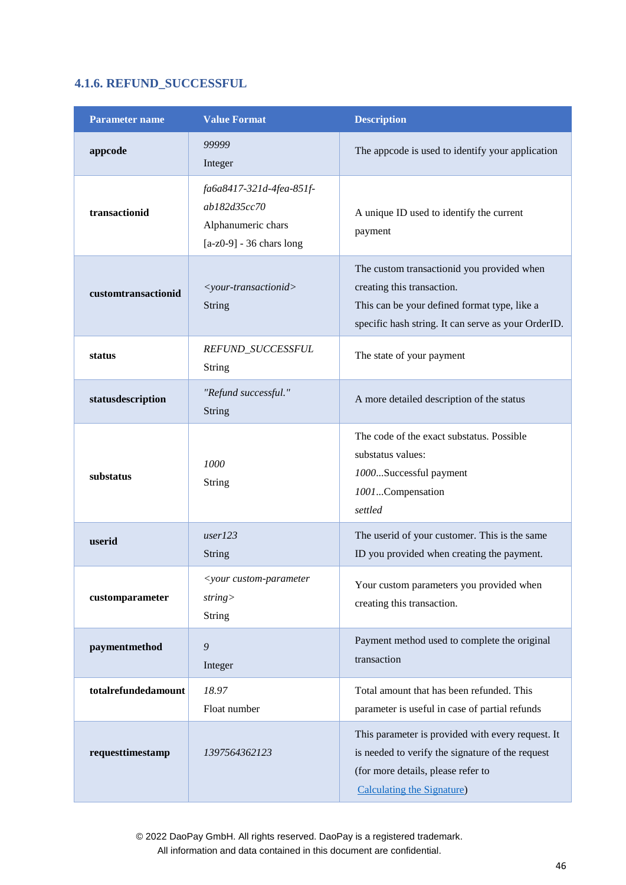### 4.1.6. REFUND_SUCCESSFUL

| Parameter name | Value Format | Description |
|---|---|---|
| **appcode** | *99999*<br>Integer | The appcode is used to identify your application |
| **transactionid** | *fa6a8417-321d-4fea-851f-ab182d35cc70*<br>Alphanumeric chars<br>[a-z0-9] - 36 chars long | A unique ID used to identify the current payment |
| **customtransactionid** | *<your-transactionid>*<br>String | The custom transactionid you provided when creating this transaction.<br>This can be your defined format type, like a specific hash string. It can serve as your OrderID. |
| **status** | *REFUND_SUCCESSFUL*<br>String | The state of your payment |
| **statusdescription** | *"Refund successful."*<br>String | A more detailed description of the status |
| **substatus** | *1000*<br>String | The code of the exact substatus. Possible substatus values:<br>*1000*...Successful payment<br>*1001*...Compensation<br>*settled* |
| **userid** | *user123*<br>String | The userid of your customer. This is the same ID you provided when creating the payment. |
| **customparameter** | *<your custom-parameter string>*<br>String | Your custom parameters you provided when creating this transaction. |
| **paymentmethod** | *9*<br>Integer | Payment method used to complete the original transaction |
| **totalrefundedamount** | *18.97*<br>Float number | Total amount that has been refunded. This parameter is useful in case of partial refunds |
| **requesttimestamp** | *1397564362123* | This parameter is provided with every request. It is needed to verify the signature of the request (for more details, please refer to Calculating the Signature) |

© 2022 DaoPay GmbH. All rights reserved. DaoPay is a registered trademark.
All information and data contained in this document are confidential.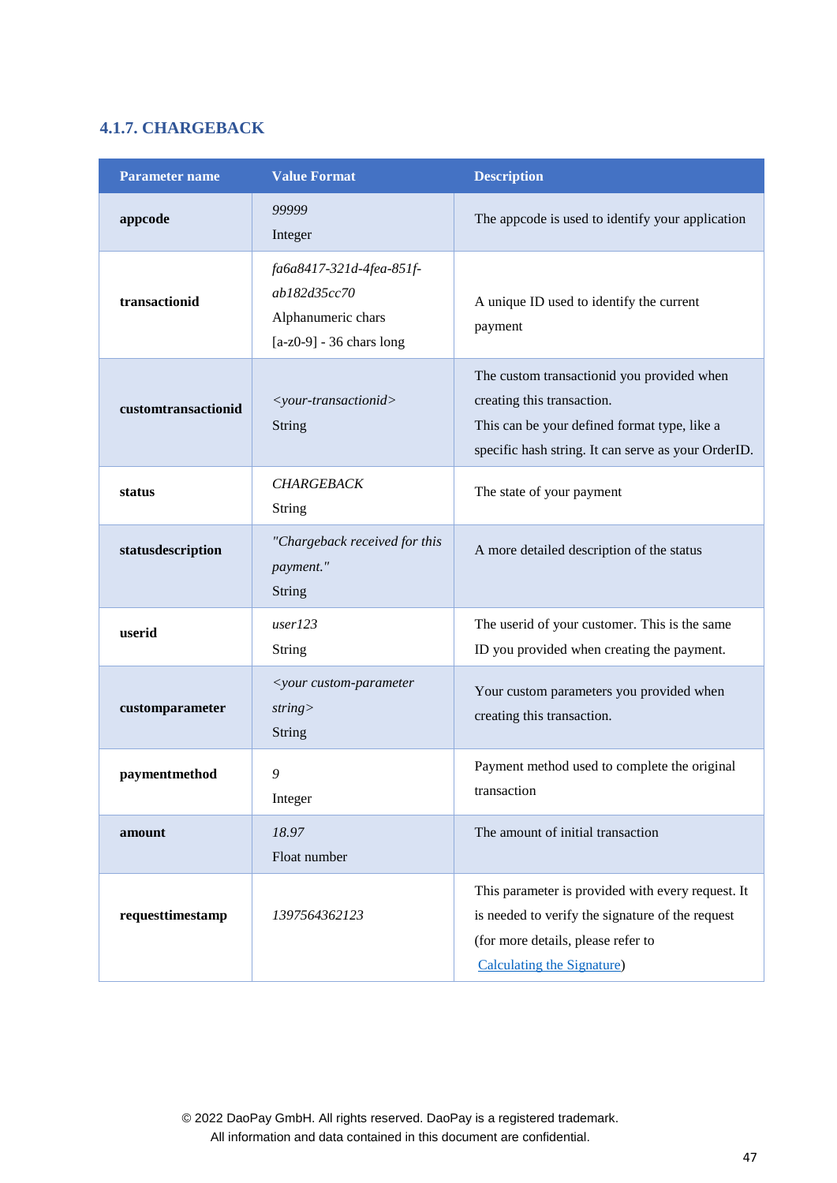### 4.1.7. CHARGEBACK

| Parameter name | Value Format | Description |
| --- | --- | --- |
| **appcode** | *99999*<br>Integer | The appcode is used to identify your application |
| **transactionid** | *fa6a8417-321d-4fea-851f-ab182d35cc70*<br>Alphanumeric chars<br>[a-z0-9] - 36 chars long | A unique ID used to identify the current payment |
| **customtransactionid** | *<your-transactionid>*<br>String | The custom transactionid you provided when creating this transaction.<br>This can be your defined format type, like a specific hash string. It can serve as your OrderID. |
| **status** | *CHARGEBACK*<br>String | The state of your payment |
| **statusdescription** | *"Chargeback received for this payment."*<br>String | A more detailed description of the status |
| **userid** | *user123*<br>String | The userid of your customer. This is the same ID you provided when creating the payment. |
| **customparameter** | *<your custom-parameter string>*<br>String | Your custom parameters you provided when creating this transaction. |
| **paymentmethod** | *9*<br>Integer | Payment method used to complete the original transaction |
| **amount** | *18.97*<br>Float number | The amount of initial transaction |
| **requesttimestamp** | *1397564362123* | This parameter is provided with every request. It is needed to verify the signature of the request (for more details, please refer to Calculating the Signature) |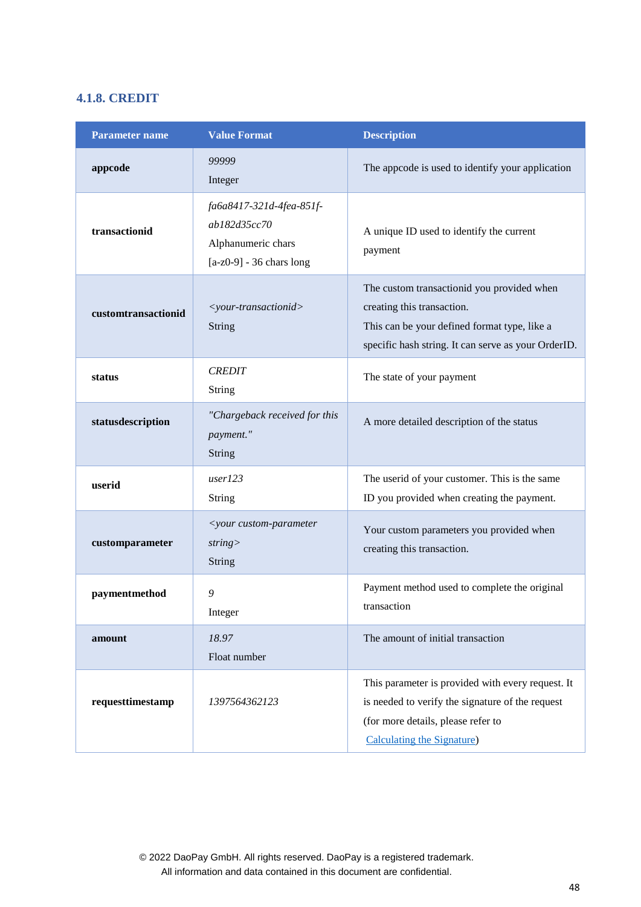### 4.1.8. CREDIT

| Parameter name | Value Format | Description |
|---|---|---|
| **appcode** | *99999*<br>Integer | The appcode is used to identify your application |
| **transactionid** | *fa6a8417-321d-4fea-851f-ab182d35cc70*<br>Alphanumeric chars<br>[a-z0-9] - 36 chars long | A unique ID used to identify the current payment |
| **customtransactionid** | *<your-transactionid>*<br>String | The custom transactionid you provided when creating this transaction.<br>This can be your defined format type, like a specific hash string. It can serve as your OrderID. |
| **status** | *CREDIT*<br>String | The state of your payment |
| **statusdescription** | *"Chargeback received for this payment."*<br>String | A more detailed description of the status |
| **userid** | *user123*<br>String | The userid of your customer. This is the same ID you provided when creating the payment. |
| **customparameter** | *<your custom-parameter string>*<br>String | Your custom parameters you provided when creating this transaction. |
| **paymentmethod** | *9*<br>Integer | Payment method used to complete the original transaction |
| **amount** | *18.97*<br>Float number | The amount of initial transaction |
| **requesttimestamp** | *1397564362123* | This parameter is provided with every request. It is needed to verify the signature of the request (for more details, please refer to Calculating the Signature) |

© 2022 DaoPay GmbH. All rights reserved. DaoPay is a registered trademark.
All information and data contained in this document are confidential.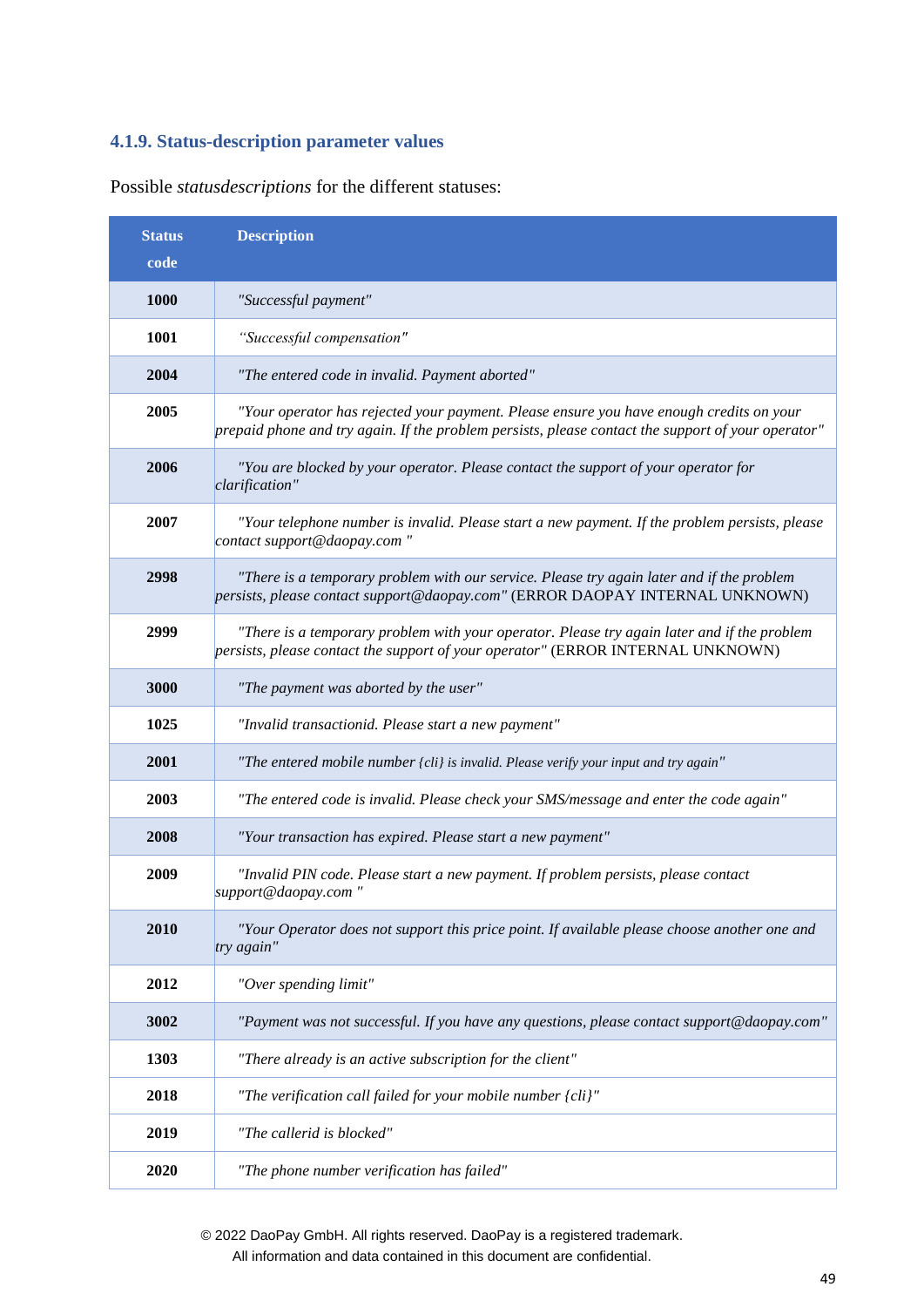### 4.1.9. Status-description parameter values

Possible *statusdescriptions* for the different statuses:

| Status code | Description |
|---|---|
| **1000** | *"Successful payment"* |
| **1001** | *"Successful compensation"* |
| **2004** | *"The entered code in invalid. Payment aborted"* |
| **2005** | *"Your operator has rejected your payment. Please ensure you have enough credits on your prepaid phone and try again. If the problem persists, please contact the support of your operator"* |
| **2006** | *"You are blocked by your operator. Please contact the support of your operator for clarification"* |
| **2007** | *"Your telephone number is invalid. Please start a new payment. If the problem persists, please contact support@daopay.com "* |
| **2998** | *"There is a temporary problem with our service. Please try again later and if the problem persists, please contact support@daopay.com"* (ERROR DAOPAY INTERNAL UNKNOWN) |
| **2999** | *"There is a temporary problem with your operator. Please try again later and if the problem persists, please contact the support of your operator"* (ERROR INTERNAL UNKNOWN) |
| **3000** | *"The payment was aborted by the user"* |
| **1025** | *"Invalid transactionid. Please start a new payment"* |
| **2001** | *"The entered mobile number {cli} is invalid. Please verify your input and try again"* |
| **2003** | *"The entered code is invalid. Please check your SMS/message and enter the code again"* |
| **2008** | *"Your transaction has expired. Please start a new payment"* |
| **2009** | *"Invalid PIN code. Please start a new payment. If problem persists, please contact support@daopay.com "* |
| **2010** | *"Your Operator does not support this price point. If available please choose another one and try again"* |
| **2012** | *"Over spending limit"* |
| **3002** | *"Payment was not successful. If you have any questions, please contact support@daopay.com"* |
| **1303** | *"There already is an active subscription for the client"* |
| **2018** | *"The verification call failed for your mobile number {cli}"* |
| **2019** | *"The callerid is blocked"* |
| **2020** | *"The phone number verification has failed"* |

© 2022 DaoPay GmbH. All rights reserved. DaoPay is a registered trademark.
All information and data contained in this document are confidential.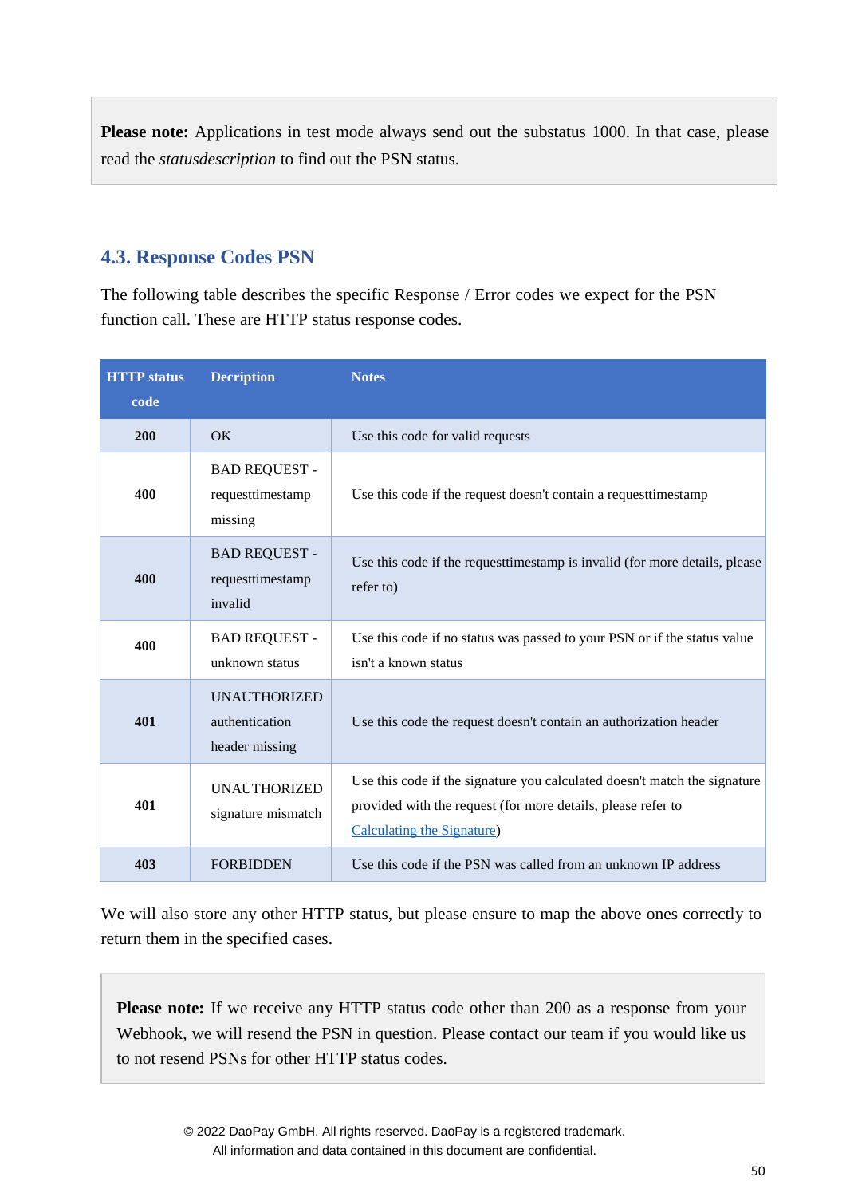**Please note:** Applications in test mode always send out the substatus 1000. In that case, please read the *statusdescription* to find out the PSN status.

## 4.3. Response Codes PSN

The following table describes the specific Response / Error codes we expect for the PSN function call. These are HTTP status response codes.

| HTTP status code | Decription | Notes |
|---|---|---|
| **200** | OK | Use this code for valid requests |
| **400** | BAD REQUEST - requesttimestamp missing | Use this code if the request doesn't contain a requesttimestamp |
| **400** | BAD REQUEST - requesttimestamp invalid | Use this code if the requesttimestamp is invalid (for more details, please refer to) |
| **400** | BAD REQUEST - unknown status | Use this code if no status was passed to your PSN or if the status value isn't a known status |
| **401** | UNAUTHORIZED authentication header missing | Use this code the request doesn't contain an authorization header |
| **401** | UNAUTHORIZED signature mismatch | Use this code if the signature you calculated doesn't match the signature provided with the request (for more details, please refer to Calculating the Signature) |
| **403** | FORBIDDEN | Use this code if the PSN was called from an unknown IP address |

We will also store any other HTTP status, but please ensure to map the above ones correctly to return them in the specified cases.

**Please note:** If we receive any HTTP status code other than 200 as a response from your Webhook, we will resend the PSN in question. Please contact our team if you would like us to not resend PSNs for other HTTP status codes.

© 2022 DaoPay GmbH. All rights reserved. DaoPay is a registered trademark.
All information and data contained in this document are confidential.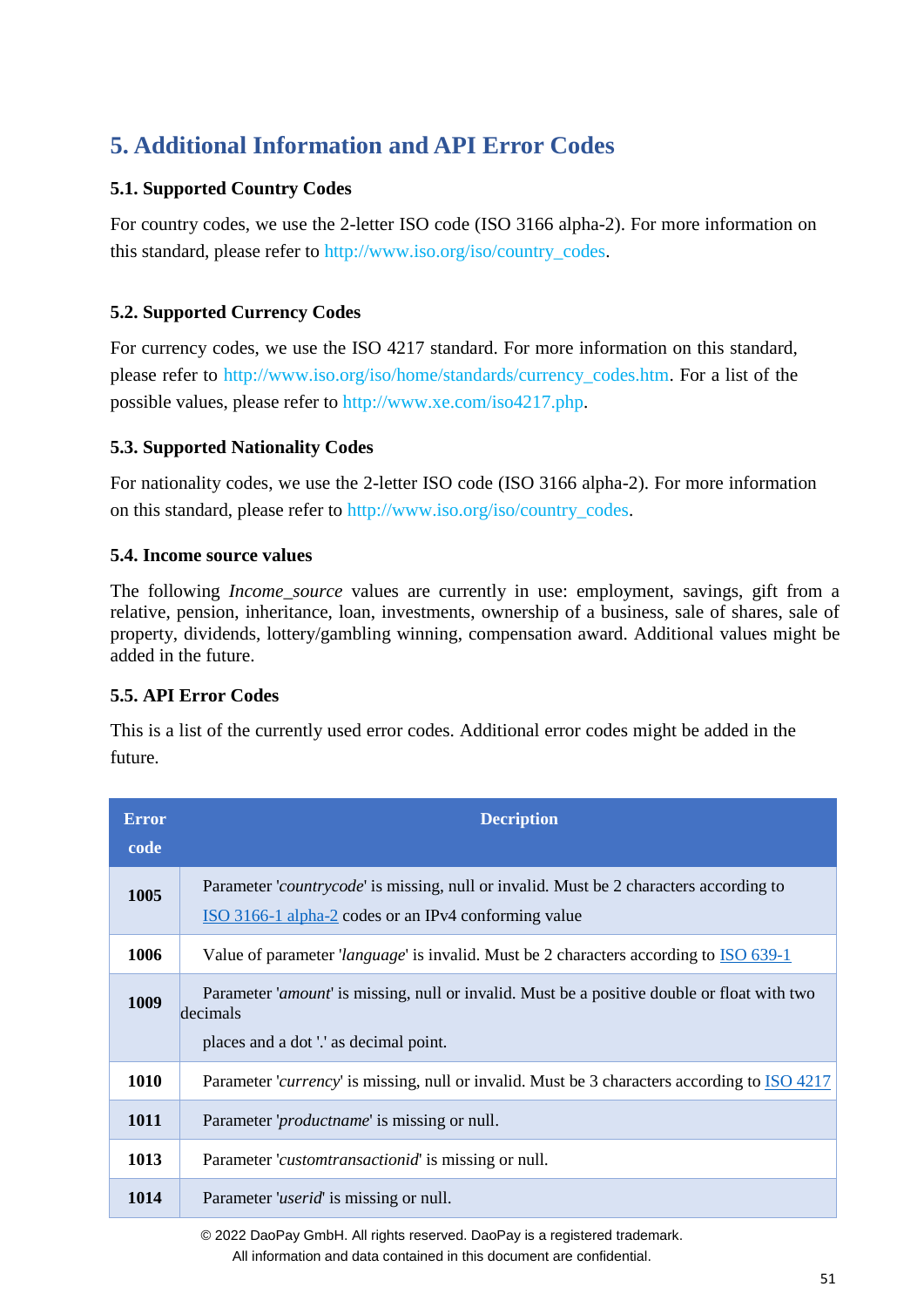# 5. Additional Information and API Error Codes

### 5.1. Supported Country Codes

For country codes, we use the 2-letter ISO code (ISO 3166 alpha-2). For more information on this standard, please refer to http://www.iso.org/iso/country_codes.

### 5.2. Supported Currency Codes

For currency codes, we use the ISO 4217 standard. For more information on this standard, please refer to http://www.iso.org/iso/home/standards/currency_codes.htm. For a list of the possible values, please refer to http://www.xe.com/iso4217.php.

### 5.3. Supported Nationality Codes

For nationality codes, we use the 2-letter ISO code (ISO 3166 alpha-2). For more information on this standard, please refer to http://www.iso.org/iso/country_codes.

### 5.4. Income source values

The following *Income_source* values are currently in use: employment, savings, gift from a relative, pension, inheritance, loan, investments, ownership of a business, sale of shares, sale of property, dividends, lottery/gambling winning, compensation award. Additional values might be added in the future.

### 5.5. API Error Codes

This is a list of the currently used error codes. Additional error codes might be added in the future.

| Error code | Decription |
|---|---|
| **1005** | Parameter '*countrycode*' is missing, null or invalid. Must be 2 characters according to ISO 3166-1 alpha-2 codes or an IPv4 conforming value |
| **1006** | Value of parameter '*language*' is invalid. Must be 2 characters according to ISO 639-1 |
| **1009** | Parameter '*amount*' is missing, null or invalid. Must be a positive double or float with two decimals places and a dot '.' as decimal point. |
| **1010** | Parameter '*currency*' is missing, null or invalid. Must be 3 characters according to ISO 4217 |
| **1011** | Parameter '*productname*' is missing or null. |
| **1013** | Parameter '*customtransactionid*' is missing or null. |
| **1014** | Parameter '*userid*' is missing or null. |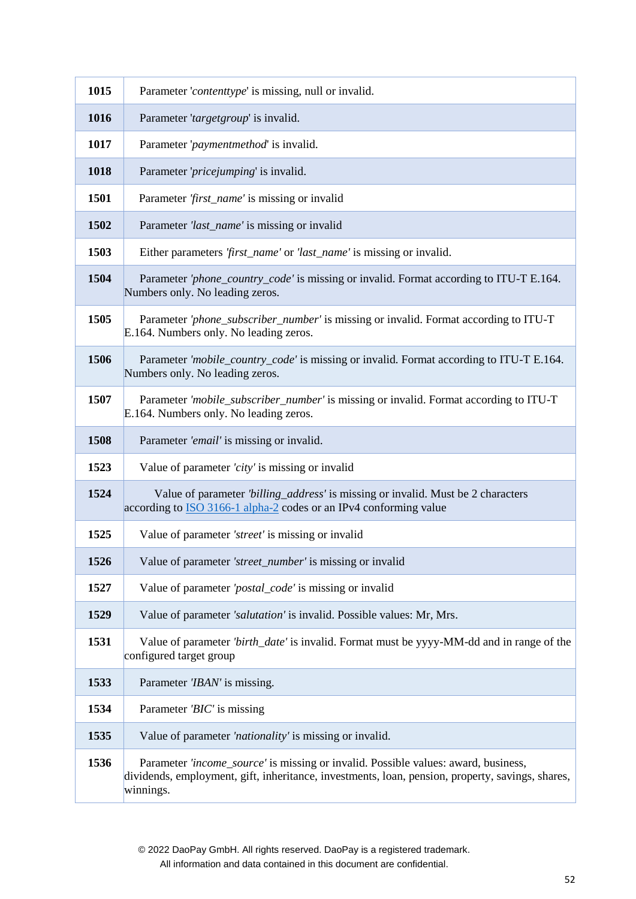| | |
|---|---|
| **1015** | Parameter '*contenttype*' is missing, null or invalid. |
| **1016** | Parameter '*targetgroup*' is invalid. |
| **1017** | Parameter '*paymentmethod*' is invalid. |
| **1018** | Parameter '*pricejumping*' is invalid. |
| **1501** | Parameter *'first_name'* is missing or invalid |
| **1502** | Parameter *'last_name'* is missing or invalid |
| **1503** | Either parameters *'first_name'* or *'last_name'* is missing or invalid. |
| **1504** | Parameter *'phone_country_code'* is missing or invalid. Format according to ITU-T E.164. Numbers only. No leading zeros. |
| **1505** | Parameter *'phone_subscriber_number'* is missing or invalid. Format according to ITU-T E.164. Numbers only. No leading zeros. |
| **1506** | Parameter *'mobile_country_code'* is missing or invalid. Format according to ITU-T E.164. Numbers only. No leading zeros. |
| **1507** | Parameter *'mobile_subscriber_number'* is missing or invalid. Format according to ITU-T E.164. Numbers only. No leading zeros. |
| **1508** | Parameter *'email'* is missing or invalid. |
| **1523** | Value of parameter *'city'* is missing or invalid |
| **1524** | Value of parameter *'billing_address'* is missing or invalid. Must be 2 characters according to ISO 3166-1 alpha-2 codes or an IPv4 conforming value |
| **1525** | Value of parameter *'street'* is missing or invalid |
| **1526** | Value of parameter *'street_number'* is missing or invalid |
| **1527** | Value of parameter *'postal_code'* is missing or invalid |
| **1529** | Value of parameter *'salutation'* is invalid. Possible values: Mr, Mrs. |
| **1531** | Value of parameter *'birth_date'* is invalid. Format must be yyyy-MM-dd and in range of the configured target group |
| **1533** | Parameter *'IBAN'* is missing. |
| **1534** | Parameter *'BIC'* is missing |
| **1535** | Value of parameter *'nationality'* is missing or invalid. |
| **1536** | Parameter *'income_source'* is missing or invalid. Possible values: award, business, dividends, employment, gift, inheritance, investments, loan, pension, property, savings, shares, winnings. |

© 2022 DaoPay GmbH. All rights reserved. DaoPay is a registered trademark.
All information and data contained in this document are confidential.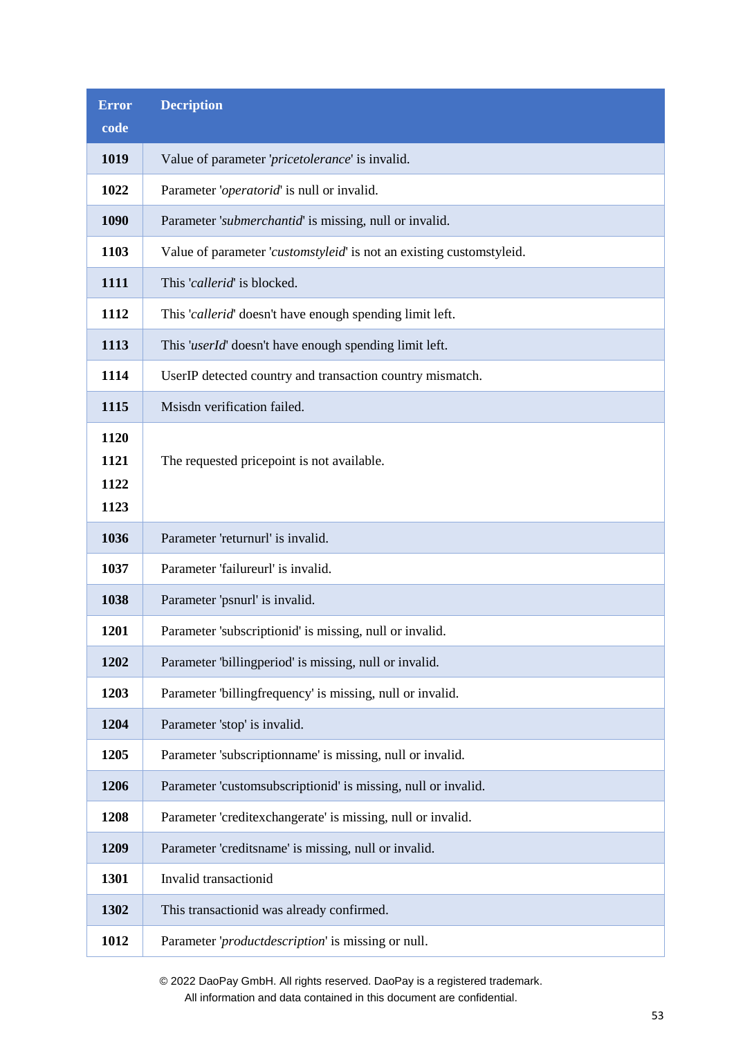| Error code | Decription |
|---|---|
| **1019** | Value of parameter '*pricetolerance*' is invalid. |
| **1022** | Parameter '*operatorid*' is null or invalid. |
| **1090** | Parameter '*submerchantid*' is missing, null or invalid. |
| **1103** | Value of parameter '*customstyleid*' is not an existing customstyleid. |
| **1111** | This '*callerid*' is blocked. |
| **1112** | This '*callerid*' doesn't have enough spending limit left. |
| **1113** | This '*userId*' doesn't have enough spending limit left. |
| **1114** | UserIP detected country and transaction country mismatch. |
| **1115** | Msisdn verification failed. |
| **1120**<br>**1121**<br>**1122**<br>**1123** | The requested pricepoint is not available. |
| **1036** | Parameter 'returnurl' is invalid. |
| **1037** | Parameter 'failureurl' is invalid. |
| **1038** | Parameter 'psnurl' is invalid. |
| **1201** | Parameter 'subscriptionid' is missing, null or invalid. |
| **1202** | Parameter 'billingperiod' is missing, null or invalid. |
| **1203** | Parameter 'billingfrequency' is missing, null or invalid. |
| **1204** | Parameter 'stop' is invalid. |
| **1205** | Parameter 'subscriptionname' is missing, null or invalid. |
| **1206** | Parameter 'customsubscriptionid' is missing, null or invalid. |
| **1208** | Parameter 'creditexchangerate' is missing, null or invalid. |
| **1209** | Parameter 'creditsname' is missing, null or invalid. |
| **1301** | Invalid transactionid |
| **1302** | This transactionid was already confirmed. |
| **1012** | Parameter '*productdescription*' is missing or null. |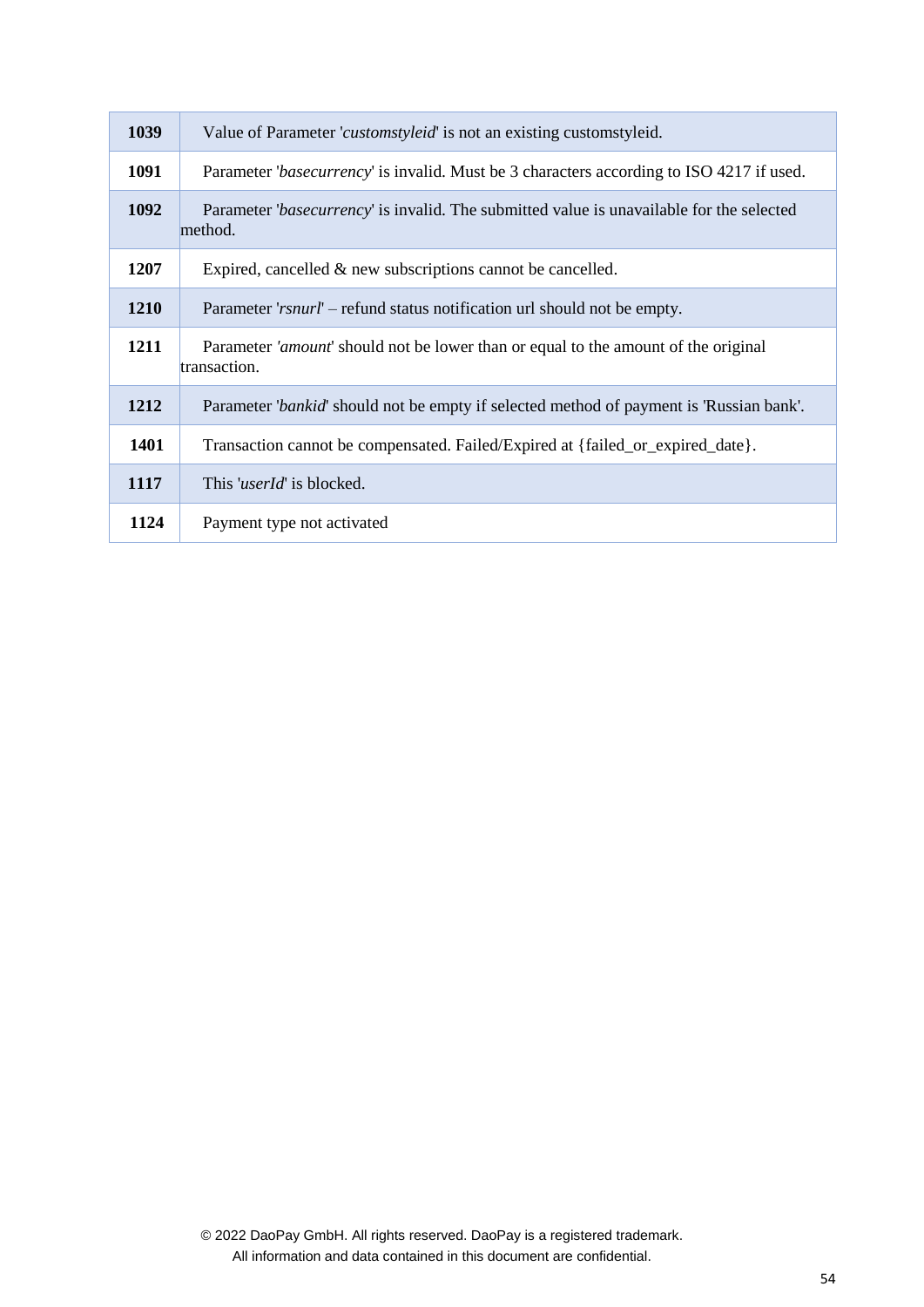| | |
|---|---|
| **1039** | Value of Parameter '*customstyleid*' is not an existing customstyleid. |
| **1091** | Parameter '*basecurrency*' is invalid. Must be 3 characters according to ISO 4217 if used. |
| **1092** | Parameter '*basecurrency*' is invalid. The submitted value is unavailable for the selected method. |
| **1207** | Expired, cancelled & new subscriptions cannot be cancelled. |
| **1210** | Parameter '*rsnurl*' – refund status notification url should not be empty. |
| **1211** | Parameter '*amount*' should not be lower than or equal to the amount of the original transaction. |
| **1212** | Parameter '*bankid*' should not be empty if selected method of payment is 'Russian bank'. |
| **1401** | Transaction cannot be compensated. Failed/Expired at {failed_or_expired_date}. |
| **1117** | This '*userId*' is blocked. |
| **1124** | Payment type not activated |

© 2022 DaoPay GmbH. All rights reserved. DaoPay is a registered trademark.
All information and data contained in this document are confidential.